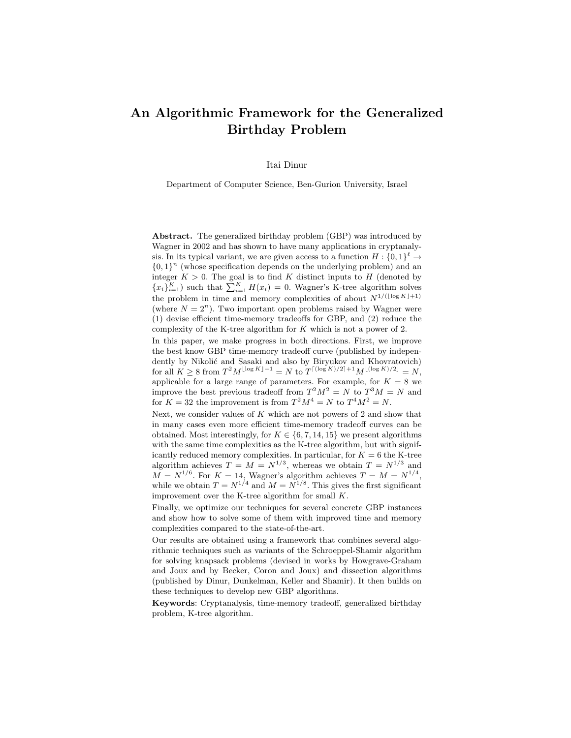# An Algorithmic Framework for the Generalized Birthday Problem

Itai Dinur

Department of Computer Science, Ben-Gurion University, Israel

**Abstract.** The generalized birthday problem (GBP) was introduced by Wagner in 2002 and has shown to have many applications in cryptanalysis. In its typical variant, we are given access to a function $H : \{0,1\}^{\ell} \to \{0,1\}^{n}$ (whose specification depends on the underlying problem) and an integer $K > 0$. The goal is to find $K$ distinct inputs to $H$ (denoted by $\{x_i\}_{i=1}^{K}$) such that $\sum_{i=1}^{K} H(x_i) = 0$. Wagner's K-tree algorithm solves the problem in time and memory complexities of about $N^{1/(\lfloor \log K \rfloor + 1)}$ (where $N = 2^n$). Two important open problems raised by Wagner were (1) devise efficient time-memory tradeoffs for GBP, and (2) reduce the complexity of the K-tree algorithm for $K$ which is not a power of 2.

In this paper, we make progress in both directions. First, we improve the best know GBP time-memory tradeoff curve (published by independently by Nikolić and Sasaki and also by Biryukov and Khovratovich) for all $K \geq 8$ from $T^2 M^{\lfloor \log K \rfloor - 1} = N$ to $T^{\lceil (\log K)/2 \rceil + 1} M^{\lfloor (\log K)/2 \rfloor} = N$, applicable for a large range of parameters. For example, for $K = 8$ we improve the best previous tradeoff from $T^2 M^2 = N$ to $T^3 M = N$ and for $K = 32$ the improvement is from $T^2 M^4 = N$ to $T^4 M^2 = N$.

Next, we consider values of $K$ which are not powers of 2 and show that in many cases even more efficient time-memory tradeoff curves can be obtained. Most interestingly, for $K \in \{6, 7, 14, 15\}$ we present algorithms with the same time complexities as the K-tree algorithm, but with significantly reduced memory complexities. In particular, for $K = 6$ the K-tree algorithm achieves $T = M = N^{1/3}$, whereas we obtain $T = N^{1/3}$ and $M = N^{1/6}$. For $K = 14$, Wagner's algorithm achieves $T = M = N^{1/4}$, while we obtain $T = N^{1/4}$ and $M = N^{1/8}$. This gives the first significant improvement over the K-tree algorithm for small $K$.

Finally, we optimize our techniques for several concrete GBP instances and show how to solve some of them with improved time and memory complexities compared to the state-of-the-art.

Our results are obtained using a framework that combines several algorithmic techniques such as variants of the Schroeppel-Shamir algorithm for solving knapsack problems (devised in works by Howgrave-Graham and Joux and by Becker, Coron and Joux) and dissection algorithms (published by Dinur, Dunkelman, Keller and Shamir). It then builds on these techniques to develop new GBP algorithms.

**Keywords**: Cryptanalysis, time-memory tradeoff, generalized birthday problem, K-tree algorithm.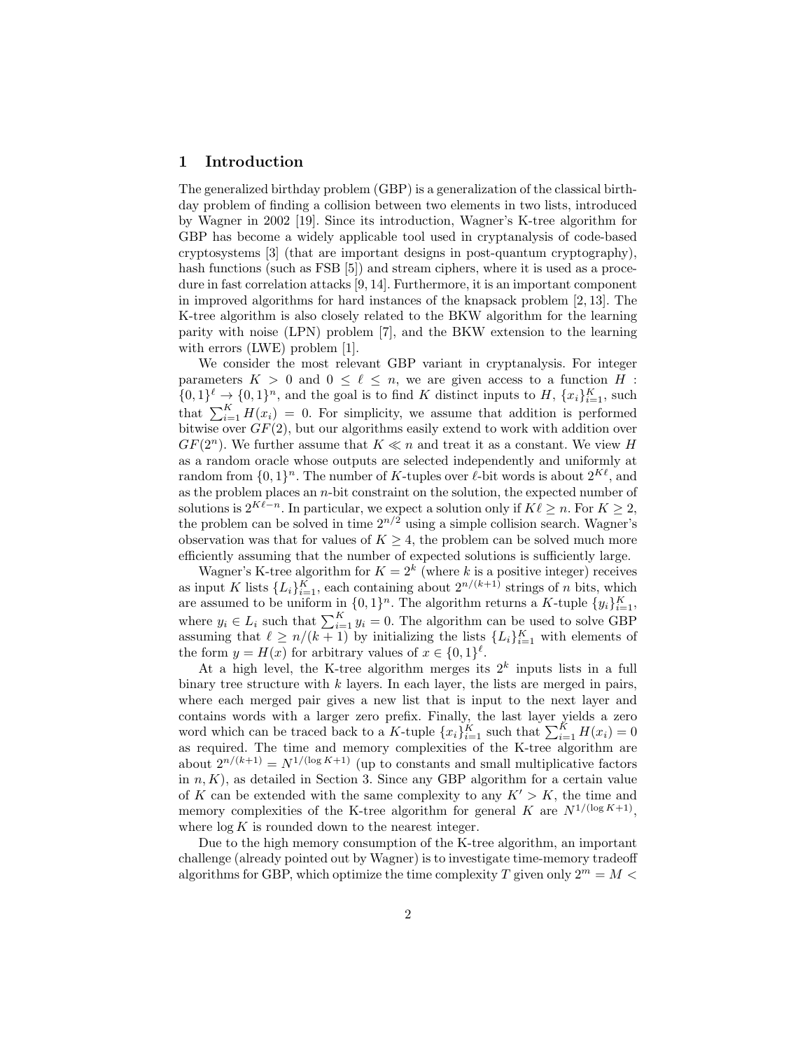## 1 Introduction

The generalized birthday problem (GBP) is a generalization of the classical birthday problem of finding a collision between two elements in two lists, introduced by Wagner in 2002 [19]. Since its introduction, Wagner's K-tree algorithm for GBP has become a widely applicable tool used in cryptanalysis of code-based cryptosystems [3] (that are important designs in post-quantum cryptography), hash functions (such as FSB [5]) and stream ciphers, where it is used as a procedure in fast correlation attacks [9, 14]. Furthermore, it is an important component in improved algorithms for hard instances of the knapsack problem [2, 13]. The K-tree algorithm is also closely related to the BKW algorithm for the learning parity with noise (LPN) problem [7], and the BKW extension to the learning with errors (LWE) problem [1].

We consider the most relevant GBP variant in cryptanalysis. For integer parameters $K > 0$ and $0 \leq \ell \leq n$, we are given access to a function $H : \{0,1\}^\ell \to \{0,1\}^n$, and the goal is to find $K$ distinct inputs to $H$, $\{x_i\}_{i=1}^K$, such that $\sum_{i=1}^K H(x_i) = 0$. For simplicity, we assume that addition is performed bitwise over $GF(2)$, but our algorithms easily extend to work with addition over $GF(2^n)$. We further assume that $K \ll n$ and treat it as a constant. We view $H$ as a random oracle whose outputs are selected independently and uniformly at random from $\{0,1\}^n$. The number of $K$-tuples over $\ell$-bit words is about $2^{K\ell}$, and as the problem places an $n$-bit constraint on the solution, the expected number of solutions is $2^{K\ell-n}$. In particular, we expect a solution only if $K\ell \geq n$. For $K \geq 2$, the problem can be solved in time $2^{n/2}$ using a simple collision search. Wagner's observation was that for values of $K \geq 4$, the problem can be solved much more efficiently assuming that the number of expected solutions is sufficiently large.

Wagner's K-tree algorithm for $K = 2^k$ (where $k$ is a positive integer) receives as input $K$ lists $\{L_i\}_{i=1}^K$, each containing about $2^{n/(k+1)}$ strings of $n$ bits, which are assumed to be uniform in $\{0,1\}^n$. The algorithm returns a $K$-tuple $\{y_i\}_{i=1}^K$, where $y_i \in L_i$ such that $\sum_{i=1}^K y_i = 0$. The algorithm can be used to solve GBP assuming that $\ell \geq n/(k+1)$ by initializing the lists $\{L_i\}_{i=1}^K$ with elements of the form $y = H(x)$ for arbitrary values of $x \in \{0,1\}^\ell$.

At a high level, the K-tree algorithm merges its $2^k$ inputs lists in a full binary tree structure with $k$ layers. In each layer, the lists are merged in pairs, where each merged pair gives a new list that is input to the next layer and contains words with a larger zero prefix. Finally, the last layer yields a zero word which can be traced back to a $K$-tuple $\{x_i\}_{i=1}^K$ such that $\sum_{i=1}^K H(x_i) = 0$ as required. The time and memory complexities of the K-tree algorithm are about $2^{n/(k+1)} = N^{1/(\log K+1)}$ (up to constants and small multiplicative factors in $n, K$), as detailed in Section 3. Since any GBP algorithm for a certain value of $K$ can be extended with the same complexity to any $K' > K$, the time and memory complexities of the K-tree algorithm for general $K$ are $N^{1/(\log K+1)}$, where $\log K$ is rounded down to the nearest integer.

Due to the high memory consumption of the K-tree algorithm, an important challenge (already pointed out by Wagner) is to investigate time-memory tradeoff algorithms for GBP, which optimize the time complexity $T$ given only $2^m = M <$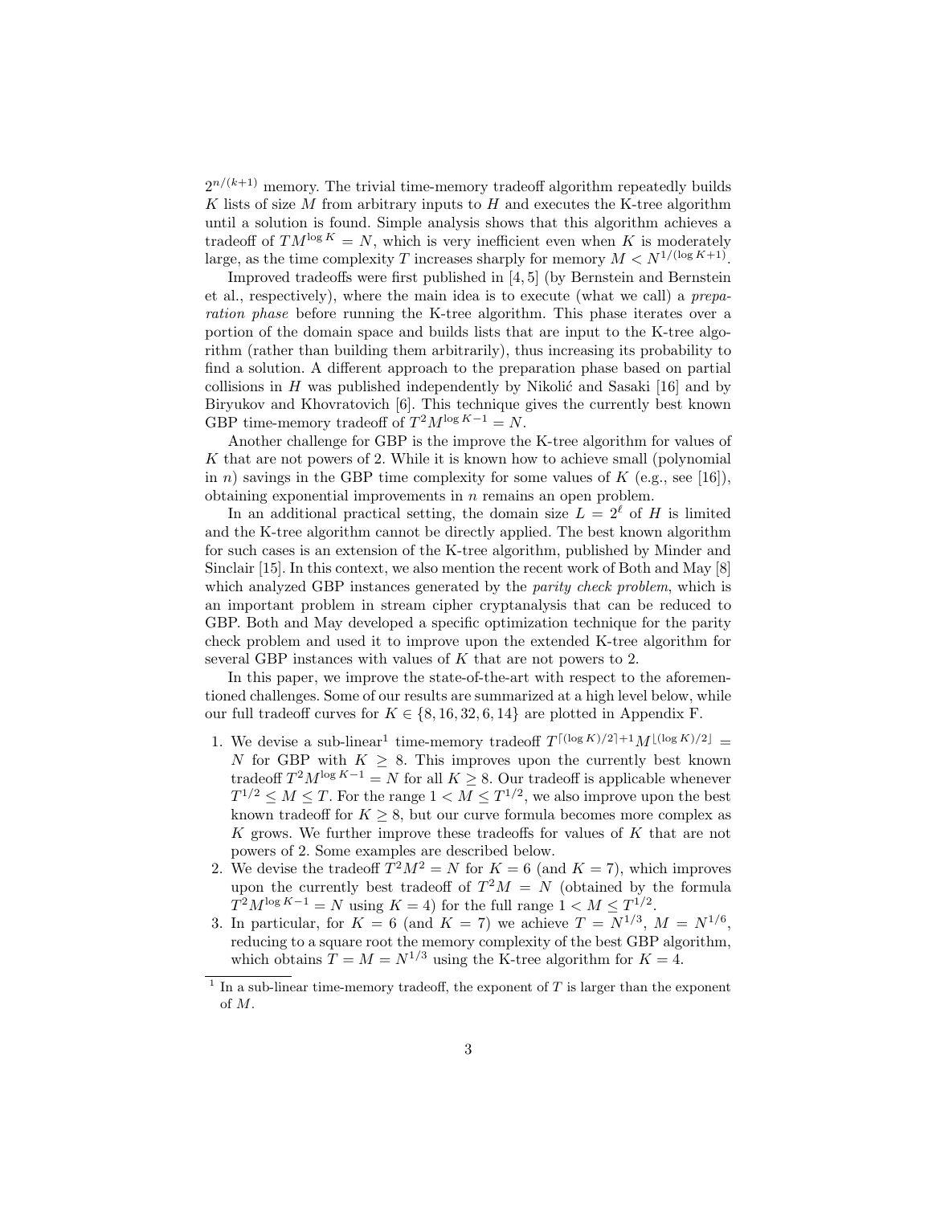$2^{n/(k+1)}$ memory. The trivial time-memory tradeoff algorithm repeatedly builds $K$ lists of size $M$ from arbitrary inputs to $H$ and executes the K-tree algorithm until a solution is found. Simple analysis shows that this algorithm achieves a tradeoff of $TM^{\log K} = N$, which is very inefficient even when $K$ is moderately large, as the time complexity $T$ increases sharply for memory $M < N^{1/(\log K+1)}$.

Improved tradeoffs were first published in [4, 5] (by Bernstein and Bernstein et al., respectively), where the main idea is to execute (what we call) a *preparation phase* before running the K-tree algorithm. This phase iterates over a portion of the domain space and builds lists that are input to the K-tree algorithm (rather than building them arbitrarily), thus increasing its probability to find a solution. A different approach to the preparation phase based on partial collisions in $H$ was published independently by Nikolić and Sasaki [16] and by Biryukov and Khovratovich [6]. This technique gives the currently best known GBP time-memory tradeoff of $T^2M^{\log K-1} = N$.

Another challenge for GBP is the improve the K-tree algorithm for values of $K$ that are not powers of 2. While it is known how to achieve small (polynomial in $n$) savings in the GBP time complexity for some values of $K$ (e.g., see [16]), obtaining exponential improvements in $n$ remains an open problem.

In an additional practical setting, the domain size $L = 2^{\ell}$ of $H$ is limited and the K-tree algorithm cannot be directly applied. The best known algorithm for such cases is an extension of the K-tree algorithm, published by Minder and Sinclair [15]. In this context, we also mention the recent work of Both and May [8] which analyzed GBP instances generated by the *parity check problem*, which is an important problem in stream cipher cryptanalysis that can be reduced to GBP. Both and May developed a specific optimization technique for the parity check problem and used it to improve upon the extended K-tree algorithm for several GBP instances with values of $K$ that are not powers to 2.

In this paper, we improve the state-of-the-art with respect to the aforementioned challenges. Some of our results are summarized at a high level below, while our full tradeoff curves for $K \in \{8, 16, 32, 6, 14\}$ are plotted in Appendix F.

1. We devise a sub-linear[1] time-memory tradeoff $T^{\lceil (\log K)/2 \rceil+1}M^{\lfloor (\log K)/2 \rfloor} = N$ for GBP with $K \geq 8$. This improves upon the currently best known tradeoff $T^2M^{\log K-1} = N$ for all $K \geq 8$. Our tradeoff is applicable whenever $T^{1/2} \leq M \leq T$. For the range $1 < M \leq T^{1/2}$, we also improve upon the best known tradeoff for $K \geq 8$, but our curve formula becomes more complex as $K$ grows. We further improve these tradeoffs for values of $K$ that are not powers of 2. Some examples are described below.
2. We devise the tradeoff $T^2M^2 = N$ for $K = 6$ (and $K = 7$), which improves upon the currently best tradeoff of $T^2M = N$ (obtained by the formula $T^2M^{\log K-1} = N$ using $K = 4$) for the full range $1 < M \leq T^{1/2}$.
3. In particular, for $K = 6$ (and $K = 7$) we achieve $T = N^{1/3}$, $M = N^{1/6}$, reducing to a square root the memory complexity of the best GBP algorithm, which obtains $T = M = N^{1/3}$ using the K-tree algorithm for $K = 4$.

[1] In a sub-linear time-memory tradeoff, the exponent of $T$ is larger than the exponent of $M$.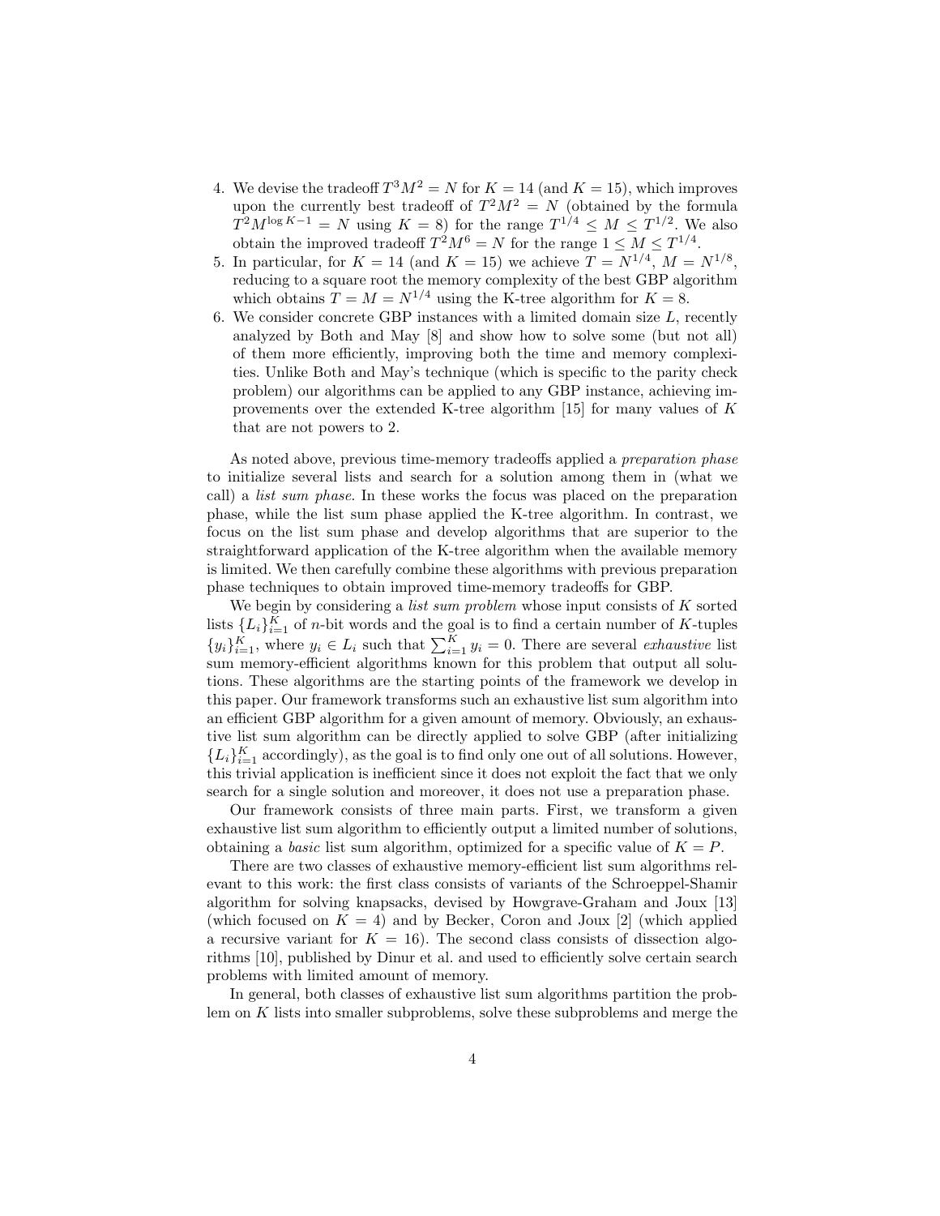4. We devise the tradeoff $T^3M^2 = N$ for $K = 14$ (and $K = 15$), which improves upon the currently best tradeoff of $T^2M^2 = N$ (obtained by the formula $T^2M^{\log K-1} = N$ using $K = 8$) for the range $T^{1/4} \leq M \leq T^{1/2}$. We also obtain the improved tradeoff $T^2M^6 = N$ for the range $1 \leq M \leq T^{1/4}$.
5. In particular, for $K = 14$ (and $K = 15$) we achieve $T = N^{1/4}$, $M = N^{1/8}$, reducing to a square root the memory complexity of the best GBP algorithm which obtains $T = M = N^{1/4}$ using the K-tree algorithm for $K = 8$.
6. We consider concrete GBP instances with a limited domain size $L$, recently analyzed by Both and May [8] and show how to solve some (but not all) of them more efficiently, improving both the time and memory complexities. Unlike Both and May's technique (which is specific to the parity check problem) our algorithms can be applied to any GBP instance, achieving improvements over the extended K-tree algorithm [15] for many values of $K$ that are not powers to 2.

As noted above, previous time-memory tradeoffs applied a *preparation phase* to initialize several lists and search for a solution among them in (what we call) a *list sum phase*. In these works the focus was placed on the preparation phase, while the list sum phase applied the K-tree algorithm. In contrast, we focus on the list sum phase and develop algorithms that are superior to the straightforward application of the K-tree algorithm when the available memory is limited. We then carefully combine these algorithms with previous preparation phase techniques to obtain improved time-memory tradeoffs for GBP.

We begin by considering a *list sum problem* whose input consists of $K$ sorted lists $\{L_i\}_{i=1}^{K}$ of $n$-bit words and the goal is to find a certain number of $K$-tuples $\{y_i\}_{i=1}^{K}$, where $y_i \in L_i$ such that $\sum_{i=1}^{K} y_i = 0$. There are several *exhaustive* list sum memory-efficient algorithms known for this problem that output all solutions. These algorithms are the starting points of the framework we develop in this paper. Our framework transforms such an exhaustive list sum algorithm into an efficient GBP algorithm for a given amount of memory. Obviously, an exhaustive list sum algorithm can be directly applied to solve GBP (after initializing $\{L_i\}_{i=1}^{K}$ accordingly), as the goal is to find only one out of all solutions. However, this trivial application is inefficient since it does not exploit the fact that we only search for a single solution and moreover, it does not use a preparation phase.

Our framework consists of three main parts. First, we transform a given exhaustive list sum algorithm to efficiently output a limited number of solutions, obtaining a *basic* list sum algorithm, optimized for a specific value of $K = P$.

There are two classes of exhaustive memory-efficient list sum algorithms relevant to this work: the first class consists of variants of the Schroeppel-Shamir algorithm for solving knapsacks, devised by Howgrave-Graham and Joux [13] (which focused on $K = 4$) and by Becker, Coron and Joux [2] (which applied a recursive variant for $K = 16$). The second class consists of dissection algorithms [10], published by Dinur et al. and used to efficiently solve certain search problems with limited amount of memory.

In general, both classes of exhaustive list sum algorithms partition the problem on $K$ lists into smaller subproblems, solve these subproblems and merge the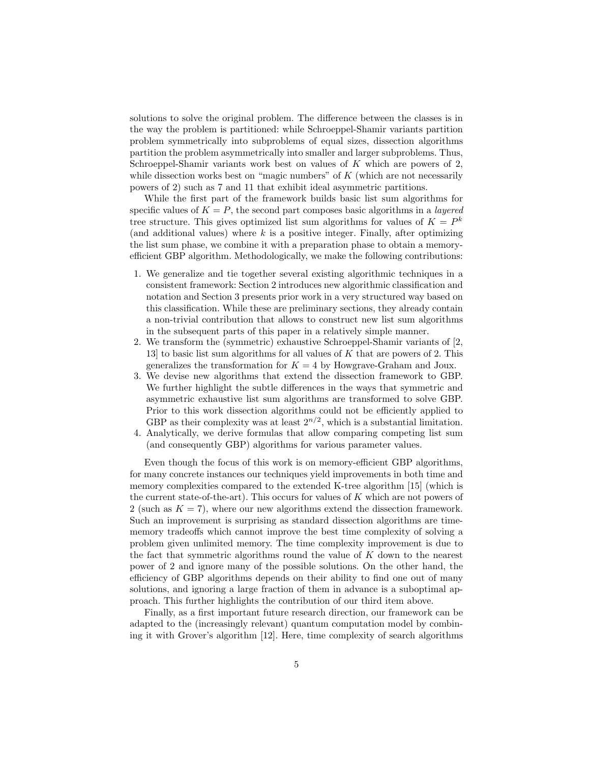solutions to solve the original problem. The difference between the classes is in the way the problem is partitioned: while Schroeppel-Shamir variants partition problem symmetrically into subproblems of equal sizes, dissection algorithms partition the problem asymmetrically into smaller and larger subproblems. Thus, Schroeppel-Shamir variants work best on values of $K$ which are powers of 2, while dissection works best on "magic numbers" of $K$ (which are not necessarily powers of 2) such as 7 and 11 that exhibit ideal asymmetric partitions.

While the first part of the framework builds basic list sum algorithms for specific values of $K = P$, the second part composes basic algorithms in a *layered* tree structure. This gives optimized list sum algorithms for values of $K = P^k$ (and additional values) where $k$ is a positive integer. Finally, after optimizing the list sum phase, we combine it with a preparation phase to obtain a memory-efficient GBP algorithm. Methodologically, we make the following contributions:

1. We generalize and tie together several existing algorithmic techniques in a consistent framework: Section 2 introduces new algorithmic classification and notation and Section 3 presents prior work in a very structured way based on this classification. While these are preliminary sections, they already contain a non-trivial contribution that allows to construct new list sum algorithms in the subsequent parts of this paper in a relatively simple manner.
2. We transform the (symmetric) exhaustive Schroeppel-Shamir variants of [2, 13] to basic list sum algorithms for all values of $K$ that are powers of 2. This generalizes the transformation for $K = 4$ by Howgrave-Graham and Joux.
3. We devise new algorithms that extend the dissection framework to GBP. We further highlight the subtle differences in the ways that symmetric and asymmetric exhaustive list sum algorithms are transformed to solve GBP. Prior to this work dissection algorithms could not be efficiently applied to GBP as their complexity was at least $2^{n/2}$, which is a substantial limitation.
4. Analytically, we derive formulas that allow comparing competing list sum (and consequently GBP) algorithms for various parameter values.

Even though the focus of this work is on memory-efficient GBP algorithms, for many concrete instances our techniques yield improvements in both time and memory complexities compared to the extended K-tree algorithm [15] (which is the current state-of-the-art). This occurs for values of $K$ which are not powers of 2 (such as $K = 7$), where our new algorithms extend the dissection framework. Such an improvement is surprising as standard dissection algorithms are time-memory tradeoffs which cannot improve the best time complexity of solving a problem given unlimited memory. The time complexity improvement is due to the fact that symmetric algorithms round the value of $K$ down to the nearest power of 2 and ignore many of the possible solutions. On the other hand, the efficiency of GBP algorithms depends on their ability to find one out of many solutions, and ignoring a large fraction of them in advance is a suboptimal approach. This further highlights the contribution of our third item above.

Finally, as a first important future research direction, our framework can be adapted to the (increasingly relevant) quantum computation model by combining it with Grover's algorithm [12]. Here, time complexity of search algorithms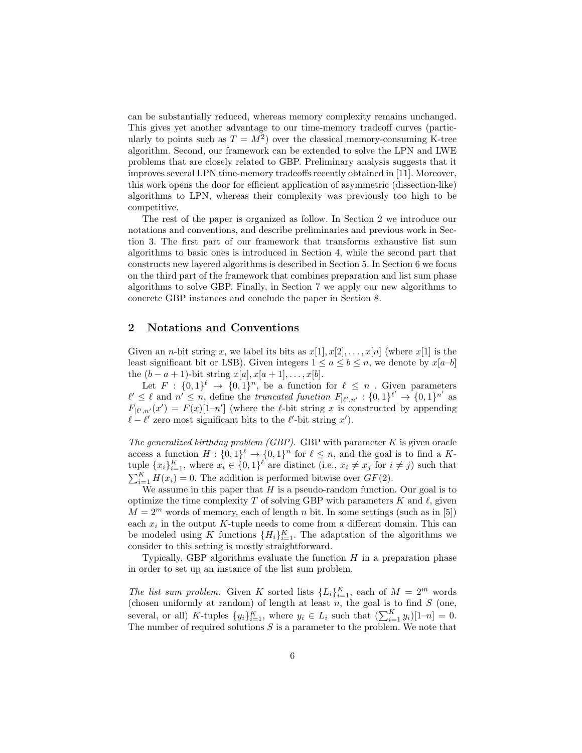can be substantially reduced, whereas memory complexity remains unchanged. This gives yet another advantage to our time-memory tradeoff curves (particularly to points such as $T = M^2$) over the classical memory-consuming K-tree algorithm. Second, our framework can be extended to solve the LPN and LWE problems that are closely related to GBP. Preliminary analysis suggests that it improves several LPN time-memory tradeoffs recently obtained in [11]. Moreover, this work opens the door for efficient application of asymmetric (dissection-like) algorithms to LPN, whereas their complexity was previously too high to be competitive.

The rest of the paper is organized as follow. In Section 2 we introduce our notations and conventions, and describe preliminaries and previous work in Section 3. The first part of our framework that transforms exhaustive list sum algorithms to basic ones is introduced in Section 4, while the second part that constructs new layered algorithms is described in Section 5. In Section 6 we focus on the third part of the framework that combines preparation and list sum phase algorithms to solve GBP. Finally, in Section 7 we apply our new algorithms to concrete GBP instances and conclude the paper in Section 8.

## 2 Notations and Conventions

Given an $n$-bit string $x$, we label its bits as $x[1], x[2], \ldots, x[n]$ (where $x[1]$ is the least significant bit or LSB). Given integers $1 \leq a \leq b \leq n$, we denote by $x[a–b]$ the $(b-a+1)$-bit string $x[a], x[a+1], \ldots, x[b]$.

Let $F : \{0,1\}^{\ell} \rightarrow \{0,1\}^n$, be a function for $\ell \leq n$ . Given parameters $\ell' \leq \ell$ and $n' \leq n$, define the *truncated function* $F_{|\ell',n'} : \{0,1\}^{\ell'} \rightarrow \{0,1\}^{n'}$ as $F_{|\ell',n'}(x') = F(x)[1–n']$ (where the $\ell$-bit string $x$ is constructed by appending $\ell - \ell'$ zero most significant bits to the $\ell'$-bit string $x'$).

*The generalized birthday problem (GBP).* GBP with parameter $K$ is given oracle access a function $H : \{0,1\}^{\ell} \rightarrow \{0,1\}^n$ for $\ell \leq n$, and the goal is to find a $K$-tuple $\{x_i\}_{i=1}^{K}$, where $x_i \in \{0,1\}^{\ell}$ are distinct (i.e., $x_i \neq x_j$ for $i \neq j$) such that $\sum_{i=1}^{K} H(x_i) = 0$. The addition is performed bitwise over $GF(2)$.

We assume in this paper that $H$ is a pseudo-random function. Our goal is to optimize the time complexity $T$ of solving GBP with parameters $K$ and $\ell$, given $M = 2^m$ words of memory, each of length $n$ bit. In some settings (such as in [5]) each $x_i$ in the output $K$-tuple needs to come from a different domain. This can be modeled using $K$ functions $\{H_i\}_{i=1}^{K}$. The adaptation of the algorithms we consider to this setting is mostly straightforward.

Typically, GBP algorithms evaluate the function $H$ in a preparation phase in order to set up an instance of the list sum problem.

*The list sum problem.* Given $K$ sorted lists $\{L_i\}_{i=1}^{K}$, each of $M = 2^m$ words (chosen uniformly at random) of length at least $n$, the goal is to find $S$ (one, several, or all) $K$-tuples $\{y_i\}_{i=1}^{K}$, where $y_i \in L_i$ such that $(\sum_{i=1}^{K} y_i)[1–n] = 0$. The number of required solutions $S$ is a parameter to the problem. We note that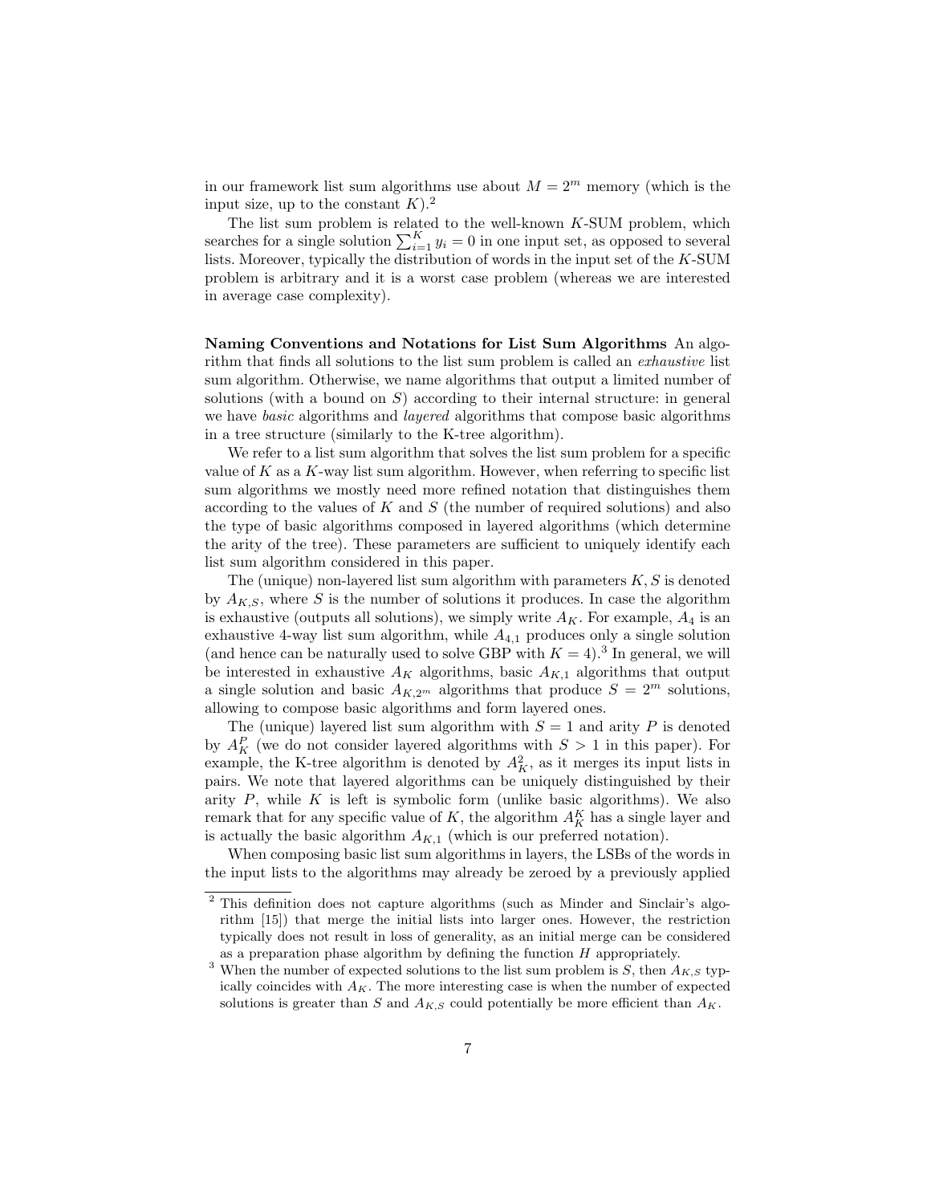in our framework list sum algorithms use about $M = 2^m$ memory (which is the input size, up to the constant $K$).[2]

The list sum problem is related to the well-known $K$-SUM problem, which searches for a single solution $\sum_{i=1}^{K} y_i = 0$ in one input set, as opposed to several lists. Moreover, typically the distribution of words in the input set of the $K$-SUM problem is arbitrary and it is a worst case problem (whereas we are interested in average case complexity).

**Naming Conventions and Notations for List Sum Algorithms** An algorithm that finds all solutions to the list sum problem is called an *exhaustive* list sum algorithm. Otherwise, we name algorithms that output a limited number of solutions (with a bound on $S$) according to their internal structure: in general we have *basic* algorithms and *layered* algorithms that compose basic algorithms in a tree structure (similarly to the K-tree algorithm).

We refer to a list sum algorithm that solves the list sum problem for a specific value of $K$ as a $K$-way list sum algorithm. However, when referring to specific list sum algorithms we mostly need more refined notation that distinguishes them according to the values of $K$ and $S$ (the number of required solutions) and also the type of basic algorithms composed in layered algorithms (which determine the arity of the tree). These parameters are sufficient to uniquely identify each list sum algorithm considered in this paper.

The (unique) non-layered list sum algorithm with parameters $K, S$ is denoted by $A_{K,S}$, where $S$ is the number of solutions it produces. In case the algorithm is exhaustive (outputs all solutions), we simply write $A_K$. For example, $A_4$ is an exhaustive 4-way list sum algorithm, while $A_{4,1}$ produces only a single solution (and hence can be naturally used to solve GBP with $K = 4$).[3] In general, we will be interested in exhaustive $A_K$ algorithms, basic $A_{K,1}$ algorithms that output a single solution and basic $A_{K,2^m}$ algorithms that produce $S = 2^m$ solutions, allowing to compose basic algorithms and form layered ones.

The (unique) layered list sum algorithm with $S = 1$ and arity $P$ is denoted by $A_K^P$ (we do not consider layered algorithms with $S > 1$ in this paper). For example, the K-tree algorithm is denoted by $A_K^2$, as it merges its input lists in pairs. We note that layered algorithms can be uniquely distinguished by their arity $P$, while $K$ is left is symbolic form (unlike basic algorithms). We also remark that for any specific value of $K$, the algorithm $A_K^K$ has a single layer and is actually the basic algorithm $A_{K,1}$ (which is our preferred notation).

When composing basic list sum algorithms in layers, the LSBs of the words in the input lists to the algorithms may already be zeroed by a previously applied

[2] This definition does not capture algorithms (such as Minder and Sinclair's algorithm [15]) that merge the initial lists into larger ones. However, the restriction typically does not result in loss of generality, as an initial merge can be considered as a preparation phase algorithm by defining the function $H$ appropriately.

[3] When the number of expected solutions to the list sum problem is $S$, then $A_{K,S}$ typically coincides with $A_K$. The more interesting case is when the number of expected solutions is greater than $S$ and $A_{K,S}$ could potentially be more efficient than $A_K$.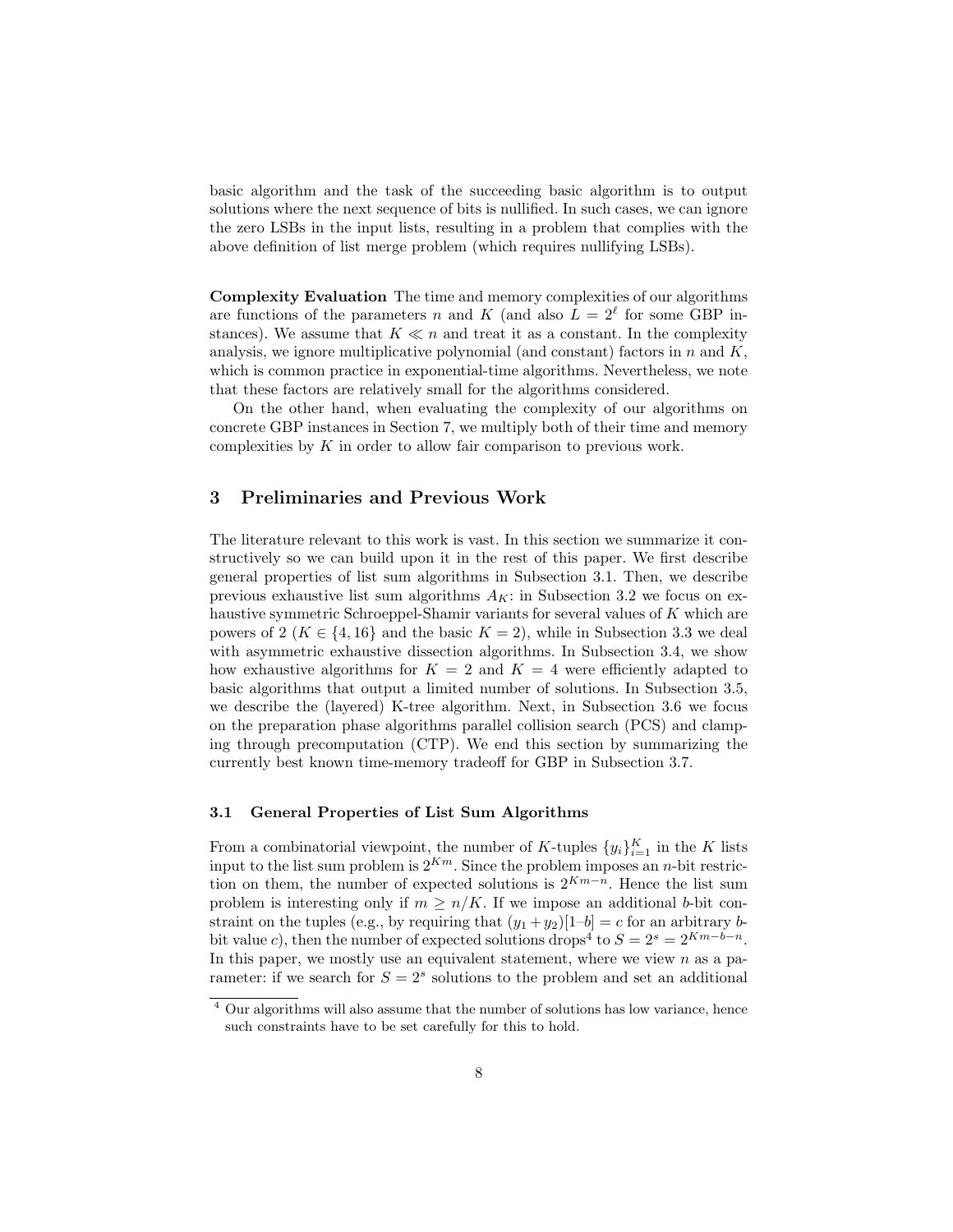basic algorithm and the task of the succeeding basic algorithm is to output solutions where the next sequence of bits is nullified. In such cases, we can ignore the zero LSBs in the input lists, resulting in a problem that complies with the above definition of list merge problem (which requires nullifying LSBs).

**Complexity Evaluation** The time and memory complexities of our algorithms are functions of the parameters $n$ and $K$ (and also $L = 2^{\ell}$ for some GBP instances). We assume that $K \ll n$ and treat it as a constant. In the complexity analysis, we ignore multiplicative polynomial (and constant) factors in $n$ and $K$, which is common practice in exponential-time algorithms. Nevertheless, we note that these factors are relatively small for the algorithms considered.

On the other hand, when evaluating the complexity of our algorithms on concrete GBP instances in Section 7, we multiply both of their time and memory complexities by $K$ in order to allow fair comparison to previous work.

## 3 Preliminaries and Previous Work

The literature relevant to this work is vast. In this section we summarize it constructively so we can build upon it in the rest of this paper. We first describe general properties of list sum algorithms in Subsection 3.1. Then, we describe previous exhaustive list sum algorithms $A_K$: in Subsection 3.2 we focus on exhaustive symmetric Schroeppel-Shamir variants for several values of $K$ which are powers of 2 ($K \in \{4, 16\}$ and the basic $K = 2$), while in Subsection 3.3 we deal with asymmetric exhaustive dissection algorithms. In Subsection 3.4, we show how exhaustive algorithms for $K = 2$ and $K = 4$ were efficiently adapted to basic algorithms that output a limited number of solutions. In Subsection 3.5, we describe the (layered) K-tree algorithm. Next, in Subsection 3.6 we focus on the preparation phase algorithms parallel collision search (PCS) and clamping through precomputation (CTP). We end this section by summarizing the currently best known time-memory tradeoff for GBP in Subsection 3.7.

### 3.1 General Properties of List Sum Algorithms

From a combinatorial viewpoint, the number of $K$-tuples $\{y_i\}_{i=1}^{K}$ in the $K$ lists input to the list sum problem is $2^{Km}$. Since the problem imposes an $n$-bit restriction on them, the number of expected solutions is $2^{Km-n}$. Hence the list sum problem is interesting only if $m \geq n/K$. If we impose an additional $b$-bit constraint on the tuples (e.g., by requiring that $(y_1 + y_2)[1\text{–}b] = c$ for an arbitrary $b$-bit value $c$), then the number of expected solutions drops[4] to $S = 2^s = 2^{Km-b-n}$. In this paper, we mostly use an equivalent statement, where we view $n$ as a parameter: if we search for $S = 2^s$ solutions to the problem and set an additional

[4] Our algorithms will also assume that the number of solutions has low variance, hence such constraints have to be set carefully for this to hold.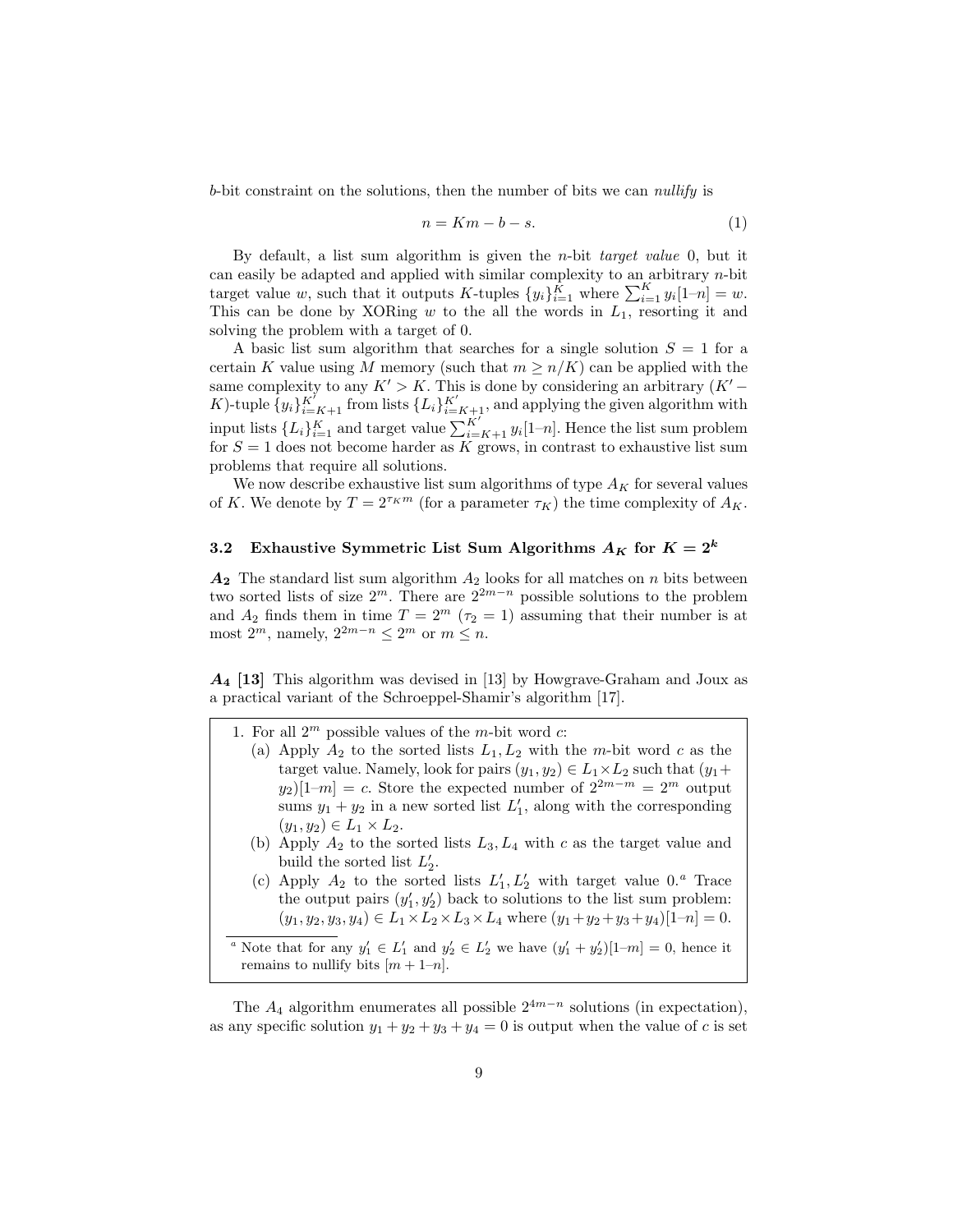$b$-bit constraint on the solutions, then the number of bits we can *nullify* is

$$n = Km - b - s. \tag{1}$$

By default, a list sum algorithm is given the $n$-bit *target value* 0, but it can easily be adapted and applied with similar complexity to an arbitrary $n$-bit target value $w$, such that it outputs $K$-tuples $\{y_i\}_{i=1}^{K}$ where $\sum_{i=1}^{K} y_i[1\text{–}n] = w$. This can be done by XORing $w$ to the all the words in $L_1$, resorting it and solving the problem with a target of 0.

A basic list sum algorithm that searches for a single solution $S = 1$ for a certain $K$ value using $M$ memory (such that $m \geq n/K$) can be applied with the same complexity to any $K' > K$. This is done by considering an arbitrary $(K' - K)$-tuple $\{y_i\}_{i=K+1}^{K'}$ from lists $\{L_i\}_{i=K+1}^{K'}$, and applying the given algorithm with input lists $\{L_i\}_{i=1}^{K}$ and target value $\sum_{i=K+1}^{K'} y_i[1\text{–}n]$. Hence the list sum problem for $S = 1$ does not become harder as $K$ grows, in contrast to exhaustive list sum problems that require all solutions.

We now describe exhaustive list sum algorithms of type $A_K$ for several values of $K$. We denote by $T = 2^{\tau_K m}$ (for a parameter $\tau_K$) the time complexity of $A_K$.

### 3.2 Exhaustive Symmetric List Sum Algorithms $A_K$ for $K = 2^k$

***$A_2$*** The standard list sum algorithm $A_2$ looks for all matches on $n$ bits between two sorted lists of size $2^m$. There are $2^{2m-n}$ possible solutions to the problem and $A_2$ finds them in time $T = 2^m$ ($\tau_2 = 1$) assuming that their number is at most $2^m$, namely, $2^{2m-n} \leq 2^m$ or $m \leq n$.

***$A_4$* [13]** This algorithm was devised in [13] by Howgrave-Graham and Joux as a practical variant of the Schroeppel-Shamir's algorithm [17].

1. For all $2^m$ possible values of the $m$-bit word $c$:
   (a) Apply $A_2$ to the sorted lists $L_1, L_2$ with the $m$-bit word $c$ as the target value. Namely, look for pairs $(y_1, y_2) \in L_1 \times L_2$ such that $(y_1 + y_2)[1\text{–}m] = c$. Store the expected number of $2^{2m-m} = 2^m$ output sums $y_1 + y_2$ in a new sorted list $L_1'$, along with the corresponding $(y_1, y_2) \in L_1 \times L_2$.
   (b) Apply $A_2$ to the sorted lists $L_3, L_4$ with $c$ as the target value and build the sorted list $L_2'$.
   (c) Apply $A_2$ to the sorted lists $L_1', L_2'$ with target value 0.[a] Trace the output pairs $(y_1', y_2')$ back to solutions to the list sum problem: $(y_1, y_2, y_3, y_4) \in L_1 \times L_2 \times L_3 \times L_4$ where $(y_1 + y_2 + y_3 + y_4)[1\text{–}n] = 0$.

[a] Note that for any $y_1' \in L_1'$ and $y_2' \in L_2'$ we have $(y_1' + y_2')[1\text{–}m] = 0$, hence it remains to nullify bits $[m + 1\text{–}n]$.

The $A_4$ algorithm enumerates all possible $2^{4m-n}$ solutions (in expectation), as any specific solution $y_1 + y_2 + y_3 + y_4 = 0$ is output when the value of $c$ is set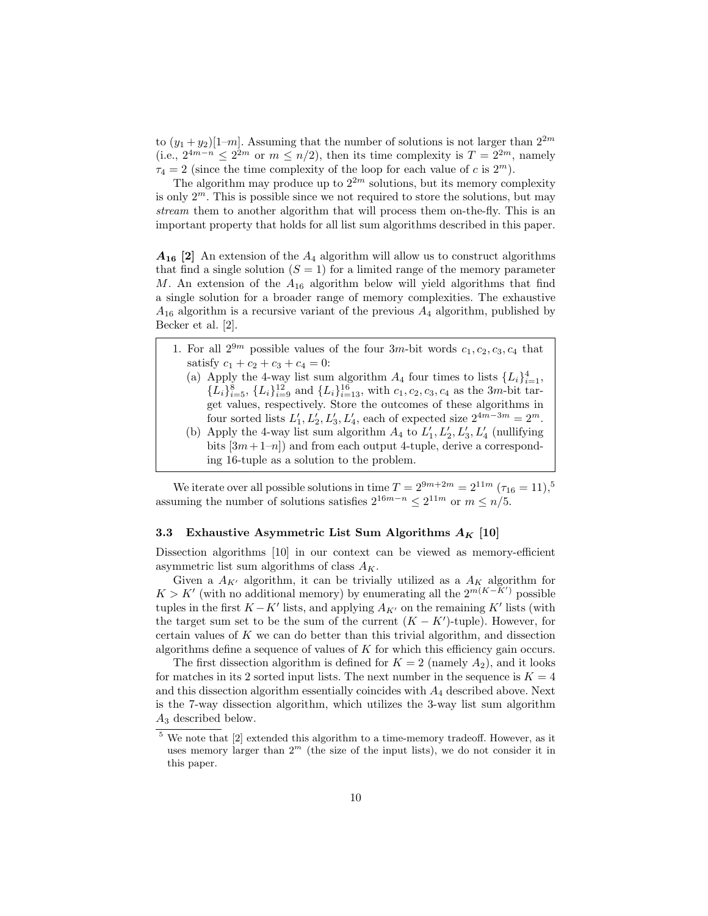to $(y_1 + y_2)[1\text{–}m]$. Assuming that the number of solutions is not larger than $2^{2m}$ (i.e., $2^{4m-n} \leq 2^{2m}$ or $m \leq n/2$), then its time complexity is $T = 2^{2m}$, namely $\tau_4 = 2$ (since the time complexity of the loop for each value of $c$ is $2^m$).

The algorithm may produce up to $2^{2m}$ solutions, but its memory complexity is only $2^m$. This is possible since we not required to store the solutions, but may *stream* them to another algorithm that will process them on-the-fly. This is an important property that holds for all list sum algorithms described in this paper.

**$A_{16}$ [2]** An extension of the $A_4$ algorithm will allow us to construct algorithms that find a single solution ($S = 1$) for a limited range of the memory parameter $M$. An extension of the $A_{16}$ algorithm below will yield algorithms that find a single solution for a broader range of memory complexities. The exhaustive $A_{16}$ algorithm is a recursive variant of the previous $A_4$ algorithm, published by Becker et al. [2].

1. For all $2^{9m}$ possible values of the four $3m$-bit words $c_1, c_2, c_3, c_4$ that satisfy $c_1 + c_2 + c_3 + c_4 = 0$:
   - (a) Apply the 4-way list sum algorithm $A_4$ four times to lists $\{L_i\}_{i=1}^{4}$, $\{L_i\}_{i=5}^{8}$, $\{L_i\}_{i=9}^{12}$ and $\{L_i\}_{i=13}^{16}$, with $c_1, c_2, c_3, c_4$ as the $3m$-bit target values, respectively. Store the outcomes of these algorithms in four sorted lists $L'_1, L'_2, L'_3, L'_4$, each of expected size $2^{4m-3m} = 2^m$.
   - (b) Apply the 4-way list sum algorithm $A_4$ to $L'_1, L'_2, L'_3, L'_4$ (nullifying bits $[3m+1\text{–}n]$) and from each output 4-tuple, derive a corresponding 16-tuple as a solution to the problem.

We iterate over all possible solutions in time $T = 2^{9m+2m} = 2^{11m}$ ($\tau_{16} = 11$),[5] assuming the number of solutions satisfies $2^{16m-n} \leq 2^{11m}$ or $m \leq n/5$.

### 3.3 Exhaustive Asymmetric List Sum Algorithms $A_K$ [10]

Dissection algorithms [10] in our context can be viewed as memory-efficient asymmetric list sum algorithms of class $A_K$.

Given a $A_{K'}$ algorithm, it can be trivially utilized as a $A_K$ algorithm for $K > K'$ (with no additional memory) by enumerating all the $2^{m(K-K')}$ possible tuples in the first $K - K'$ lists, and applying $A_{K'}$ on the remaining $K'$ lists (with the target sum set to be the sum of the current $(K - K')$-tuple). However, for certain values of $K$ we can do better than this trivial algorithm, and dissection algorithms define a sequence of values of $K$ for which this efficiency gain occurs.

The first dissection algorithm is defined for $K = 2$ (namely $A_2$), and it looks for matches in its 2 sorted input lists. The next number in the sequence is $K = 4$ and this dissection algorithm essentially coincides with $A_4$ described above. Next is the 7-way dissection algorithm, which utilizes the 3-way list sum algorithm $A_3$ described below.

[5] We note that [2] extended this algorithm to a time-memory tradeoff. However, as it uses memory larger than $2^m$ (the size of the input lists), we do not consider it in this paper.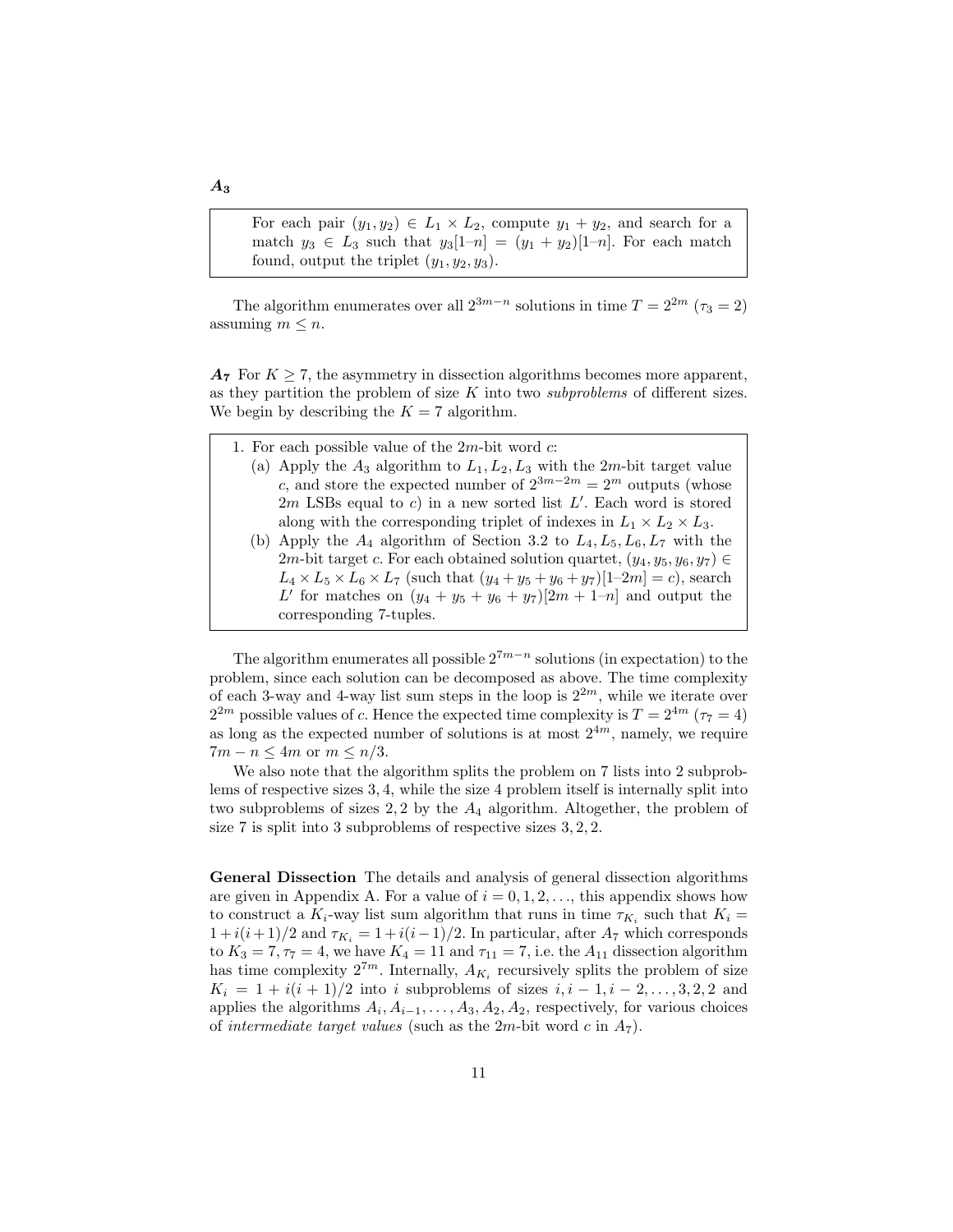***$A_3$***

> For each pair $(y_1, y_2) \in L_1 \times L_2$, compute $y_1 + y_2$, and search for a match $y_3 \in L_3$ such that $y_3[1–n] = (y_1 + y_2)[1–n]$. For each match found, output the triplet $(y_1, y_2, y_3)$.

The algorithm enumerates over all $2^{3m-n}$ solutions in time $T = 2^{2m}$ ($\tau_3 = 2$) assuming $m \leq n$.

***$A_7$*** For $K \geq 7$, the asymmetry in dissection algorithms becomes more apparent, as they partition the problem of size $K$ into two *subproblems* of different sizes. We begin by describing the $K = 7$ algorithm.

> 1. For each possible value of the $2m$-bit word $c$:
>    (a) Apply the $A_3$ algorithm to $L_1, L_2, L_3$ with the $2m$-bit target value $c$, and store the expected number of $2^{3m-2m} = 2^m$ outputs (whose $2m$ LSBs equal to $c$) in a new sorted list $L'$. Each word is stored along with the corresponding triplet of indexes in $L_1 \times L_2 \times L_3$.
>    (b) Apply the $A_4$ algorithm of Section 3.2 to $L_4, L_5, L_6, L_7$ with the $2m$-bit target $c$. For each obtained solution quartet, $(y_4, y_5, y_6, y_7) \in L_4 \times L_5 \times L_6 \times L_7$ (such that $(y_4 + y_5 + y_6 + y_7)[1–2m] = c$), search $L'$ for matches on $(y_4 + y_5 + y_6 + y_7)[2m + 1–n]$ and output the corresponding 7-tuples.

The algorithm enumerates all possible $2^{7m-n}$ solutions (in expectation) to the problem, since each solution can be decomposed as above. The time complexity of each 3-way and 4-way list sum steps in the loop is $2^{2m}$, while we iterate over $2^{2m}$ possible values of $c$. Hence the expected time complexity is $T = 2^{4m}$ ($\tau_7 = 4$) as long as the expected number of solutions is at most $2^{4m}$, namely, we require $7m - n \leq 4m$ or $m \leq n/3$.

We also note that the algorithm splits the problem on 7 lists into 2 subproblems of respective sizes $3, 4$, while the size 4 problem itself is internally split into two subproblems of sizes $2, 2$ by the $A_4$ algorithm. Altogether, the problem of size 7 is split into 3 subproblems of respective sizes $3, 2, 2$.

**General Dissection** The details and analysis of general dissection algorithms are given in Appendix A. For a value of $i = 0, 1, 2, \ldots$, this appendix shows how to construct a $K_i$-way list sum algorithm that runs in time $\tau_{K_i}$ such that $K_i = 1 + i(i+1)/2$ and $\tau_{K_i} = 1 + i(i-1)/2$. In particular, after $A_7$ which corresponds to $K_3 = 7, \tau_7 = 4$, we have $K_4 = 11$ and $\tau_{11} = 7$, i.e. the $A_{11}$ dissection algorithm has time complexity $2^{7m}$. Internally, $A_{K_i}$ recursively splits the problem of size $K_i = 1 + i(i+1)/2$ into $i$ subproblems of sizes $i, i-1, i-2, \ldots, 3, 2, 2$ and applies the algorithms $A_i, A_{i-1}, \ldots, A_3, A_2, A_2$, respectively, for various choices of *intermediate target values* (such as the $2m$-bit word $c$ in $A_7$).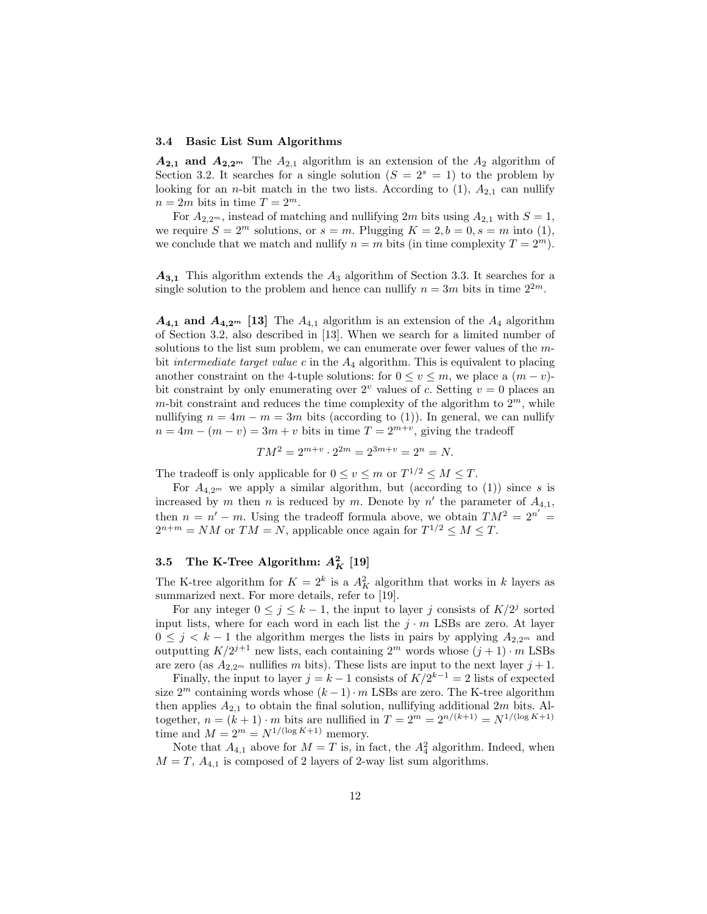### 3.4 Basic List Sum Algorithms

**$A_{2,1}$ and $A_{2,2^m}$** The $A_{2,1}$ algorithm is an extension of the $A_2$ algorithm of Section 3.2. It searches for a single solution ($S = 2^s = 1$) to the problem by looking for an $n$-bit match in the two lists. According to (1), $A_{2,1}$ can nullify $n = 2m$ bits in time $T = 2^m$.

For $A_{2,2^m}$, instead of matching and nullifying $2m$ bits using $A_{2,1}$ with $S = 1$, we require $S = 2^m$ solutions, or $s = m$. Plugging $K = 2, b = 0, s = m$ into (1), we conclude that we match and nullify $n = m$ bits (in time complexity $T = 2^m$).

**$A_{3,1}$** This algorithm extends the $A_3$ algorithm of Section 3.3. It searches for a single solution to the problem and hence can nullify $n = 3m$ bits in time $2^{2m}$.

**$A_{4,1}$ and $A_{4,2^m}$ [13]** The $A_{4,1}$ algorithm is an extension of the $A_4$ algorithm of Section 3.2, also described in [13]. When we search for a limited number of solutions to the list sum problem, we can enumerate over fewer values of the $m$-bit *intermediate target value* $c$ in the $A_4$ algorithm. This is equivalent to placing another constraint on the 4-tuple solutions: for $0 \leq v \leq m$, we place a $(m - v)$-bit constraint by only enumerating over $2^v$ values of $c$. Setting $v = 0$ places an $m$-bit constraint and reduces the time complexity of the algorithm to $2^m$, while nullifying $n = 4m - m = 3m$ bits (according to (1)). In general, we can nullify $n = 4m - (m - v) = 3m + v$ bits in time $T = 2^{m+v}$, giving the tradeoff

$$TM^2 = 2^{m+v} \cdot 2^{2m} = 2^{3m+v} = 2^n = N.$$

The tradeoff is only applicable for $0 \leq v \leq m$ or $T^{1/2} \leq M \leq T$.

For $A_{4,2^m}$ we apply a similar algorithm, but (according to (1)) since $s$ is increased by $m$ then $n$ is reduced by $m$. Denote by $n'$ the parameter of $A_{4,1}$, then $n = n' - m$. Using the tradeoff formula above, we obtain $TM^2 = 2^{n'} = 2^{n+m} = NM$ or $TM = N$, applicable once again for $T^{1/2} \leq M \leq T$.

### 3.5 The K-Tree Algorithm: $A_K^2$ [19]

The K-tree algorithm for $K = 2^k$ is a $A_K^2$ algorithm that works in $k$ layers as summarized next. For more details, refer to [19].

For any integer $0 \leq j \leq k - 1$, the input to layer $j$ consists of $K/2^j$ sorted input lists, where for each word in each list the $j \cdot m$ LSBs are zero. At layer $0 \leq j < k - 1$ the algorithm merges the lists in pairs by applying $A_{2,2^m}$ and outputting $K/2^{j+1}$ new lists, each containing $2^m$ words whose $(j + 1) \cdot m$ LSBs are zero (as $A_{2,2^m}$ nullifies $m$ bits). These lists are input to the next layer $j + 1$.

Finally, the input to layer $j = k - 1$ consists of $K/2^{k-1} = 2$ lists of expected size $2^m$ containing words whose $(k - 1) \cdot m$ LSBs are zero. The K-tree algorithm then applies $A_{2,1}$ to obtain the final solution, nullifying additional $2m$ bits. Altogether, $n = (k + 1) \cdot m$ bits are nullified in $T = 2^m = 2^{n/(k+1)} = N^{1/(\log K+1)}$ time and $M = 2^m = N^{1/(\log K+1)}$ memory.

Note that $A_{4,1}$ above for $M = T$ is, in fact, the $A_4^2$ algorithm. Indeed, when $M = T$, $A_{4,1}$ is composed of 2 layers of 2-way list sum algorithms.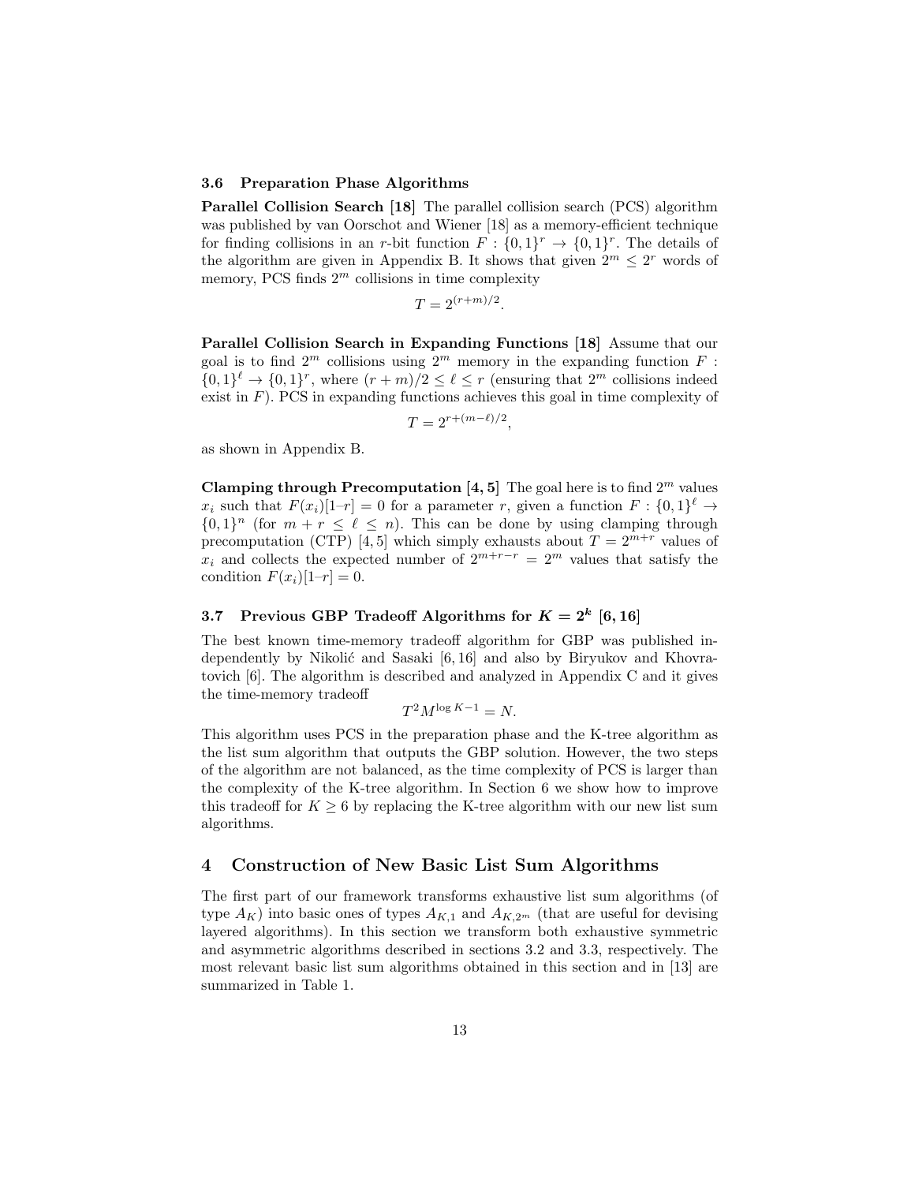### 3.6 Preparation Phase Algorithms

**Parallel Collision Search [18]** The parallel collision search (PCS) algorithm was published by van Oorschot and Wiener [18] as a memory-efficient technique for finding collisions in an $r$-bit function $F : \{0,1\}^r \rightarrow \{0,1\}^r$. The details of the algorithm are given in Appendix B. It shows that given $2^m \leq 2^r$ words of memory, PCS finds $2^m$ collisions in time complexity

$$T = 2^{(r+m)/2}.$$

**Parallel Collision Search in Expanding Functions [18]** Assume that our goal is to find $2^m$ collisions using $2^m$ memory in the expanding function $F : \{0,1\}^\ell \rightarrow \{0,1\}^r$, where $(r+m)/2 \leq \ell \leq r$ (ensuring that $2^m$ collisions indeed exist in $F$). PCS in expanding functions achieves this goal in time complexity of

$$T = 2^{r+(m-\ell)/2},$$

as shown in Appendix B.

**Clamping through Precomputation [4, 5]** The goal here is to find $2^m$ values $x_i$ such that $F(x_i)[1\text{–}r] = 0$ for a parameter $r$, given a function $F : \{0,1\}^\ell \rightarrow \{0,1\}^n$ (for $m + r \leq \ell \leq n$). This can be done by using clamping through precomputation (CTP) [4, 5] which simply exhausts about $T = 2^{m+r}$ values of $x_i$ and collects the expected number of $2^{m+r-r} = 2^m$ values that satisfy the condition $F(x_i)[1\text{–}r] = 0$.

### 3.7 Previous GBP Tradeoff Algorithms for $K = 2^k$ [6, 16]

The best known time-memory tradeoff algorithm for GBP was published independently by Nikolić and Sasaki [6, 16] and also by Biryukov and Khovratovich [6]. The algorithm is described and analyzed in Appendix C and it gives the time-memory tradeoff

$$T^2 M^{\log K - 1} = N.$$

This algorithm uses PCS in the preparation phase and the K-tree algorithm as the list sum algorithm that outputs the GBP solution. However, the two steps of the algorithm are not balanced, as the time complexity of PCS is larger than the complexity of the K-tree algorithm. In Section 6 we show how to improve this tradeoff for $K \geq 6$ by replacing the K-tree algorithm with our new list sum algorithms.

## 4 Construction of New Basic List Sum Algorithms

The first part of our framework transforms exhaustive list sum algorithms (of type $A_K$) into basic ones of types $A_{K,1}$ and $A_{K,2^m}$ (that are useful for devising layered algorithms). In this section we transform both exhaustive symmetric and asymmetric algorithms described in sections 3.2 and 3.3, respectively. The most relevant basic list sum algorithms obtained in this section and in [13] are summarized in Table 1.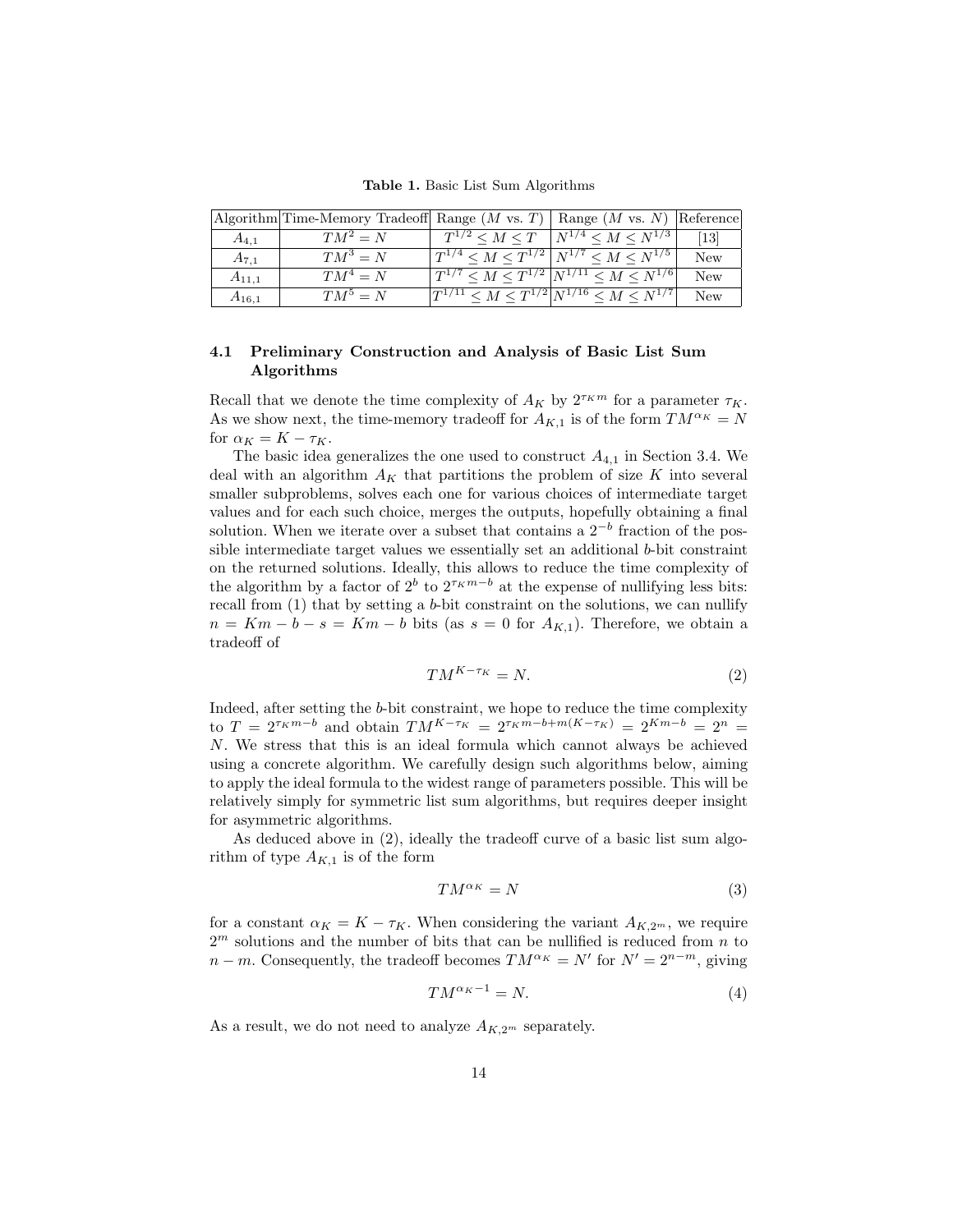**Table 1.** Basic List Sum Algorithms

| Algorithm | Time-Memory Tradeoff | Range ($M$ vs. $T$) | Range ($M$ vs. $N$) | Reference |
|---|---|---|---|---|
| $A_{4,1}$ | $TM^2 = N$ | $T^{1/2} \le M \le T$ | $N^{1/4} \le M \le N^{1/3}$ | [13] |
| $A_{7,1}$ | $TM^3 = N$ | $T^{1/4} \le M \le T^{1/2}$ | $N^{1/7} \le M \le N^{1/5}$ | New |
| $A_{11,1}$ | $TM^4 = N$ | $T^{1/7} \le M \le T^{1/2}$ | $N^{1/11} \le M \le N^{1/6}$ | New |
| $A_{16,1}$ | $TM^5 = N$ | $T^{1/11} \le M \le T^{1/2}$ | $N^{1/16} \le M \le N^{1/7}$ | New |

### 4.1 Preliminary Construction and Analysis of Basic List Sum Algorithms

Recall that we denote the time complexity of $A_K$ by $2^{\tau_K m}$ for a parameter $\tau_K$. As we show next, the time-memory tradeoff for $A_{K,1}$ is of the form $TM^{\alpha_K} = N$ for $\alpha_K = K - \tau_K$.

The basic idea generalizes the one used to construct $A_{4,1}$ in Section 3.4. We deal with an algorithm $A_K$ that partitions the problem of size $K$ into several smaller subproblems, solves each one for various choices of intermediate target values and for each such choice, merges the outputs, hopefully obtaining a final solution. When we iterate over a subset that contains a $2^{-b}$ fraction of the possible intermediate target values we essentially set an additional $b$-bit constraint on the returned solutions. Ideally, this allows to reduce the time complexity of the algorithm by a factor of $2^b$ to $2^{\tau_K m - b}$ at the expense of nullifying less bits: recall from (1) that by setting a $b$-bit constraint on the solutions, we can nullify $n = Km - b - s = Km - b$ bits (as $s = 0$ for $A_{K,1}$). Therefore, we obtain a tradeoff of

$$TM^{K-\tau_K} = N. \tag{2}$$

Indeed, after setting the $b$-bit constraint, we hope to reduce the time complexity to $T = 2^{\tau_K m - b}$ and obtain $TM^{K-\tau_K} = 2^{\tau_K m - b + m(K-\tau_K)} = 2^{Km-b} = 2^n = N$. We stress that this is an ideal formula which cannot always be achieved using a concrete algorithm. We carefully design such algorithms below, aiming to apply the ideal formula to the widest range of parameters possible. This will be relatively simply for symmetric list sum algorithms, but requires deeper insight for asymmetric algorithms.

As deduced above in (2), ideally the tradeoff curve of a basic list sum algorithm of type $A_{K,1}$ is of the form

$$TM^{\alpha_K} = N \tag{3}$$

for a constant $\alpha_K = K - \tau_K$. When considering the variant $A_{K,2^m}$, we require $2^m$ solutions and the number of bits that can be nullified is reduced from $n$ to $n - m$. Consequently, the tradeoff becomes $TM^{\alpha_K} = N'$ for $N' = 2^{n-m}$, giving

$$TM^{\alpha_K - 1} = N. \tag{4}$$

As a result, we do not need to analyze $A_{K,2^m}$ separately.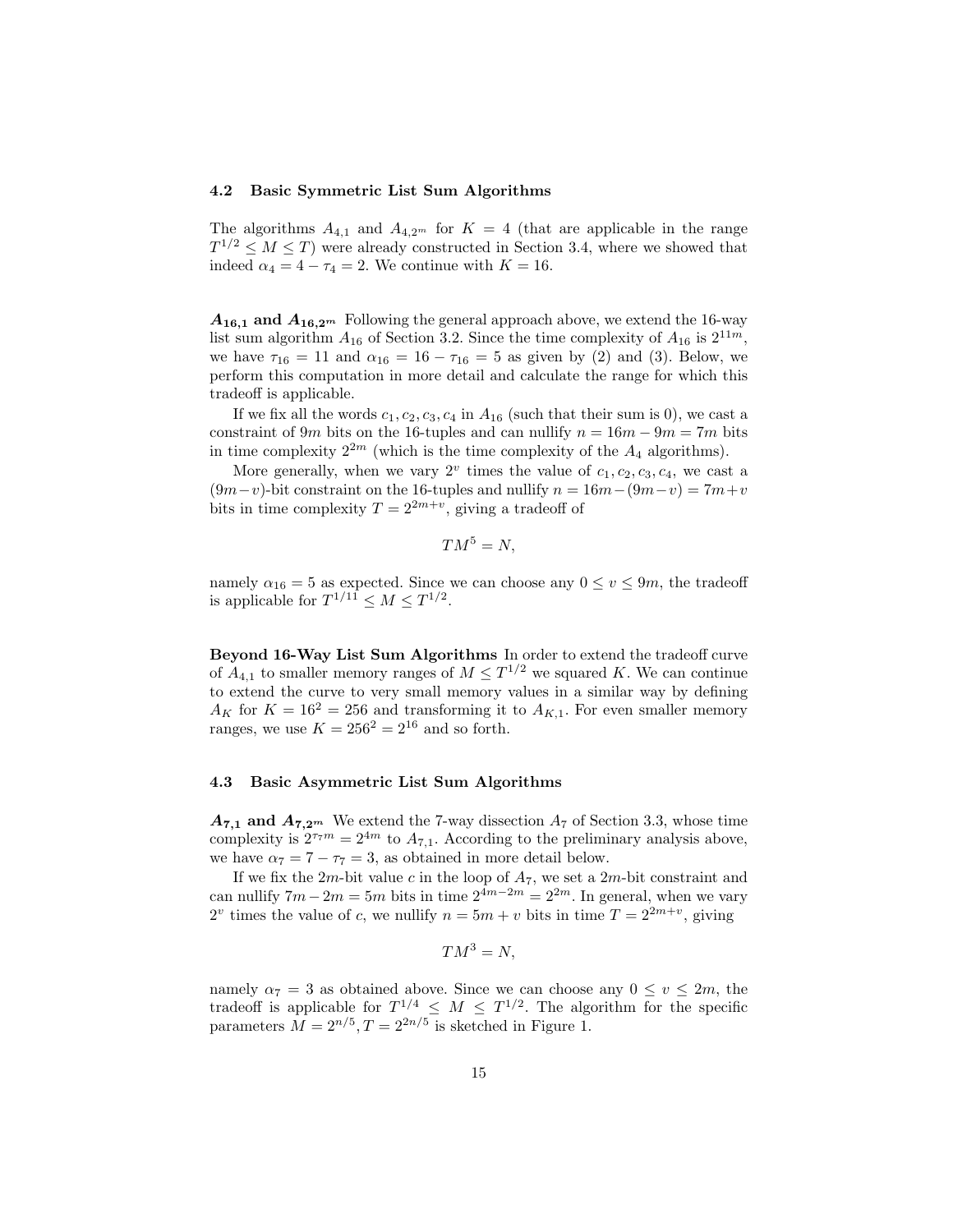### 4.2 Basic Symmetric List Sum Algorithms

The algorithms $A_{4,1}$ and $A_{4,2^m}$ for $K = 4$ (that are applicable in the range $T^{1/2} \leq M \leq T$) were already constructed in Section 3.4, where we showed that indeed $\alpha_4 = 4 - \tau_4 = 2$. We continue with $K = 16$.

**$A_{16,1}$ and $A_{16,2^m}$** Following the general approach above, we extend the 16-way list sum algorithm $A_{16}$ of Section 3.2. Since the time complexity of $A_{16}$ is $2^{11m}$, we have $\tau_{16} = 11$ and $\alpha_{16} = 16 - \tau_{16} = 5$ as given by (2) and (3). Below, we perform this computation in more detail and calculate the range for which this tradeoff is applicable.

If we fix all the words $c_1, c_2, c_3, c_4$ in $A_{16}$ (such that their sum is 0), we cast a constraint of $9m$ bits on the 16-tuples and can nullify $n = 16m - 9m = 7m$ bits in time complexity $2^{2m}$ (which is the time complexity of the $A_4$ algorithms).

More generally, when we vary $2^v$ times the value of $c_1, c_2, c_3, c_4$, we cast a $(9m-v)$-bit constraint on the 16-tuples and nullify $n = 16m-(9m-v) = 7m+v$ bits in time complexity $T = 2^{2m+v}$, giving a tradeoff of

$$TM^5 = N,$$

namely $\alpha_{16} = 5$ as expected. Since we can choose any $0 \leq v \leq 9m$, the tradeoff is applicable for $T^{1/11} \leq M \leq T^{1/2}$.

**Beyond 16-Way List Sum Algorithms** In order to extend the tradeoff curve of $A_{4,1}$ to smaller memory ranges of $M \leq T^{1/2}$ we squared $K$. We can continue to extend the curve to very small memory values in a similar way by defining $A_K$ for $K = 16^2 = 256$ and transforming it to $A_{K,1}$. For even smaller memory ranges, we use $K = 256^2 = 2^{16}$ and so forth.

### 4.3 Basic Asymmetric List Sum Algorithms

**$A_{7,1}$ and $A_{7,2^m}$** We extend the 7-way dissection $A_7$ of Section 3.3, whose time complexity is $2^{\tau_7 m} = 2^{4m}$ to $A_{7,1}$. According to the preliminary analysis above, we have $\alpha_7 = 7 - \tau_7 = 3$, as obtained in more detail below.

If we fix the $2m$-bit value $c$ in the loop of $A_7$, we set a $2m$-bit constraint and can nullify $7m - 2m = 5m$ bits in time $2^{4m-2m} = 2^{2m}$. In general, when we vary $2^v$ times the value of $c$, we nullify $n = 5m + v$ bits in time $T = 2^{2m+v}$, giving

$$TM^3 = N,$$

namely $\alpha_7 = 3$ as obtained above. Since we can choose any $0 \leq v \leq 2m$, the tradeoff is applicable for $T^{1/4} \leq M \leq T^{1/2}$. The algorithm for the specific parameters $M = 2^{n/5}, T = 2^{2n/5}$ is sketched in Figure 1.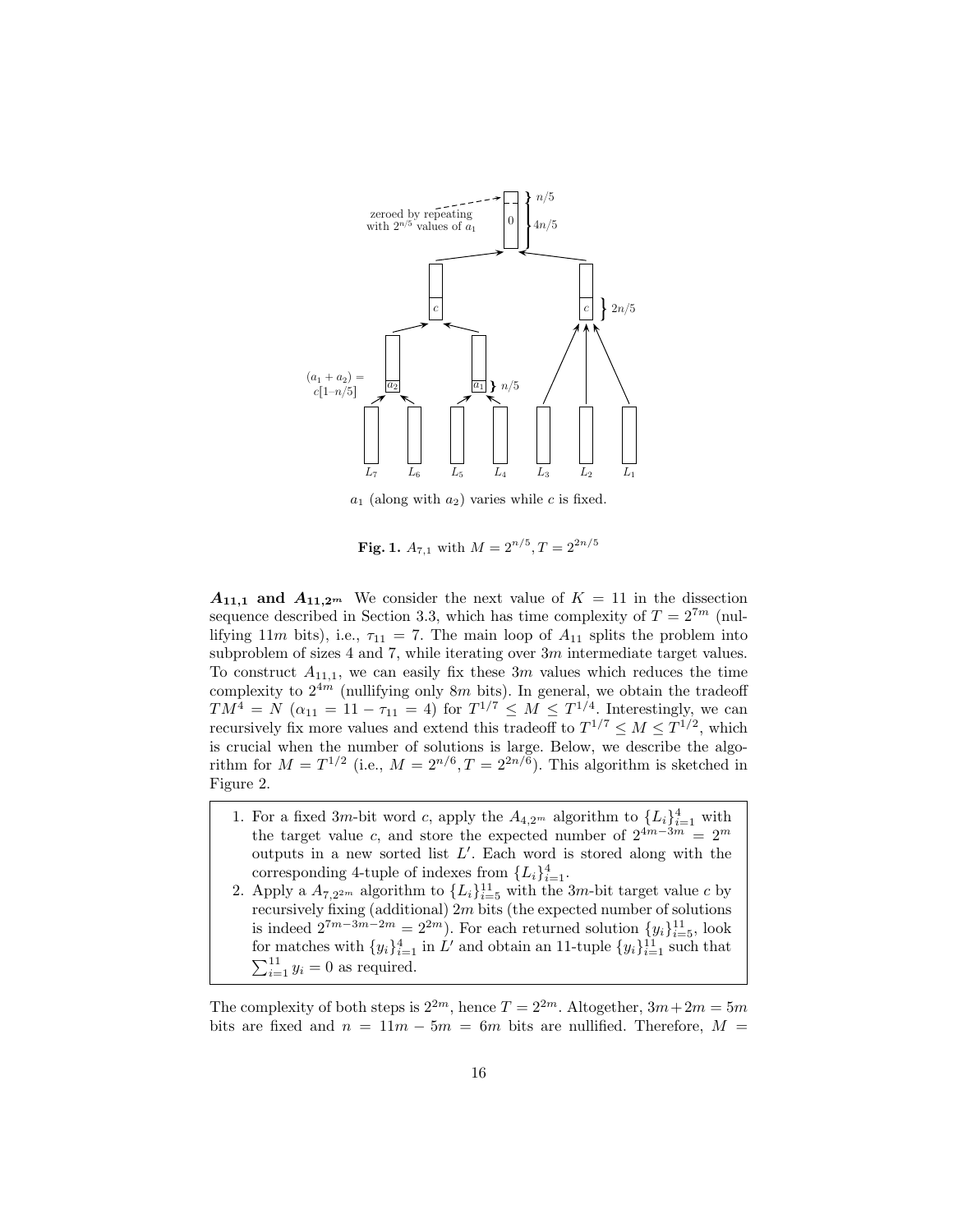zeroed by repeating with $2^{n/5}$ values of $a_1$

0

$n/5$

$4n/5$

$c$

$c$

$2n/5$

$(a_1 + a_2) = c[1\text{–}n/5]$

$a_2$

$a_1$

$n/5$

$L_7$ $L_6$ $L_5$ $L_4$ $L_3$ $L_2$ $L_1$

$a_1$ (along with $a_2$) varies while $c$ is fixed.

**Fig. 1.** $A_{7,1}$ with $M = 2^{n/5}, T = 2^{2n/5}$

**$A_{11,1}$ and $A_{11,2^m}$** We consider the next value of $K = 11$ in the dissection sequence described in Section 3.3, which has time complexity of $T = 2^{7m}$ (nullifying $11m$ bits), i.e., $\tau_{11} = 7$. The main loop of $A_{11}$ splits the problem into subproblem of sizes 4 and 7, while iterating over $3m$ intermediate target values. To construct $A_{11,1}$, we can easily fix these $3m$ values which reduces the time complexity to $2^{4m}$ (nullifying only $8m$ bits). In general, we obtain the tradeoff $TM^4 = N$ ($\alpha_{11} = 11 - \tau_{11} = 4$) for $T^{1/7} \leq M \leq T^{1/4}$. Interestingly, we can recursively fix more values and extend this tradeoff to $T^{1/7} \leq M \leq T^{1/2}$, which is crucial when the number of solutions is large. Below, we describe the algorithm for $M = T^{1/2}$ (i.e., $M = 2^{n/6}, T = 2^{2n/6}$). This algorithm is sketched in Figure 2.

1. For a fixed $3m$-bit word $c$, apply the $A_{4,2^m}$ algorithm to $\{L_i\}_{i=1}^{4}$ with the target value $c$, and store the expected number of $2^{4m-3m} = 2^m$ outputs in a new sorted list $L'$. Each word is stored along with the corresponding 4-tuple of indexes from $\{L_i\}_{i=1}^{4}$.
2. Apply a $A_{7,2^{2m}}$ algorithm to $\{L_i\}_{i=5}^{11}$ with the $3m$-bit target value $c$ by recursively fixing (additional) $2m$ bits (the expected number of solutions is indeed $2^{7m-3m-2m} = 2^{2m}$). For each returned solution $\{y_i\}_{i=5}^{11}$, look for matches with $\{y_i\}_{i=1}^{4}$ in $L'$ and obtain an 11-tuple $\{y_i\}_{i=1}^{11}$ such that $\sum_{i=1}^{11} y_i = 0$ as required.

The complexity of both steps is $2^{2m}$, hence $T = 2^{2m}$. Altogether, $3m + 2m = 5m$ bits are fixed and $n = 11m - 5m = 6m$ bits are nullified. Therefore, $M =$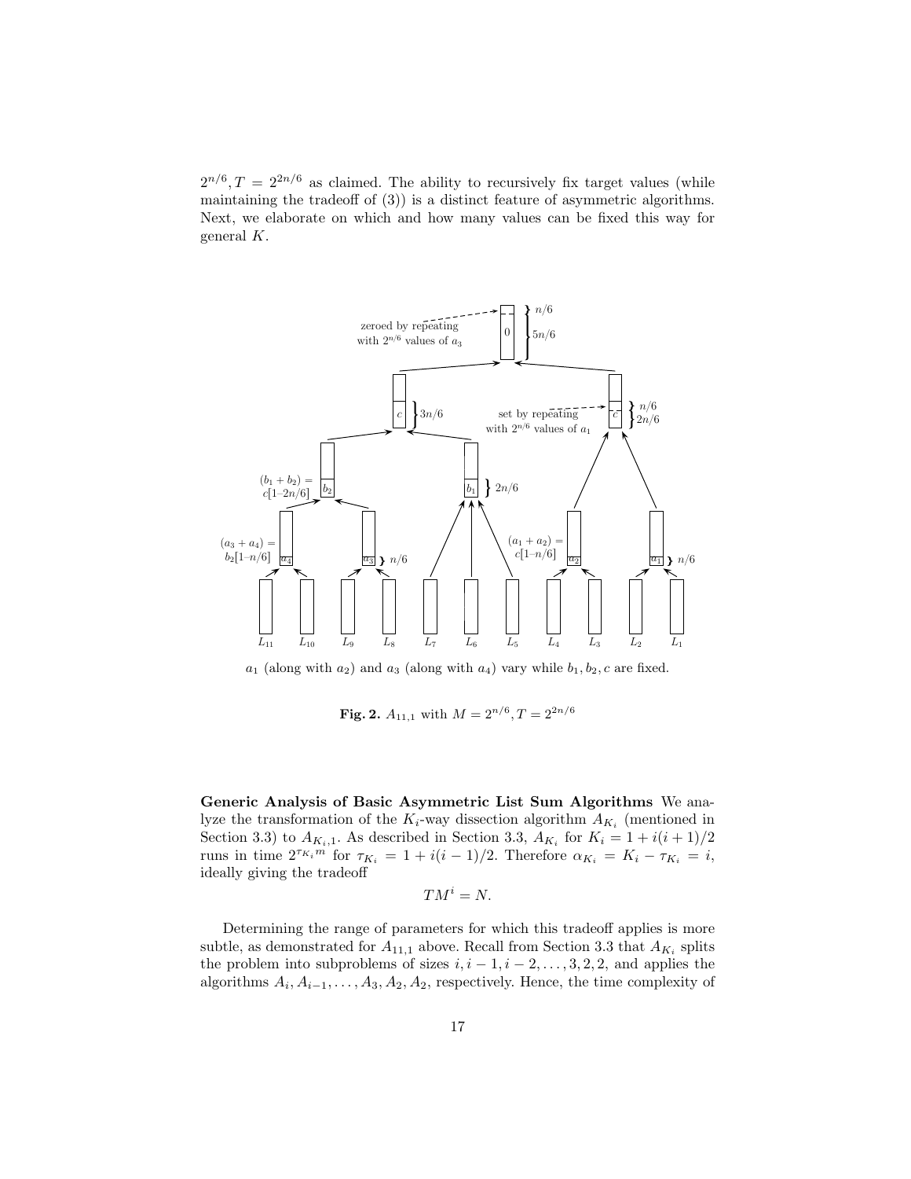$2^{n/6}, T = 2^{2n/6}$ as claimed. The ability to recursively fix target values (while maintaining the tradeoff of (3)) is a distinct feature of asymmetric algorithms. Next, we elaborate on which and how many values can be fixed this way for general $K$.

zeroed by repeating with $2^{n/6}$ values of $a_3$

0

$n/6$

$5n/6$

$c$

$3n/6$

set by repeating with $2^{n/6}$ values of $a_1$

$c$

$n/6$

$2n/6$

$(b_1 + b_2) = c[1–2n/6]$

$b_2$

$b_1$

$2n/6$

$(a_3 + a_4) = b_2[1–n/6]$

$a_4$

$a_3$

$n/6$

$(a_1 + a_2) = c[1–n/6]$

$a_2$

$a_1$

$n/6$

$L_{11}$ $L_{10}$ $L_9$ $L_8$ $L_7$ $L_6$ $L_5$ $L_4$ $L_3$ $L_2$ $L_1$

$a_1$ (along with $a_2$) and $a_3$ (along with $a_4$) vary while $b_1, b_2, c$ are fixed.

**Fig. 2.** $A_{11,1}$ with $M = 2^{n/6}, T = 2^{2n/6}$

**Generic Analysis of Basic Asymmetric List Sum Algorithms** We analyze the transformation of the $K_i$-way dissection algorithm $A_{K_i}$ (mentioned in Section 3.3) to $A_{K_i,1}$. As described in Section 3.3, $A_{K_i}$ for $K_i = 1 + i(i+1)/2$ runs in time $2^{\tau_{K_i} m}$ for $\tau_{K_i} = 1 + i(i-1)/2$. Therefore $\alpha_{K_i} = K_i - \tau_{K_i} = i$, ideally giving the tradeoff

$$TM^i = N.$$

Determining the range of parameters for which this tradeoff applies is more subtle, as demonstrated for $A_{11,1}$ above. Recall from Section 3.3 that $A_{K_i}$ splits the problem into subproblems of sizes $i, i-1, i-2, \ldots, 3, 2, 2$, and applies the algorithms $A_i, A_{i-1}, \ldots, A_3, A_2, A_2$, respectively. Hence, the time complexity of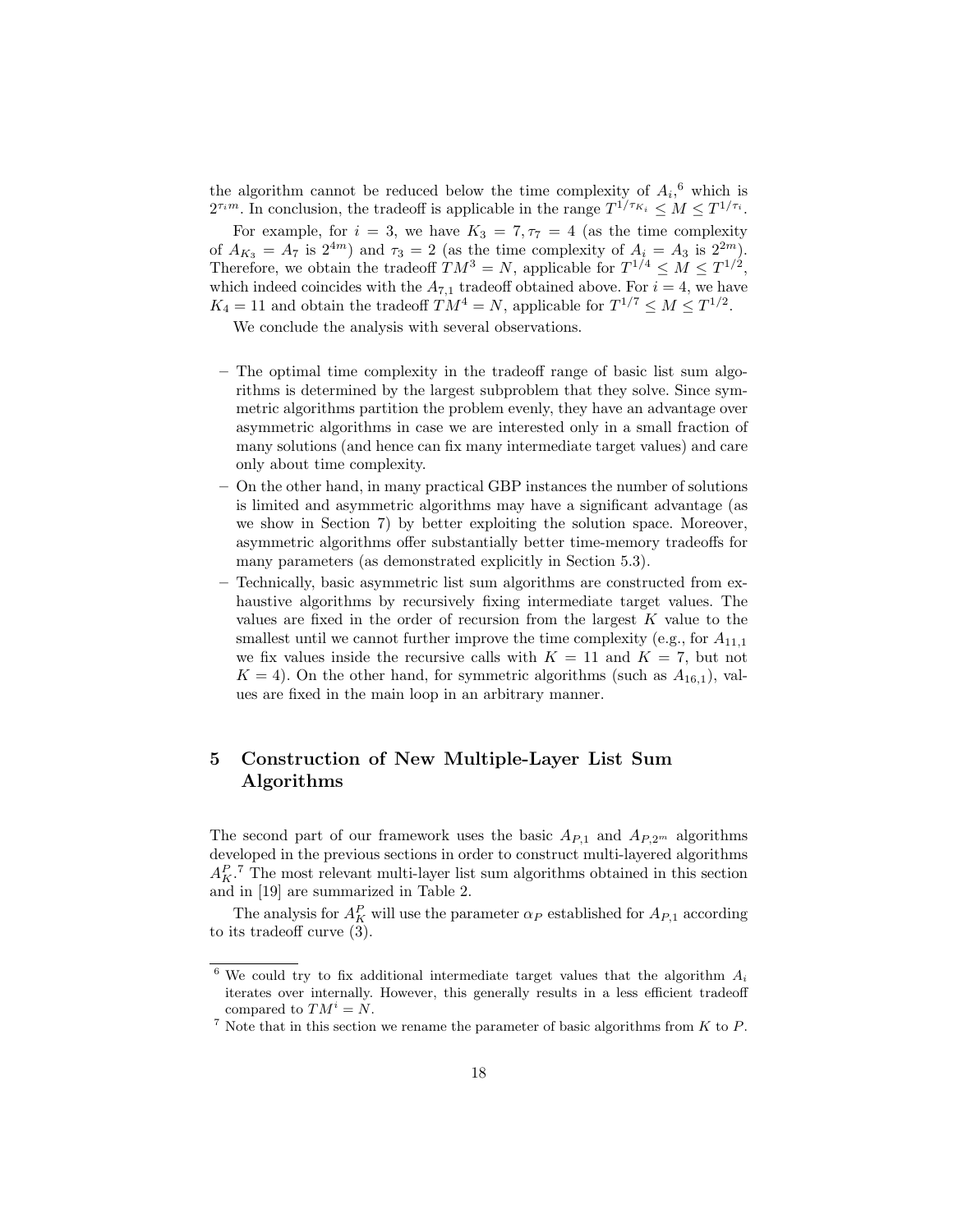the algorithm cannot be reduced below the time complexity of $A_i$,[6] which is $2^{\tau_i m}$. In conclusion, the tradeoff is applicable in the range $T^{1/\tau_{K_i}} \leq M \leq T^{1/\tau_i}$.

For example, for $i = 3$, we have $K_3 = 7, \tau_7 = 4$ (as the time complexity of $A_{K_3} = A_7$ is $2^{4m}$) and $\tau_3 = 2$ (as the time complexity of $A_i = A_3$ is $2^{2m}$). Therefore, we obtain the tradeoff $TM^3 = N$, applicable for $T^{1/4} \leq M \leq T^{1/2}$, which indeed coincides with the $A_{7,1}$ tradeoff obtained above. For $i = 4$, we have $K_4 = 11$ and obtain the tradeoff $TM^4 = N$, applicable for $T^{1/7} \leq M \leq T^{1/2}$.

We conclude the analysis with several observations.

- The optimal time complexity in the tradeoff range of basic list sum algorithms is determined by the largest subproblem that they solve. Since symmetric algorithms partition the problem evenly, they have an advantage over asymmetric algorithms in case we are interested only in a small fraction of many solutions (and hence can fix many intermediate target values) and care only about time complexity.
- On the other hand, in many practical GBP instances the number of solutions is limited and asymmetric algorithms may have a significant advantage (as we show in Section 7) by better exploiting the solution space. Moreover, asymmetric algorithms offer substantially better time-memory tradeoffs for many parameters (as demonstrated explicitly in Section 5.3).
- Technically, basic asymmetric list sum algorithms are constructed from exhaustive algorithms by recursively fixing intermediate target values. The values are fixed in the order of recursion from the largest $K$ value to the smallest until we cannot further improve the time complexity (e.g., for $A_{11,1}$ we fix values inside the recursive calls with $K = 11$ and $K = 7$, but not $K = 4$). On the other hand, for symmetric algorithms (such as $A_{16,1}$), values are fixed in the main loop in an arbitrary manner.

# 5 Construction of New Multiple-Layer List Sum Algorithms

The second part of our framework uses the basic $A_{P,1}$ and $A_{P,2^m}$ algorithms developed in the previous sections in order to construct multi-layered algorithms $A_K^P$.[7] The most relevant multi-layer list sum algorithms obtained in this section and in [19] are summarized in Table 2.

The analysis for $A_K^P$ will use the parameter $\alpha_P$ established for $A_{P,1}$ according to its tradeoff curve (3).

[6] We could try to fix additional intermediate target values that the algorithm $A_i$ iterates over internally. However, this generally results in a less efficient tradeoff compared to $TM^i = N$.

[7] Note that in this section we rename the parameter of basic algorithms from $K$ to $P$.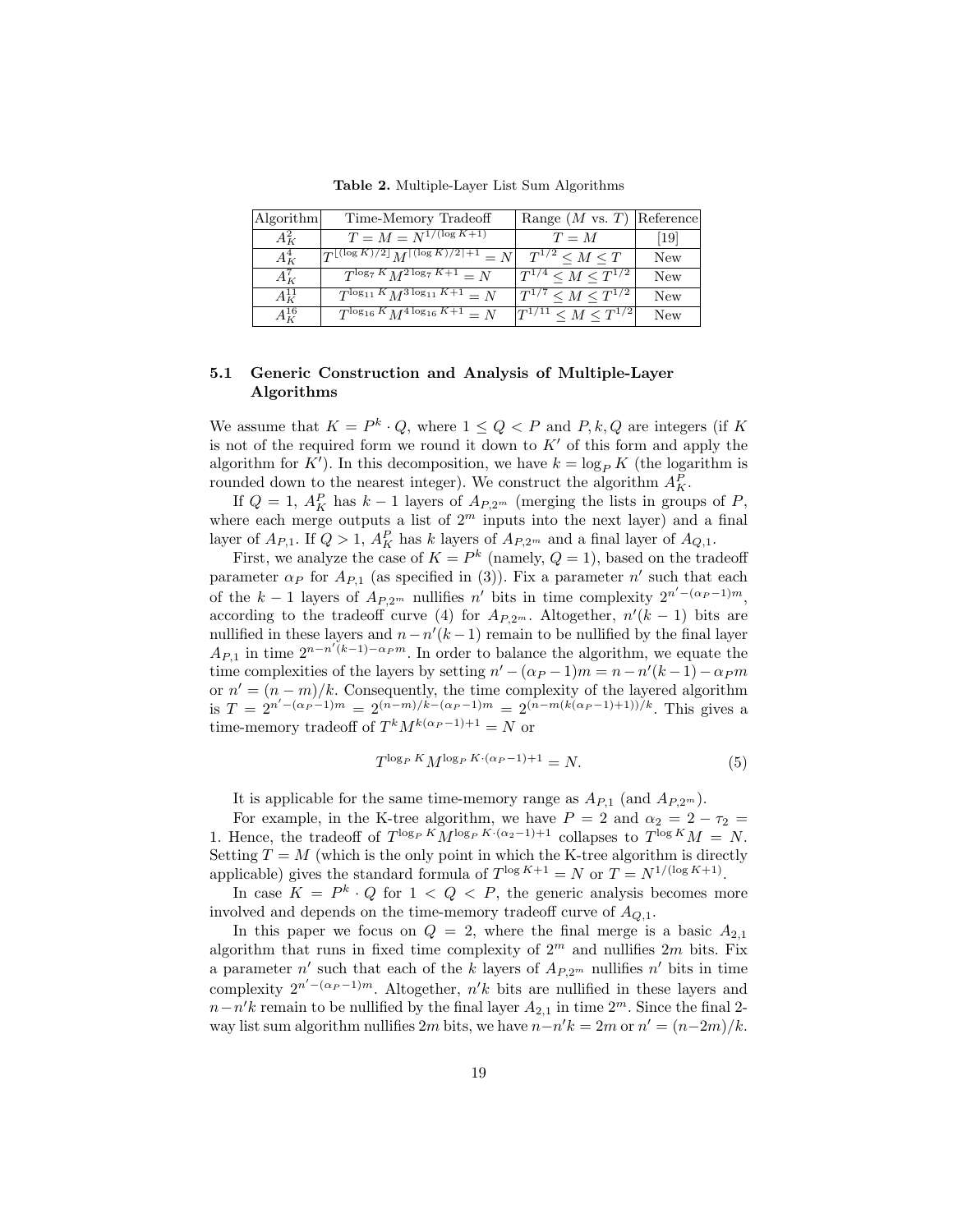**Table 2.** Multiple-Layer List Sum Algorithms

| Algorithm | Time-Memory Tradeoff | Range ($M$ vs. $T$) | Reference |
|---|---|---|---|
| $A^2_K$ | $T = M = N^{1/(\log K+1)}$ | $T = M$ | [19] |
| $A^4_K$ | $T^{\lfloor(\log K)/2\rfloor} M^{\lceil(\log K)/2\rceil+1} = N$ | $T^{1/2} \leq M \leq T$ | New |
| $A^7_K$ | $T^{\log_7 K} M^{2\log_7 K+1} = N$ | $T^{1/4} \leq M \leq T^{1/2}$ | New |
| $A^{11}_K$ | $T^{\log_{11} K} M^{3\log_{11} K+1} = N$ | $T^{1/7} \leq M \leq T^{1/2}$ | New |
| $A^{16}_K$ | $T^{\log_{16} K} M^{4\log_{16} K+1} = N$ | $T^{1/11} \leq M \leq T^{1/2}$ | New |

### 5.1 Generic Construction and Analysis of Multiple-Layer Algorithms

We assume that $K = P^k \cdot Q$, where $1 \leq Q < P$ and $P, k, Q$ are integers (if $K$ is not of the required form we round it down to $K'$ of this form and apply the algorithm for $K'$). In this decomposition, we have $k = \log_P K$ (the logarithm is rounded down to the nearest integer). We construct the algorithm $A^P_K$.

If $Q = 1$, $A^P_K$ has $k-1$ layers of $A_{P,2^m}$ (merging the lists in groups of $P$, where each merge outputs a list of $2^m$ inputs into the next layer) and a final layer of $A_{P,1}$. If $Q > 1$, $A^P_K$ has $k$ layers of $A_{P,2^m}$ and a final layer of $A_{Q,1}$.

First, we analyze the case of $K = P^k$ (namely, $Q = 1$), based on the tradeoff parameter $\alpha_P$ for $A_{P,1}$ (as specified in (3)). Fix a parameter $n'$ such that each of the $k-1$ layers of $A_{P,2^m}$ nullifies $n'$ bits in time complexity $2^{n'-(\alpha_P-1)m}$, according to the tradeoff curve (4) for $A_{P,2^m}$. Altogether, $n'(k-1)$ bits are nullified in these layers and $n - n'(k-1)$ remain to be nullified by the final layer $A_{P,1}$ in time $2^{n-n'(k-1)-\alpha_P m}$. In order to balance the algorithm, we equate the time complexities of the layers by setting $n' - (\alpha_P - 1)m = n - n'(k-1) - \alpha_P m$ or $n' = (n-m)/k$. Consequently, the time complexity of the layered algorithm is $T = 2^{n'-(\alpha_P-1)m} = 2^{(n-m)/k-(\alpha_P-1)m} = 2^{(n-m(k(\alpha_P-1)+1))/k}$. This gives a time-memory tradeoff of $T^k M^{k(\alpha_P-1)+1} = N$ or

$$T^{\log_P K} M^{\log_P K \cdot (\alpha_P - 1)+1} = N. \tag{5}$$

It is applicable for the same time-memory range as $A_{P,1}$ (and $A_{P,2^m}$).

For example, in the K-tree algorithm, we have $P = 2$ and $\alpha_2 = 2 - \tau_2 = 1$. Hence, the tradeoff of $T^{\log_P K} M^{\log_P K \cdot (\alpha_2 - 1)+1}$ collapses to $T^{\log K} M = N$. Setting $T = M$ (which is the only point in which the K-tree algorithm is directly applicable) gives the standard formula of $T^{\log K+1} = N$ or $T = N^{1/(\log K+1)}$.

In case $K = P^k \cdot Q$ for $1 < Q < P$, the generic analysis becomes more involved and depends on the time-memory tradeoff curve of $A_{Q,1}$.

In this paper we focus on $Q = 2$, where the final merge is a basic $A_{2,1}$ algorithm that runs in fixed time complexity of $2^m$ and nullifies $2m$ bits. Fix a parameter $n'$ such that each of the $k$ layers of $A_{P,2^m}$ nullifies $n'$ bits in time complexity $2^{n'-(\alpha_P-1)m}$. Altogether, $n'k$ bits are nullified in these layers and $n - n'k$ remain to be nullified by the final layer $A_{2,1}$ in time $2^m$. Since the final 2-way list sum algorithm nullifies $2m$ bits, we have $n - n'k = 2m$ or $n' = (n-2m)/k$.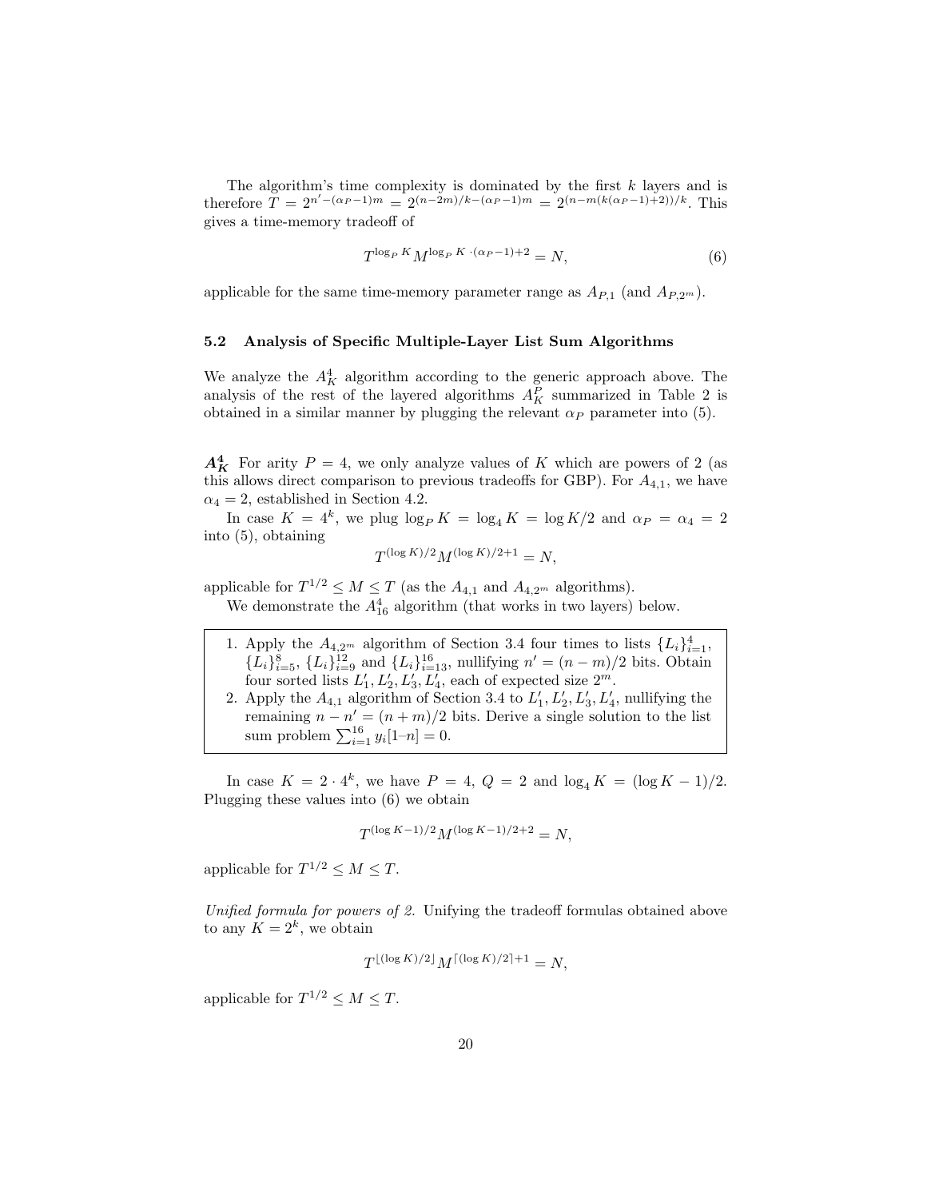The algorithm's time complexity is dominated by the first $k$ layers and is therefore $T = 2^{n'-(\alpha_P-1)m} = 2^{(n-2m)/k-(\alpha_P-1)m} = 2^{(n-m(k(\alpha_P-1)+2))/k}$. This gives a time-memory tradeoff of

$$T^{\log_P K} M^{\log_P K \cdot(\alpha_P-1)+2} = N, \tag{6}$$

applicable for the same time-memory parameter range as $A_{P,1}$ (and $A_{P,2^m}$).

### 5.2 Analysis of Specific Multiple-Layer List Sum Algorithms

We analyze the $A_K^4$ algorithm according to the generic approach above. The analysis of the rest of the layered algorithms $A_K^P$ summarized in Table 2 is obtained in a similar manner by plugging the relevant $\alpha_P$ parameter into (5).

**$A_K^4$** For arity $P = 4$, we only analyze values of $K$ which are powers of 2 (as this allows direct comparison to previous tradeoffs for GBP). For $A_{4,1}$, we have $\alpha_4 = 2$, established in Section 4.2.

In case $K = 4^k$, we plug $\log_P K = \log_4 K = \log K/2$ and $\alpha_P = \alpha_4 = 2$ into (5), obtaining

$$T^{(\log K)/2} M^{(\log K)/2+1} = N,$$

applicable for $T^{1/2} \leq M \leq T$ (as the $A_{4,1}$ and $A_{4,2^m}$ algorithms).

We demonstrate the $A_{16}^4$ algorithm (that works in two layers) below.

1. Apply the $A_{4,2^m}$ algorithm of Section 3.4 four times to lists $\{L_i\}_{i=1}^4$, $\{L_i\}_{i=5}^8$, $\{L_i\}_{i=9}^{12}$ and $\{L_i\}_{i=13}^{16}$, nullifying $n' = (n-m)/2$ bits. Obtain four sorted lists $L'_1, L'_2, L'_3, L'_4$, each of expected size $2^m$.
2. Apply the $A_{4,1}$ algorithm of Section 3.4 to $L'_1, L'_2, L'_3, L'_4$, nullifying the remaining $n - n' = (n+m)/2$ bits. Derive a single solution to the list sum problem $\sum_{i=1}^{16} y_i[1\text{–}n] = 0$.

In case $K = 2 \cdot 4^k$, we have $P = 4$, $Q = 2$ and $\log_4 K = (\log K - 1)/2$. Plugging these values into (6) we obtain

$$T^{(\log K-1)/2} M^{(\log K-1)/2+2} = N,$$

applicable for $T^{1/2} \leq M \leq T$.

*Unified formula for powers of 2.* Unifying the tradeoff formulas obtained above to any $K = 2^k$, we obtain

$$T^{\lfloor (\log K)/2 \rfloor} M^{\lceil (\log K)/2 \rceil + 1} = N,$$

applicable for $T^{1/2} \leq M \leq T$.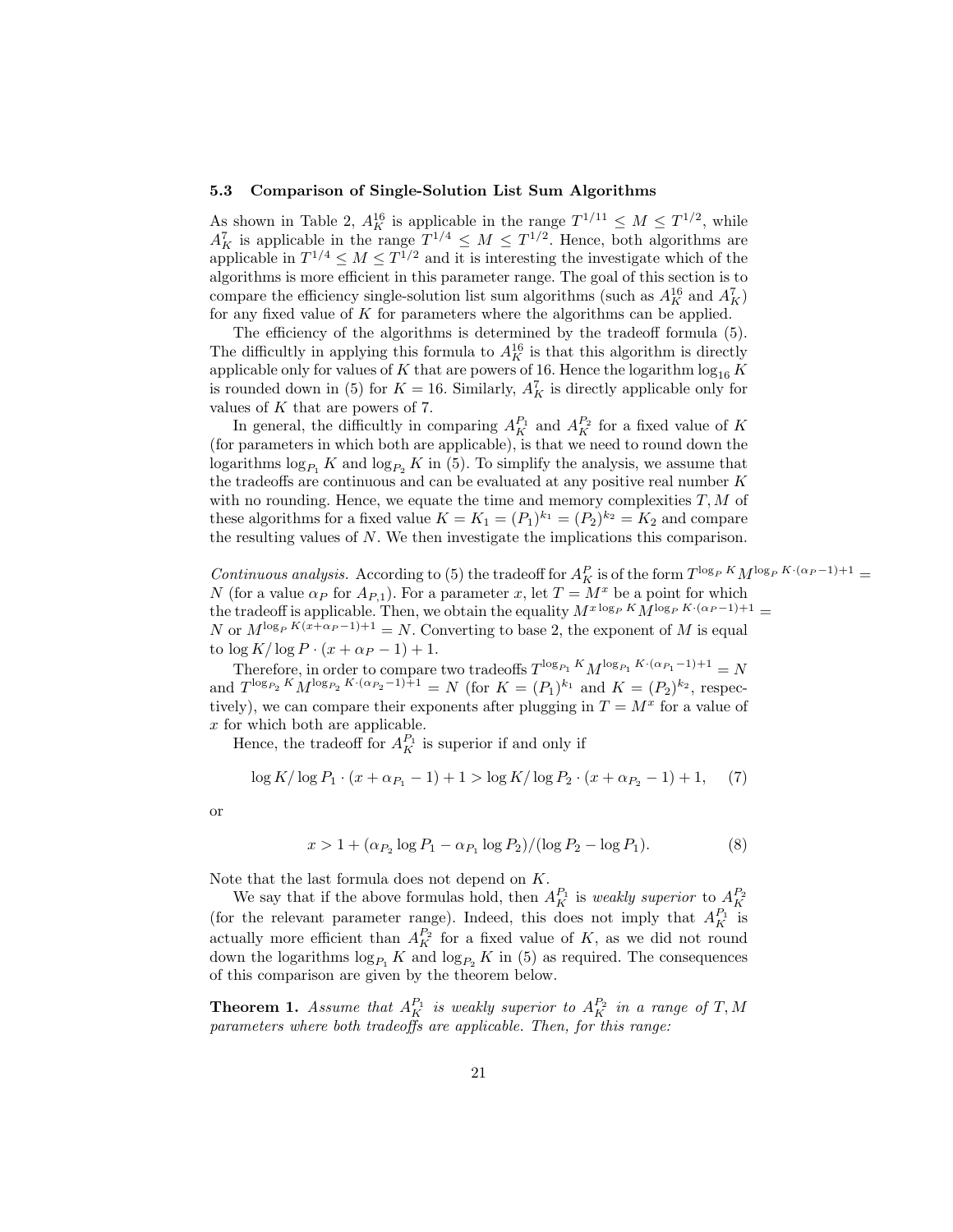### 5.3 Comparison of Single-Solution List Sum Algorithms

As shown in Table 2, $A_K^{16}$ is applicable in the range $T^{1/11} \leq M \leq T^{1/2}$, while $A_K^{7}$ is applicable in the range $T^{1/4} \leq M \leq T^{1/2}$. Hence, both algorithms are applicable in $T^{1/4} \leq M \leq T^{1/2}$ and it is interesting the investigate which of the algorithms is more efficient in this parameter range. The goal of this section is to compare the efficiency single-solution list sum algorithms (such as $A_K^{16}$ and $A_K^{7}$) for any fixed value of $K$ for parameters where the algorithms can be applied.

The efficiency of the algorithms is determined by the tradeoff formula (5). The difficultly in applying this formula to $A_K^{16}$ is that this algorithm is directly applicable only for values of $K$ that are powers of 16. Hence the logarithm $\log_{16} K$ is rounded down in (5) for $K = 16$. Similarly, $A_K^{7}$ is directly applicable only for values of $K$ that are powers of 7.

In general, the difficultly in comparing $A_K^{P_1}$ and $A_K^{P_2}$ for a fixed value of $K$ (for parameters in which both are applicable), is that we need to round down the logarithms $\log_{P_1} K$ and $\log_{P_2} K$ in (5). To simplify the analysis, we assume that the tradeoffs are continuous and can be evaluated at any positive real number $K$ with no rounding. Hence, we equate the time and memory complexities $T, M$ of these algorithms for a fixed value $K = K_1 = (P_1)^{k_1} = (P_2)^{k_2} = K_2$ and compare the resulting values of $N$. We then investigate the implications this comparison.

*Continuous analysis.* According to (5) the tradeoff for $A_K^{P}$ is of the form $T^{\log_P K} M^{\log_P K \cdot (\alpha_P - 1) + 1} = N$ (for a value $\alpha_P$ for $A_{P,1}$). For a parameter $x$, let $T = M^x$ be a point for which the tradeoff is applicable. Then, we obtain the equality $M^{x \log_P K} M^{\log_P K \cdot (\alpha_P - 1) + 1} = N$ or $M^{\log_P K (x + \alpha_P - 1) + 1} = N$. Converting to base 2, the exponent of $M$ is equal to $\log K / \log P \cdot (x + \alpha_P - 1) + 1$.

Therefore, in order to compare two tradeoffs $T^{\log_{P_1} K} M^{\log_{P_1} K \cdot (\alpha_{P_1} - 1) + 1} = N$ and $T^{\log_{P_2} K} M^{\log_{P_2} K \cdot (\alpha_{P_2} - 1) + 1} = N$ (for $K = (P_1)^{k_1}$ and $K = (P_2)^{k_2}$, respectively), we can compare their exponents after plugging in $T = M^x$ for a value of $x$ for which both are applicable.

Hence, the tradeoff for $A_K^{P_1}$ is superior if and only if

$$\log K / \log P_1 \cdot (x + \alpha_{P_1} - 1) + 1 > \log K / \log P_2 \cdot (x + \alpha_{P_2} - 1) + 1, \quad (7)$$

or

$$x > 1 + (\alpha_{P_2} \log P_1 - \alpha_{P_1} \log P_2) / (\log P_2 - \log P_1). \quad (8)$$

Note that the last formula does not depend on $K$.

We say that if the above formulas hold, then $A_K^{P_1}$ is *weakly superior* to $A_K^{P_2}$ (for the relevant parameter range). Indeed, this does not imply that $A_K^{P_1}$ is actually more efficient than $A_K^{P_2}$ for a fixed value of $K$, as we did not round down the logarithms $\log_{P_1} K$ and $\log_{P_2} K$ in (5) as required. The consequences of this comparison are given by the theorem below.

**Theorem 1.** *Assume that $A_K^{P_1}$ is weakly superior to $A_K^{P_2}$ in a range of $T, M$ parameters where both tradeoffs are applicable. Then, for this range:*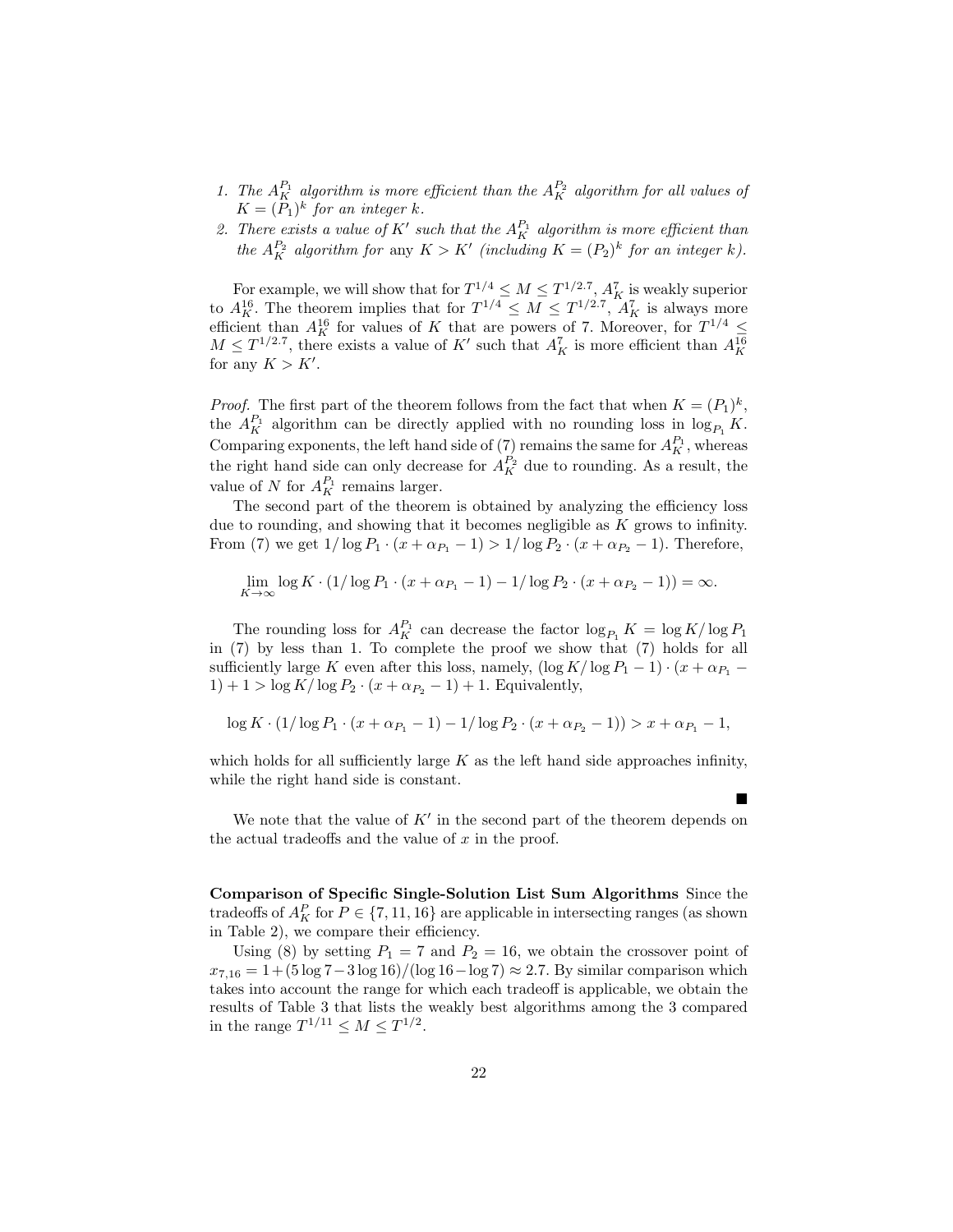1. *The $A_K^{P_1}$ algorithm is more efficient than the $A_K^{P_2}$ algorithm for all values of $K = (P_1)^k$ for an integer $k$.*
2. *There exists a value of $K'$ such that the $A_K^{P_1}$ algorithm is more efficient than the $A_K^{P_2}$ algorithm for* any *$K > K'$ (including $K = (P_2)^k$ for an integer $k$).*

For example, we will show that for $T^{1/4} \leq M \leq T^{1/2.7}$, $A_K^7$ is weakly superior to $A_K^{16}$. The theorem implies that for $T^{1/4} \leq M \leq T^{1/2.7}$, $A_K^7$ is always more efficient than $A_K^{16}$ for values of $K$ that are powers of 7. Moreover, for $T^{1/4} \leq M \leq T^{1/2.7}$, there exists a value of $K'$ such that $A_K^7$ is more efficient than $A_K^{16}$ for any $K > K'$.

*Proof.* The first part of the theorem follows from the fact that when $K = (P_1)^k$, the $A_K^{P_1}$ algorithm can be directly applied with no rounding loss in $\log_{P_1} K$. Comparing exponents, the left hand side of (7) remains the same for $A_K^{P_1}$, whereas the right hand side can only decrease for $A_K^{P_2}$ due to rounding. As a result, the value of $N$ for $A_K^{P_1}$ remains larger.

The second part of the theorem is obtained by analyzing the efficiency loss due to rounding, and showing that it becomes negligible as $K$ grows to infinity. From (7) we get $1/\log P_1 \cdot (x + \alpha_{P_1} - 1) > 1/\log P_2 \cdot (x + \alpha_{P_2} - 1)$. Therefore,

$$\lim_{K \to \infty} \log K \cdot (1/\log P_1 \cdot (x + \alpha_{P_1} - 1) - 1/\log P_2 \cdot (x + \alpha_{P_2} - 1)) = \infty.$$

The rounding loss for $A_K^{P_1}$ can decrease the factor $\log_{P_1} K = \log K/\log P_1$ in (7) by less than 1. To complete the proof we show that (7) holds for all sufficiently large $K$ even after this loss, namely, $(\log K/\log P_1 - 1) \cdot (x + \alpha_{P_1} - 1) + 1 > \log K/\log P_2 \cdot (x + \alpha_{P_2} - 1) + 1$. Equivalently,

$$\log K \cdot (1/\log P_1 \cdot (x + \alpha_{P_1} - 1) - 1/\log P_2 \cdot (x + \alpha_{P_2} - 1)) > x + \alpha_{P_1} - 1,$$

which holds for all sufficiently large $K$ as the left hand side approaches infinity, while the right hand side is constant.

■

We note that the value of $K'$ in the second part of the theorem depends on the actual tradeoffs and the value of $x$ in the proof.

**Comparison of Specific Single-Solution List Sum Algorithms** Since the tradeoffs of $A_K^P$ for $P \in \{7, 11, 16\}$ are applicable in intersecting ranges (as shown in Table 2), we compare their efficiency.

Using (8) by setting $P_1 = 7$ and $P_2 = 16$, we obtain the crossover point of $x_{7,16} = 1 + (5 \log 7 - 3 \log 16)/(\log 16 - \log 7) \approx 2.7$. By similar comparison which takes into account the range for which each tradeoff is applicable, we obtain the results of Table 3 that lists the weakly best algorithms among the 3 compared in the range $T^{1/11} \leq M \leq T^{1/2}$.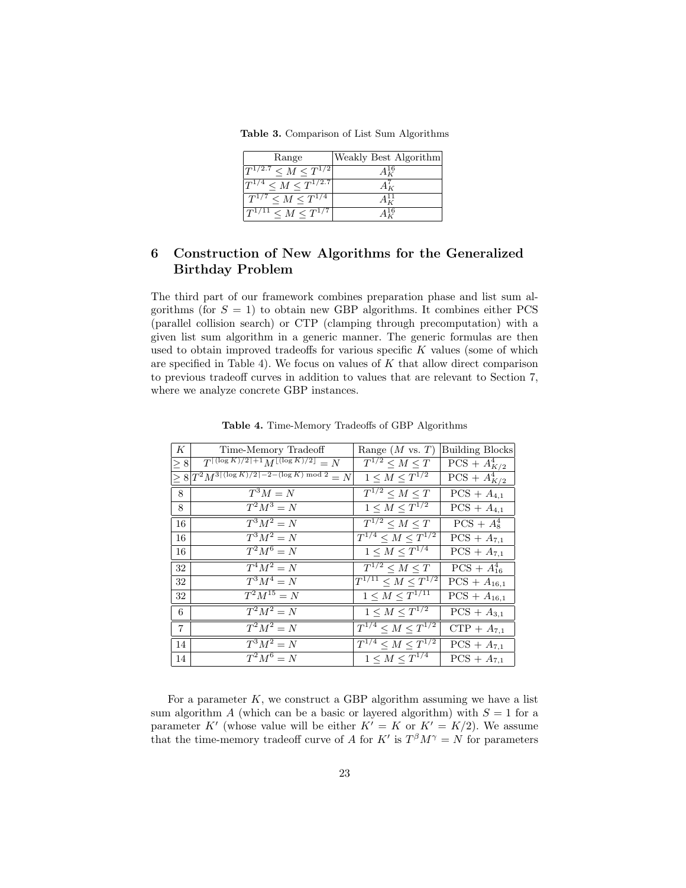**Table 3.** Comparison of List Sum Algorithms

| Range | Weakly Best Algorithm |
|---|---|
| $T^{1/2.7} \leq M \leq T^{1/2}$ | $A_K^{16}$ |
| $T^{1/4} \leq M \leq T^{1/2.7}$ | $A_K^{7}$ |
| $T^{1/7} \leq M \leq T^{1/4}$ | $A_K^{11}$ |
| $T^{1/11} \leq M \leq T^{1/7}$ | $A_K^{16}$ |

## 6 Construction of New Algorithms for the Generalized Birthday Problem

The third part of our framework combines preparation phase and list sum algorithms (for $S = 1$) to obtain new GBP algorithms. It combines either PCS (parallel collision search) or CTP (clamping through precomputation) with a given list sum algorithm in a generic manner. The generic formulas are then used to obtain improved tradeoffs for various specific $K$ values (some of which are specified in Table 4). We focus on values of $K$ that allow direct comparison to previous tradeoff curves in addition to values that are relevant to Section 7, where we analyze concrete GBP instances.

**Table 4.** Time-Memory Tradeoffs of GBP Algorithms

| $K$ | Time-Memory Tradeoff | Range ($M$ vs. $T$) | Building Blocks |
|---|---|---|---|
| $\geq 8$ | $T^{\lceil(\log K)/2\rceil+1}M^{\lfloor(\log K)/2\rfloor} = N$ | $T^{1/2} \leq M \leq T$ | PCS + $A^4_{K/2}$ |
| $\geq 8$ | $T^2M^{3\lfloor(\log K)/2\rfloor-2-(\log K) \bmod 2} = N$ | $1 \leq M \leq T^{1/2}$ | PCS + $A^4_{K/2}$ |
| 8 | $T^3M = N$ | $T^{1/2} \leq M \leq T$ | PCS + $A_{4,1}$ |
| 8 | $T^2M^3 = N$ | $1 \leq M \leq T^{1/2}$ | PCS + $A_{4,1}$ |
| 16 | $T^3M^2 = N$ | $T^{1/2} \leq M \leq T$ | PCS + $A^4_8$ |
| 16 | $T^3M^2 = N$ | $T^{1/4} \leq M \leq T^{1/2}$ | PCS + $A_{7,1}$ |
| 16 | $T^2M^6 = N$ | $1 \leq M \leq T^{1/4}$ | PCS + $A_{7,1}$ |
| 32 | $T^4M^2 = N$ | $T^{1/2} \leq M \leq T$ | PCS + $A^4_{16}$ |
| 32 | $T^3M^4 = N$ | $T^{1/11} \leq M \leq T^{1/2}$ | PCS + $A_{16,1}$ |
| 32 | $T^2M^{15} = N$ | $1 \leq M \leq T^{1/11}$ | PCS + $A_{16,1}$ |
| 6 | $T^2M^2 = N$ | $1 \leq M \leq T^{1/2}$ | PCS + $A_{3,1}$ |
| 7 | $T^2M^2 = N$ | $T^{1/4} \leq M \leq T^{1/2}$ | CTP + $A_{7,1}$ |
| 14 | $T^3M^2 = N$ | $T^{1/4} \leq M \leq T^{1/2}$ | PCS + $A_{7,1}$ |
| 14 | $T^2M^6 = N$ | $1 \leq M \leq T^{1/4}$ | PCS + $A_{7,1}$ |

For a parameter $K$, we construct a GBP algorithm assuming we have a list sum algorithm $A$ (which can be a basic or layered algorithm) with $S = 1$ for a parameter $K'$ (whose value will be either $K' = K$ or $K' = K/2$). We assume that the time-memory tradeoff curve of $A$ for $K'$ is $T^\beta M^\gamma = N$ for parameters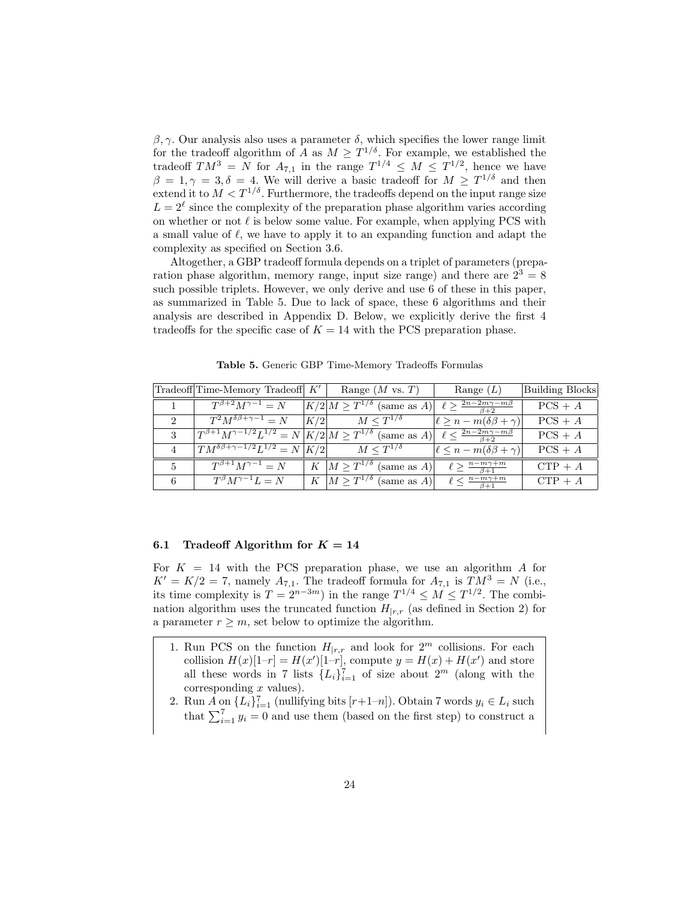$\beta, \gamma$. Our analysis also uses a parameter $\delta$, which specifies the lower range limit for the tradeoff algorithm of $A$ as $M \geq T^{1/\delta}$. For example, we established the tradeoff $TM^3 = N$ for $A_{7,1}$ in the range $T^{1/4} \leq M \leq T^{1/2}$, hence we have $\beta = 1, \gamma = 3, \delta = 4$. We will derive a basic tradeoff for $M \geq T^{1/\delta}$ and then extend it to $M < T^{1/\delta}$. Furthermore, the tradeoffs depend on the input range size $L = 2^\ell$ since the complexity of the preparation phase algorithm varies according on whether or not $\ell$ is below some value. For example, when applying PCS with a small value of $\ell$, we have to apply it to an expanding function and adapt the complexity as specified on Section 3.6.

Altogether, a GBP tradeoff formula depends on a triplet of parameters (preparation phase algorithm, memory range, input size range) and there are $2^3 = 8$ such possible triplets. However, we only derive and use 6 of these in this paper, as summarized in Table 5. Due to lack of space, these 6 algorithms and their analysis are described in Appendix D. Below, we explicitly derive the first 4 tradeoffs for the specific case of $K = 14$ with the PCS preparation phase.

**Table 5.** Generic GBP Time-Memory Tradeoffs Formulas

| Tradeoff | Time-Memory Tradeoff | $K'$ | Range ($M$ vs. $T$) | Range ($L$) | Building Blocks |
|---|---|---|---|---|---|
| 1 | $T^{\beta+2}M^{\gamma-1} = N$ | $K/2$ | $M \geq T^{1/\delta}$ (same as $A$) | $\ell \geq \frac{2n-2m\gamma-m\beta}{\beta+2}$ | PCS + $A$ |
| 2 | $T^2M^{\delta\beta+\gamma-1} = N$ | $K/2$ | $M \leq T^{1/\delta}$ | $\ell \geq n - m(\delta\beta+\gamma)$ | PCS + $A$ |
| 3 | $T^{\beta+1}M^{\gamma-1/2}L^{1/2} = N$ | $K/2$ | $M \geq T^{1/\delta}$ (same as $A$) | $\ell \leq \frac{2n-2m\gamma-m\beta}{\beta+2}$ | PCS + $A$ |
| 4 | $TM^{\delta\beta+\gamma-1/2}L^{1/2} = N$ | $K/2$ | $M \leq T^{1/\delta}$ | $\ell \leq n - m(\delta\beta+\gamma)$ | PCS + $A$ |
| 5 | $T^{\beta+1}M^{\gamma-1} = N$ | $K$ | $M \geq T^{1/\delta}$ (same as $A$) | $\ell \geq \frac{n-m\gamma+m}{\beta+1}$ | CTP + $A$ |
| 6 | $T^{\beta}M^{\gamma-1}L = N$ | $K$ | $M \geq T^{1/\delta}$ (same as $A$) | $\ell \leq \frac{n-m\gamma+m}{\beta+1}$ | CTP + $A$ |

### 6.1 Tradeoff Algorithm for $K = 14$

For $K = 14$ with the PCS preparation phase, we use an algorithm $A$ for $K' = K/2 = 7$, namely $A_{7,1}$. The tradeoff formula for $A_{7,1}$ is $TM^3 = N$ (i.e., its time complexity is $T = 2^{n-3m}$) in the range $T^{1/4} \leq M \leq T^{1/2}$. The combination algorithm uses the truncated function $H_{|r,r}$ (as defined in Section 2) for a parameter $r \geq m$, set below to optimize the algorithm.

1. Run PCS on the function $H_{|r,r}$ and look for $2^m$ collisions. For each collision $H(x)[1–r] = H(x')[1–r]$, compute $y = H(x) + H(x')$ and store all these words in 7 lists $\{L_i\}_{i=1}^{7}$ of size about $2^m$ (along with the corresponding $x$ values).
2. Run $A$ on $\{L_i\}_{i=1}^{7}$ (nullifying bits $[r+1–n]$). Obtain 7 words $y_i \in L_i$ such that $\sum_{i=1}^{7} y_i = 0$ and use them (based on the first step) to construct a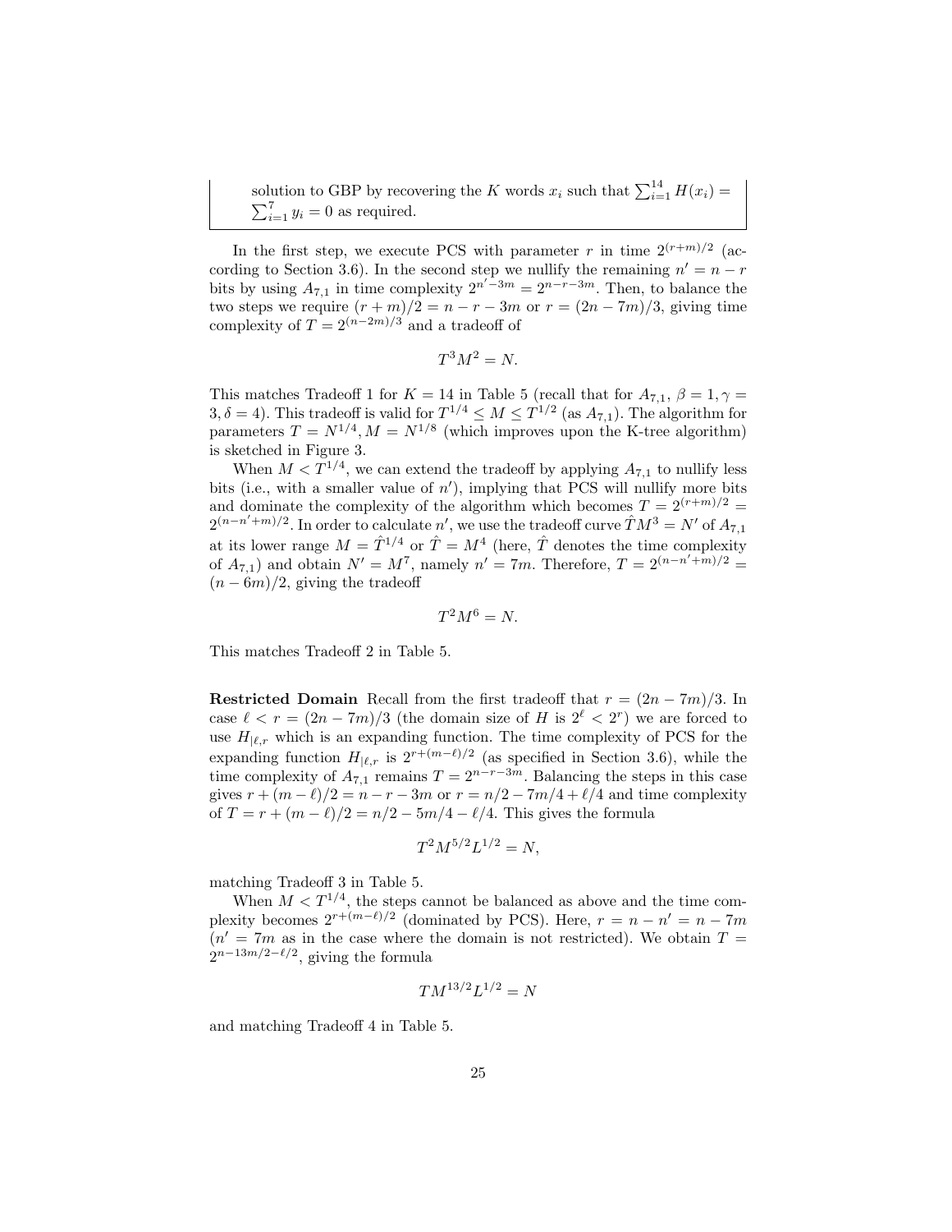solution to GBP by recovering the $K$ words $x_i$ such that $\sum_{i=1}^{14} H(x_i) = \sum_{i=1}^{7} y_i = 0$ as required.

In the first step, we execute PCS with parameter $r$ in time $2^{(r+m)/2}$ (according to Section 3.6). In the second step we nullify the remaining $n' = n - r$ bits by using $A_{7,1}$ in time complexity $2^{n'-3m} = 2^{n-r-3m}$. Then, to balance the two steps we require $(r+m)/2 = n - r - 3m$ or $r = (2n - 7m)/3$, giving time complexity of $T = 2^{(n-2m)/3}$ and a tradeoff of

$$T^3 M^2 = N.$$

This matches Tradeoff 1 for $K = 14$ in Table 5 (recall that for $A_{7,1}$, $\beta = 1, \gamma = 3, \delta = 4$). This tradeoff is valid for $T^{1/4} \leq M \leq T^{1/2}$ (as $A_{7,1}$). The algorithm for parameters $T = N^{1/4}, M = N^{1/8}$ (which improves upon the K-tree algorithm) is sketched in Figure 3.

When $M < T^{1/4}$, we can extend the tradeoff by applying $A_{7,1}$ to nullify less bits (i.e., with a smaller value of $n'$), implying that PCS will nullify more bits and dominate the complexity of the algorithm which becomes $T = 2^{(r+m)/2} = 2^{(n-n'+m)/2}$. In order to calculate $n'$, we use the tradeoff curve $\hat{T}M^3 = N'$ of $A_{7,1}$ at its lower range $M = \hat{T}^{1/4}$ or $\hat{T} = M^4$ (here, $\hat{T}$ denotes the time complexity of $A_{7,1}$) and obtain $N' = M^7$, namely $n' = 7m$. Therefore, $T = 2^{(n-n'+m)/2} = (n - 6m)/2$, giving the tradeoff

$$T^2 M^6 = N.$$

This matches Tradeoff 2 in Table 5.

**Restricted Domain** Recall from the first tradeoff that $r = (2n - 7m)/3$. In case $\ell < r = (2n - 7m)/3$ (the domain size of $H$ is $2^\ell < 2^r$) we are forced to use $H_{|\ell,r}$ which is an expanding function. The time complexity of PCS for the expanding function $H_{|\ell,r}$ is $2^{r+(m-\ell)/2}$ (as specified in Section 3.6), while the time complexity of $A_{7,1}$ remains $T = 2^{n-r-3m}$. Balancing the steps in this case gives $r + (m - \ell)/2 = n - r - 3m$ or $r = n/2 - 7m/4 + \ell/4$ and time complexity of $T = r + (m - \ell)/2 = n/2 - 5m/4 - \ell/4$. This gives the formula

$$T^2 M^{5/2} L^{1/2} = N,$$

matching Tradeoff 3 in Table 5.

When $M < T^{1/4}$, the steps cannot be balanced as above and the time complexity becomes $2^{r+(m-\ell)/2}$ (dominated by PCS). Here, $r = n - n' = n - 7m$ ($n' = 7m$ as in the case where the domain is not restricted). We obtain $T = 2^{n-13m/2-\ell/2}$, giving the formula

$$TM^{13/2} L^{1/2} = N$$

and matching Tradeoff 4 in Table 5.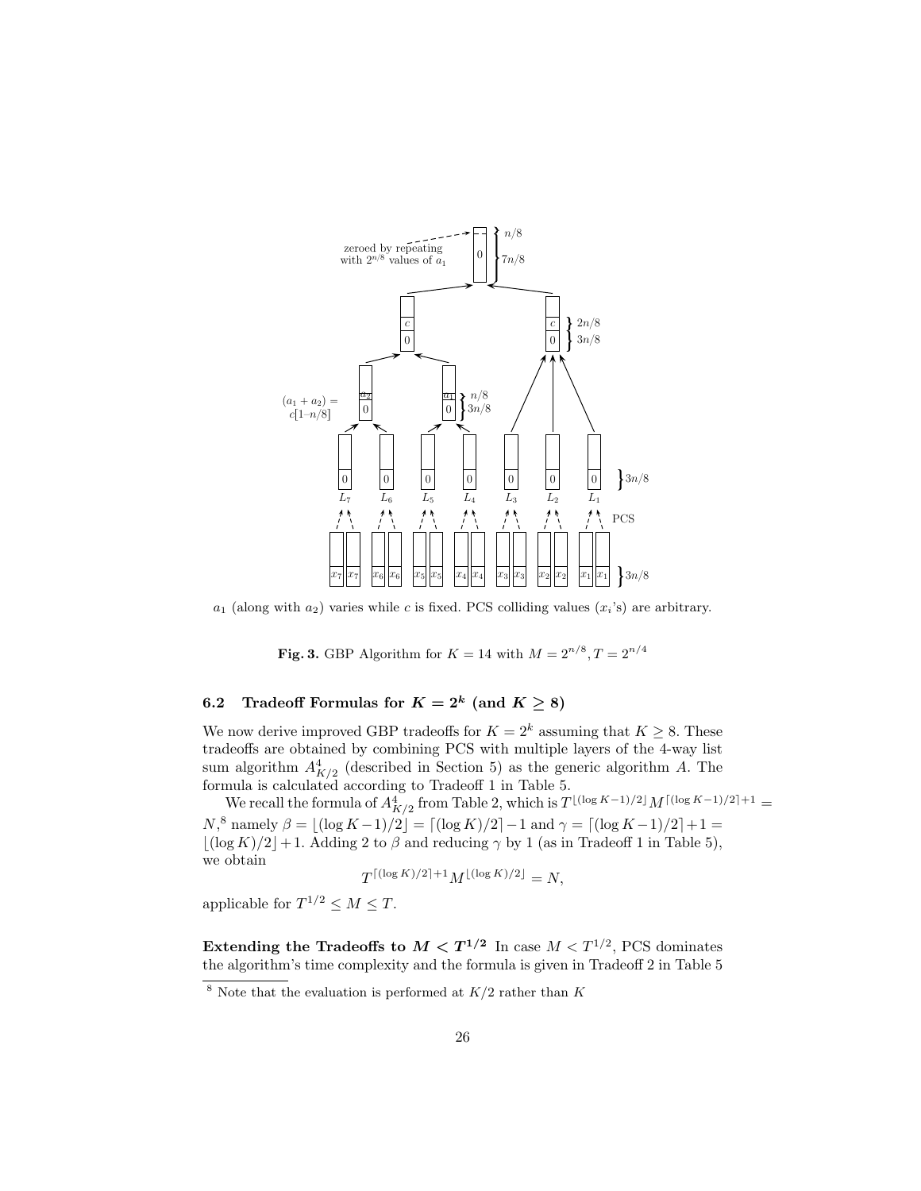zeroed by repeating with $2^{n/8}$ values of $a_1$

$n/8$

$7n/8$

$2n/8$

$3n/8$

$(a_1 + a_2) = c[1\text{–}n/8]$

$n/8$

$3n/8$

$3n/8$

$L_7$ $L_6$ $L_5$ $L_4$ $L_3$ $L_2$ $L_1$

PCS

$3n/8$

$a_1$ (along with $a_2$) varies while $c$ is fixed. PCS colliding values ($x_i$'s) are arbitrary.

**Fig. 3.** GBP Algorithm for $K = 14$ with $M = 2^{n/8}, T = 2^{n/4}$

### 6.2 Tradeoff Formulas for $K = 2^k$ (and $K \geq 8$)

We now derive improved GBP tradeoffs for $K = 2^k$ assuming that $K \geq 8$. These tradeoffs are obtained by combining PCS with multiple layers of the 4-way list sum algorithm $A^4_{K/2}$ (described in Section 5) as the generic algorithm $A$. The formula is calculated according to Tradeoff 1 in Table 5.

We recall the formula of $A^4_{K/2}$ from Table 2, which is $T^{\lfloor (\log K-1)/2 \rfloor} M^{\lceil (\log K-1)/2 \rceil + 1} = N$,[8] namely $\beta = \lfloor (\log K - 1)/2 \rfloor = \lceil (\log K)/2 \rceil - 1$ and $\gamma = \lceil (\log K - 1)/2 \rceil + 1 = \lfloor (\log K)/2 \rfloor + 1$. Adding 2 to $\beta$ and reducing $\gamma$ by 1 (as in Tradeoff 1 in Table 5), we obtain

$$T^{\lceil (\log K)/2 \rceil + 1} M^{\lfloor (\log K)/2 \rfloor} = N,$$

applicable for $T^{1/2} \leq M \leq T$.

**Extending the Tradeoffs to $M < T^{1/2}$** In case $M < T^{1/2}$, PCS dominates the algorithm's time complexity and the formula is given in Tradeoff 2 in Table 5

[8] Note that the evaluation is performed at $K/2$ rather than $K$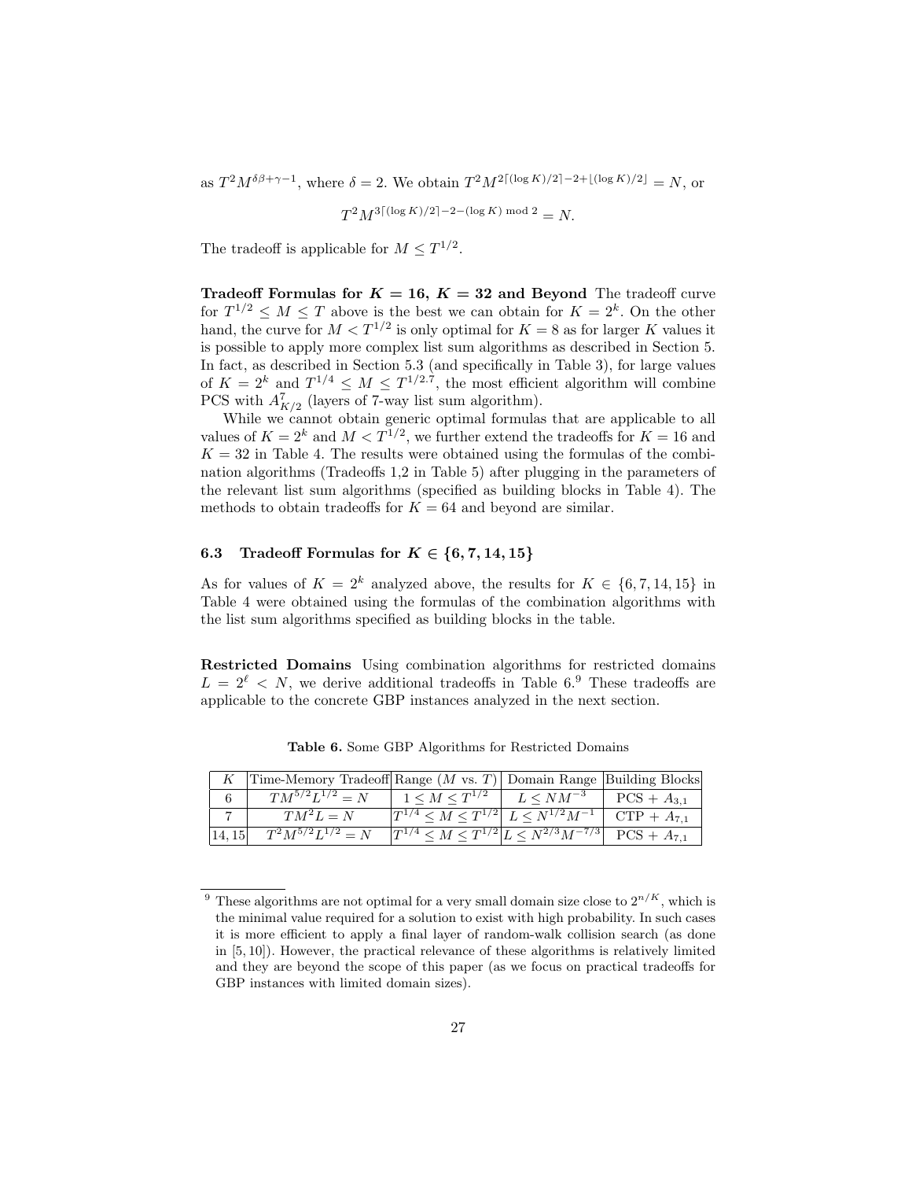as $T^2 M^{\delta\beta+\gamma-1}$, where $\delta = 2$. We obtain $T^2 M^{2\lceil(\log K)/2\rceil-2+\lfloor(\log K)/2\rfloor} = N$, or

$$T^2 M^{3\lceil(\log K)/2\rceil-2-(\log K) \bmod 2} = N.$$

The tradeoff is applicable for $M \leq T^{1/2}$.

**Tradeoff Formulas for $K = 16$, $K = 32$ and Beyond** The tradeoff curve for $T^{1/2} \leq M \leq T$ above is the best we can obtain for $K = 2^k$. On the other hand, the curve for $M < T^{1/2}$ is only optimal for $K = 8$ as for larger $K$ values it is possible to apply more complex list sum algorithms as described in Section 5. In fact, as described in Section 5.3 (and specifically in Table 3), for large values of $K = 2^k$ and $T^{1/4} \leq M \leq T^{1/2.7}$, the most efficient algorithm will combine PCS with $A^7_{K/2}$ (layers of 7-way list sum algorithm).

While we cannot obtain generic optimal formulas that are applicable to all values of $K = 2^k$ and $M < T^{1/2}$, we further extend the tradeoffs for $K = 16$ and $K = 32$ in Table 4. The results were obtained using the formulas of the combination algorithms (Tradeoffs 1,2 in Table 5) after plugging in the parameters of the relevant list sum algorithms (specified as building blocks in Table 4). The methods to obtain tradeoffs for $K = 64$ and beyond are similar.

### 6.3 Tradeoff Formulas for $K \in \{6, 7, 14, 15\}$

As for values of $K = 2^k$ analyzed above, the results for $K \in \{6, 7, 14, 15\}$ in Table 4 were obtained using the formulas of the combination algorithms with the list sum algorithms specified as building blocks in the table.

**Restricted Domains** Using combination algorithms for restricted domains $L = 2^\ell < N$, we derive additional tradeoffs in Table 6.[9] These tradeoffs are applicable to the concrete GBP instances analyzed in the next section.

**Table 6.** Some GBP Algorithms for Restricted Domains

| $K$ | Time-Memory Tradeoff | Range ($M$ vs. $T$) | Domain Range | Building Blocks |
|---|---|---|---|---|
| 6 | $TM^{5/2}L^{1/2} = N$ | $1 \leq M \leq T^{1/2}$ | $L \leq NM^{-3}$ | PCS + $A_{3,1}$ |
| 7 | $TM^2L = N$ | $T^{1/4} \leq M \leq T^{1/2}$ | $L \leq N^{1/2}M^{-1}$ | CTP + $A_{7,1}$ |
| 14, 15 | $T^2M^{5/2}L^{1/2} = N$ | $T^{1/4} \leq M \leq T^{1/2}$ | $L \leq N^{2/3}M^{-7/3}$ | PCS + $A_{7,1}$ |

[9] These algorithms are not optimal for a very small domain size close to $2^{n/K}$, which is the minimal value required for a solution to exist with high probability. In such cases it is more efficient to apply a final layer of random-walk collision search (as done in [5, 10]). However, the practical relevance of these algorithms is relatively limited and they are beyond the scope of this paper (as we focus on practical tradeoffs for GBP instances with limited domain sizes).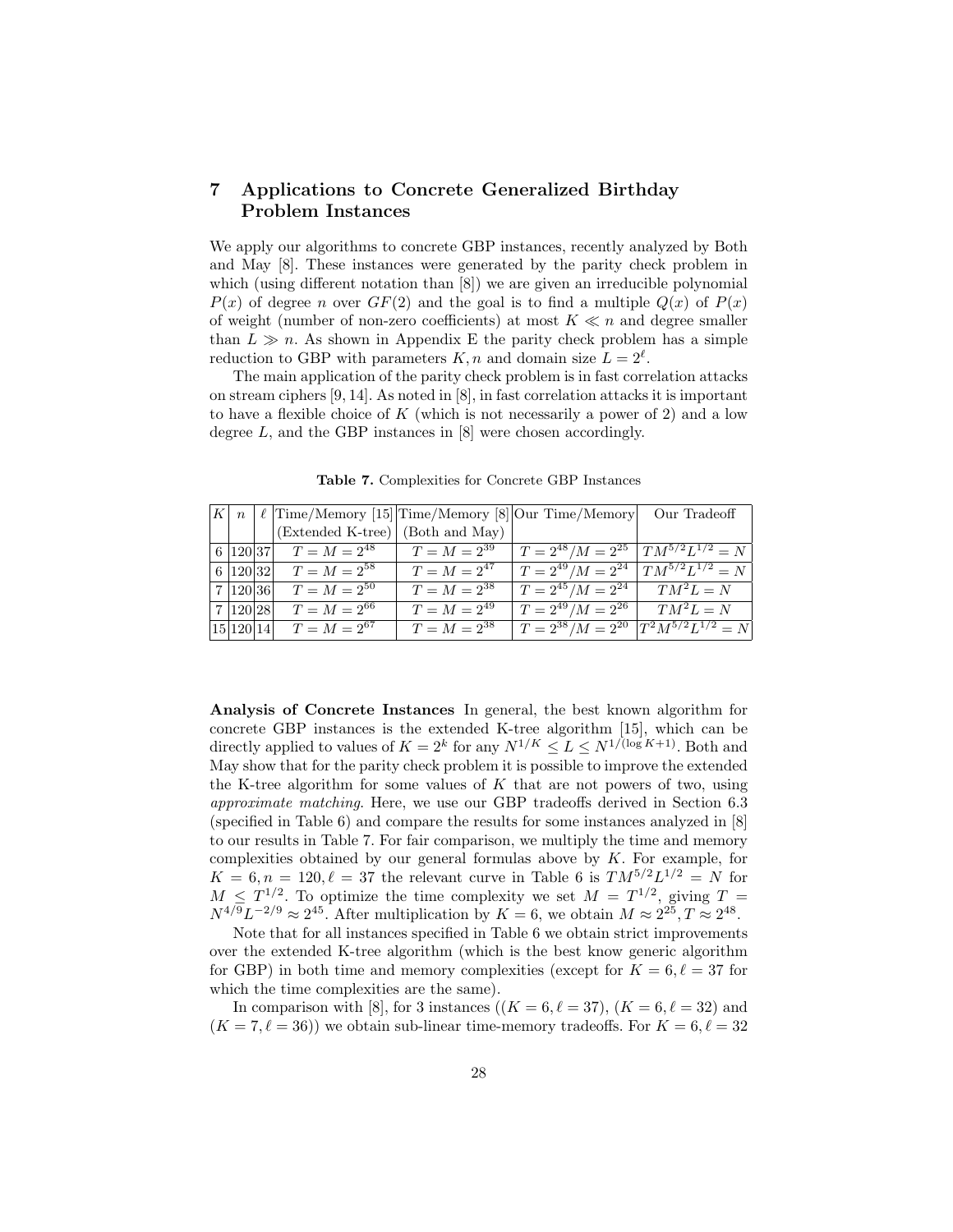## 7 Applications to Concrete Generalized Birthday Problem Instances

We apply our algorithms to concrete GBP instances, recently analyzed by Both and May [8]. These instances were generated by the parity check problem in which (using different notation than [8]) we are given an irreducible polynomial $P(x)$ of degree $n$ over $GF(2)$ and the goal is to find a multiple $Q(x)$ of $P(x)$ of weight (number of non-zero coefficients) at most $K \ll n$ and degree smaller than $L \gg n$. As shown in Appendix E the parity check problem has a simple reduction to GBP with parameters $K, n$ and domain size $L = 2^{\ell}$.

The main application of the parity check problem is in fast correlation attacks on stream ciphers [9, 14]. As noted in [8], in fast correlation attacks it is important to have a flexible choice of $K$ (which is not necessarily a power of 2) and a low degree $L$, and the GBP instances in [8] were chosen accordingly.

**Table 7.** Complexities for Concrete GBP Instances

| $K$ | $n$ | $\ell$ | Time/Memory [15] (Extended K-tree) | Time/Memory [8] (Both and May) | Our Time/Memory | Our Tradeoff |
|---|---|---|---|---|---|---|
| 6 | 120 | 37 | $T = M = 2^{48}$ | $T = M = 2^{39}$ | $T = 2^{48}/M = 2^{25}$ | $TM^{5/2}L^{1/2} = N$ |
| 6 | 120 | 32 | $T = M = 2^{58}$ | $T = M = 2^{47}$ | $T = 2^{49}/M = 2^{24}$ | $TM^{5/2}L^{1/2} = N$ |
| 7 | 120 | 36 | $T = M = 2^{50}$ | $T = M = 2^{38}$ | $T = 2^{45}/M = 2^{24}$ | $TM^{2}L = N$ |
| 7 | 120 | 28 | $T = M = 2^{66}$ | $T = M = 2^{49}$ | $T = 2^{49}/M = 2^{26}$ | $TM^{2}L = N$ |
| 15 | 120 | 14 | $T = M = 2^{67}$ | $T = M = 2^{38}$ | $T = 2^{38}/M = 2^{20}$ | $T^2M^{5/2}L^{1/2} = N$ |

**Analysis of Concrete Instances** In general, the best known algorithm for concrete GBP instances is the extended K-tree algorithm [15], which can be directly applied to values of $K = 2^k$ for any $N^{1/K} \leq L \leq N^{1/(\log K+1)}$. Both and May show that for the parity check problem it is possible to improve the extended the K-tree algorithm for some values of $K$ that are not powers of two, using *approximate matching*. Here, we use our GBP tradeoffs derived in Section 6.3 (specified in Table 6) and compare the results for some instances analyzed in [8] to our results in Table 7. For fair comparison, we multiply the time and memory complexities obtained by our general formulas above by $K$. For example, for $K = 6, n = 120, \ell = 37$ the relevant curve in Table 6 is $TM^{5/2}L^{1/2} = N$ for $M \leq T^{1/2}$. To optimize the time complexity we set $M = T^{1/2}$, giving $T = N^{4/9}L^{-2/9} \approx 2^{45}$. After multiplication by $K = 6$, we obtain $M \approx 2^{25}, T \approx 2^{48}$.

Note that for all instances specified in Table 6 we obtain strict improvements over the extended K-tree algorithm (which is the best know generic algorithm for GBP) in both time and memory complexities (except for $K = 6, \ell = 37$ for which the time complexities are the same).

In comparison with [8], for 3 instances (($K = 6, \ell = 37$), ($K = 6, \ell = 32$) and ($K = 7, \ell = 36$)) we obtain sub-linear time-memory tradeoffs. For $K = 6, \ell = 32$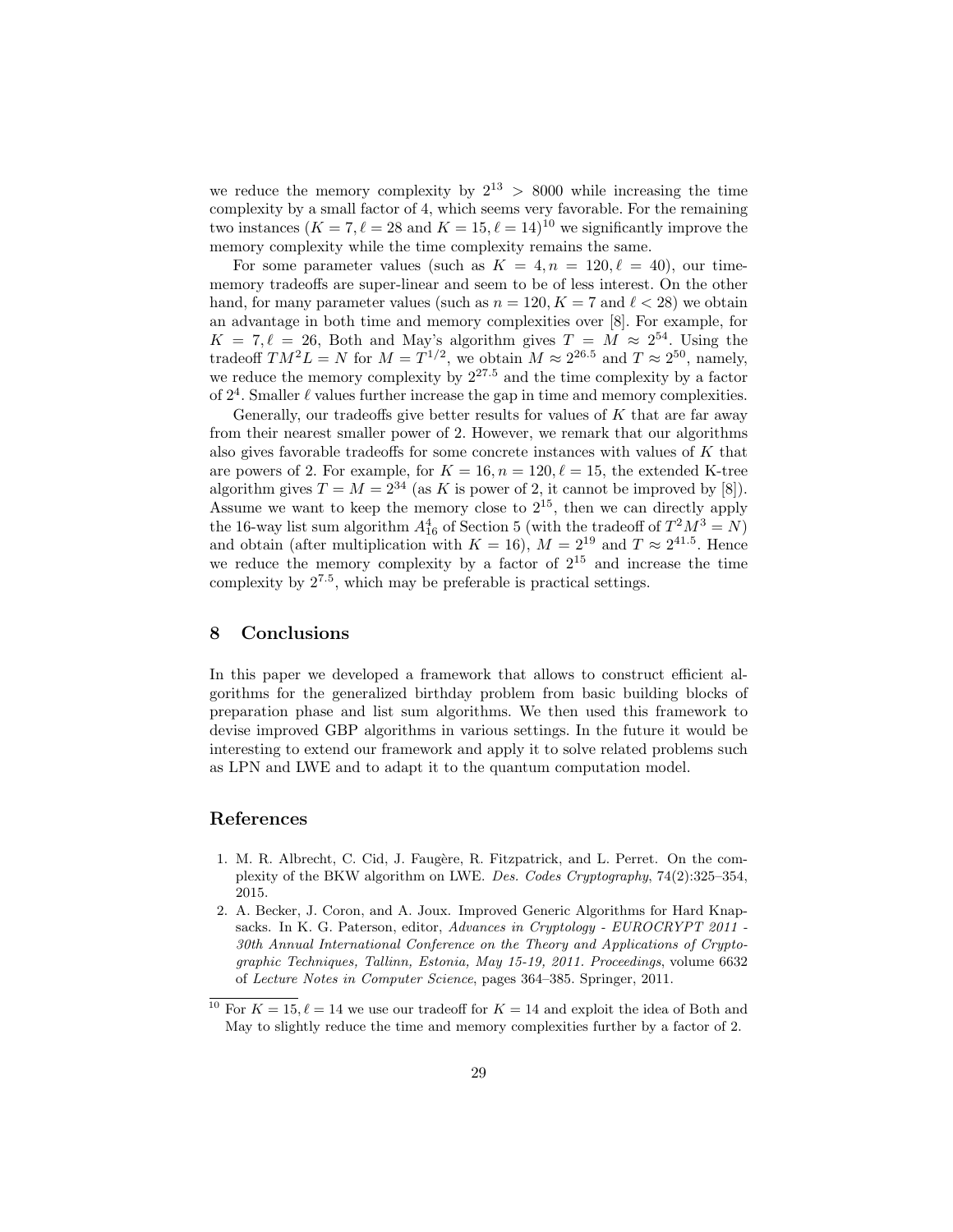we reduce the memory complexity by $2^{13} > 8000$ while increasing the time complexity by a small factor of 4, which seems very favorable. For the remaining two instances ($K = 7, \ell = 28$ and $K = 15, \ell = 14$)[10] we significantly improve the memory complexity while the time complexity remains the same.

For some parameter values (such as $K = 4, n = 120, \ell = 40$), our time-memory tradeoffs are super-linear and seem to be of less interest. On the other hand, for many parameter values (such as $n = 120, K = 7$ and $\ell < 28$) we obtain an advantage in both time and memory complexities over [8]. For example, for $K = 7, \ell = 26$, Both and May's algorithm gives $T = M \approx 2^{54}$. Using the tradeoff $TM^2L = N$ for $M = T^{1/2}$, we obtain $M \approx 2^{26.5}$ and $T \approx 2^{50}$, namely, we reduce the memory complexity by $2^{27.5}$ and the time complexity by a factor of $2^4$. Smaller $\ell$ values further increase the gap in time and memory complexities.

Generally, our tradeoffs give better results for values of $K$ that are far away from their nearest smaller power of 2. However, we remark that our algorithms also gives favorable tradeoffs for some concrete instances with values of $K$ that are powers of 2. For example, for $K = 16, n = 120, \ell = 15$, the extended K-tree algorithm gives $T = M = 2^{34}$ (as $K$ is power of 2, it cannot be improved by [8]). Assume we want to keep the memory close to $2^{15}$, then we can directly apply the 16-way list sum algorithm $A_{16}^4$ of Section 5 (with the tradeoff of $T^2M^3 = N$) and obtain (after multiplication with $K = 16$), $M = 2^{19}$ and $T \approx 2^{41.5}$. Hence we reduce the memory complexity by a factor of $2^{15}$ and increase the time complexity by $2^{7.5}$, which may be preferable is practical settings.

## 8 Conclusions

In this paper we developed a framework that allows to construct efficient algorithms for the generalized birthday problem from basic building blocks of preparation phase and list sum algorithms. We then used this framework to devise improved GBP algorithms in various settings. In the future it would be interesting to extend our framework and apply it to solve related problems such as LPN and LWE and to adapt it to the quantum computation model.

## References

1. M. R. Albrecht, C. Cid, J. Faugère, R. Fitzpatrick, and L. Perret. On the complexity of the BKW algorithm on LWE. *Des. Codes Cryptography*, 74(2):325–354, 2015.
2. A. Becker, J. Coron, and A. Joux. Improved Generic Algorithms for Hard Knapsacks. In K. G. Paterson, editor, *Advances in Cryptology - EUROCRYPT 2011 - 30th Annual International Conference on the Theory and Applications of Cryptographic Techniques, Tallinn, Estonia, May 15-19, 2011. Proceedings*, volume 6632 of *Lecture Notes in Computer Science*, pages 364–385. Springer, 2011.

[10] For $K = 15, \ell = 14$ we use our tradeoff for $K = 14$ and exploit the idea of Both and May to slightly reduce the time and memory complexities further by a factor of 2.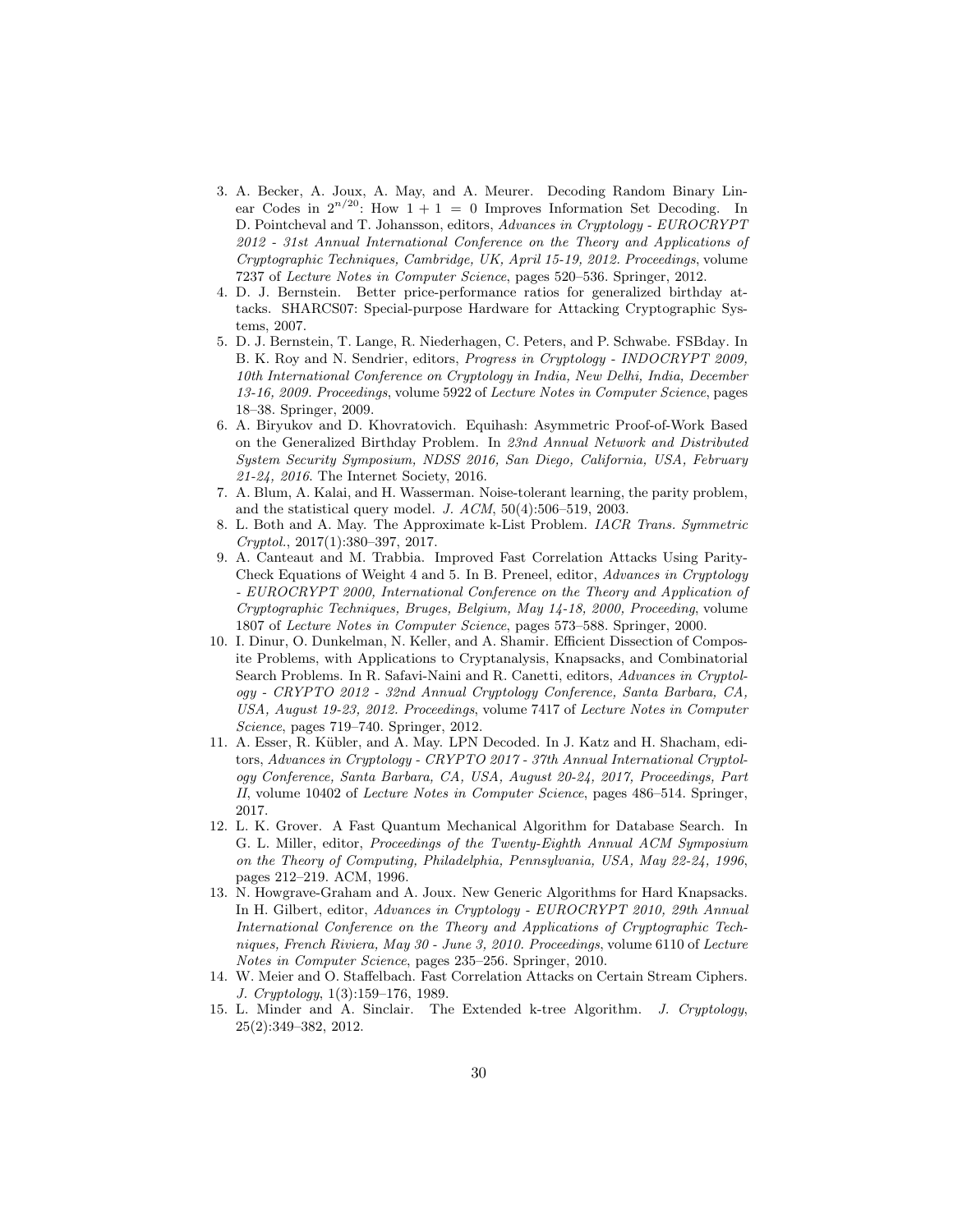3. A. Becker, A. Joux, A. May, and A. Meurer. Decoding Random Binary Linear Codes in $2^{n/20}$: How $1 + 1 = 0$ Improves Information Set Decoding. In D. Pointcheval and T. Johansson, editors, *Advances in Cryptology - EUROCRYPT 2012 - 31st Annual International Conference on the Theory and Applications of Cryptographic Techniques, Cambridge, UK, April 15-19, 2012. Proceedings*, volume 7237 of *Lecture Notes in Computer Science*, pages 520–536. Springer, 2012.
4. D. J. Bernstein. Better price-performance ratios for generalized birthday attacks. SHARCS07: Special-purpose Hardware for Attacking Cryptographic Systems, 2007.
5. D. J. Bernstein, T. Lange, R. Niederhagen, C. Peters, and P. Schwabe. FSBday. In B. K. Roy and N. Sendrier, editors, *Progress in Cryptology - INDOCRYPT 2009, 10th International Conference on Cryptology in India, New Delhi, India, December 13-16, 2009. Proceedings*, volume 5922 of *Lecture Notes in Computer Science*, pages 18–38. Springer, 2009.
6. A. Biryukov and D. Khovratovich. Equihash: Asymmetric Proof-of-Work Based on the Generalized Birthday Problem. In *23nd Annual Network and Distributed System Security Symposium, NDSS 2016, San Diego, California, USA, February 21-24, 2016*. The Internet Society, 2016.
7. A. Blum, A. Kalai, and H. Wasserman. Noise-tolerant learning, the parity problem, and the statistical query model. *J. ACM*, 50(4):506–519, 2003.
8. L. Both and A. May. The Approximate k-List Problem. *IACR Trans. Symmetric Cryptol.*, 2017(1):380–397, 2017.
9. A. Canteaut and M. Trabbia. Improved Fast Correlation Attacks Using Parity-Check Equations of Weight 4 and 5. In B. Preneel, editor, *Advances in Cryptology - EUROCRYPT 2000, International Conference on the Theory and Application of Cryptographic Techniques, Bruges, Belgium, May 14-18, 2000, Proceeding*, volume 1807 of *Lecture Notes in Computer Science*, pages 573–588. Springer, 2000.
10. I. Dinur, O. Dunkelman, N. Keller, and A. Shamir. Efficient Dissection of Composite Problems, with Applications to Cryptanalysis, Knapsacks, and Combinatorial Search Problems. In R. Safavi-Naini and R. Canetti, editors, *Advances in Cryptology - CRYPTO 2012 - 32nd Annual Cryptology Conference, Santa Barbara, CA, USA, August 19-23, 2012. Proceedings*, volume 7417 of *Lecture Notes in Computer Science*, pages 719–740. Springer, 2012.
11. A. Esser, R. Kübler, and A. May. LPN Decoded. In J. Katz and H. Shacham, editors, *Advances in Cryptology - CRYPTO 2017 - 37th Annual International Cryptology Conference, Santa Barbara, CA, USA, August 20-24, 2017, Proceedings, Part II*, volume 10402 of *Lecture Notes in Computer Science*, pages 486–514. Springer, 2017.
12. L. K. Grover. A Fast Quantum Mechanical Algorithm for Database Search. In G. L. Miller, editor, *Proceedings of the Twenty-Eighth Annual ACM Symposium on the Theory of Computing, Philadelphia, Pennsylvania, USA, May 22-24, 1996*, pages 212–219. ACM, 1996.
13. N. Howgrave-Graham and A. Joux. New Generic Algorithms for Hard Knapsacks. In H. Gilbert, editor, *Advances in Cryptology - EUROCRYPT 2010, 29th Annual International Conference on the Theory and Applications of Cryptographic Techniques, French Riviera, May 30 - June 3, 2010. Proceedings*, volume 6110 of *Lecture Notes in Computer Science*, pages 235–256. Springer, 2010.
14. W. Meier and O. Staffelbach. Fast Correlation Attacks on Certain Stream Ciphers. *J. Cryptology*, 1(3):159–176, 1989.
15. L. Minder and A. Sinclair. The Extended k-tree Algorithm. *J. Cryptology*, 25(2):349–382, 2012.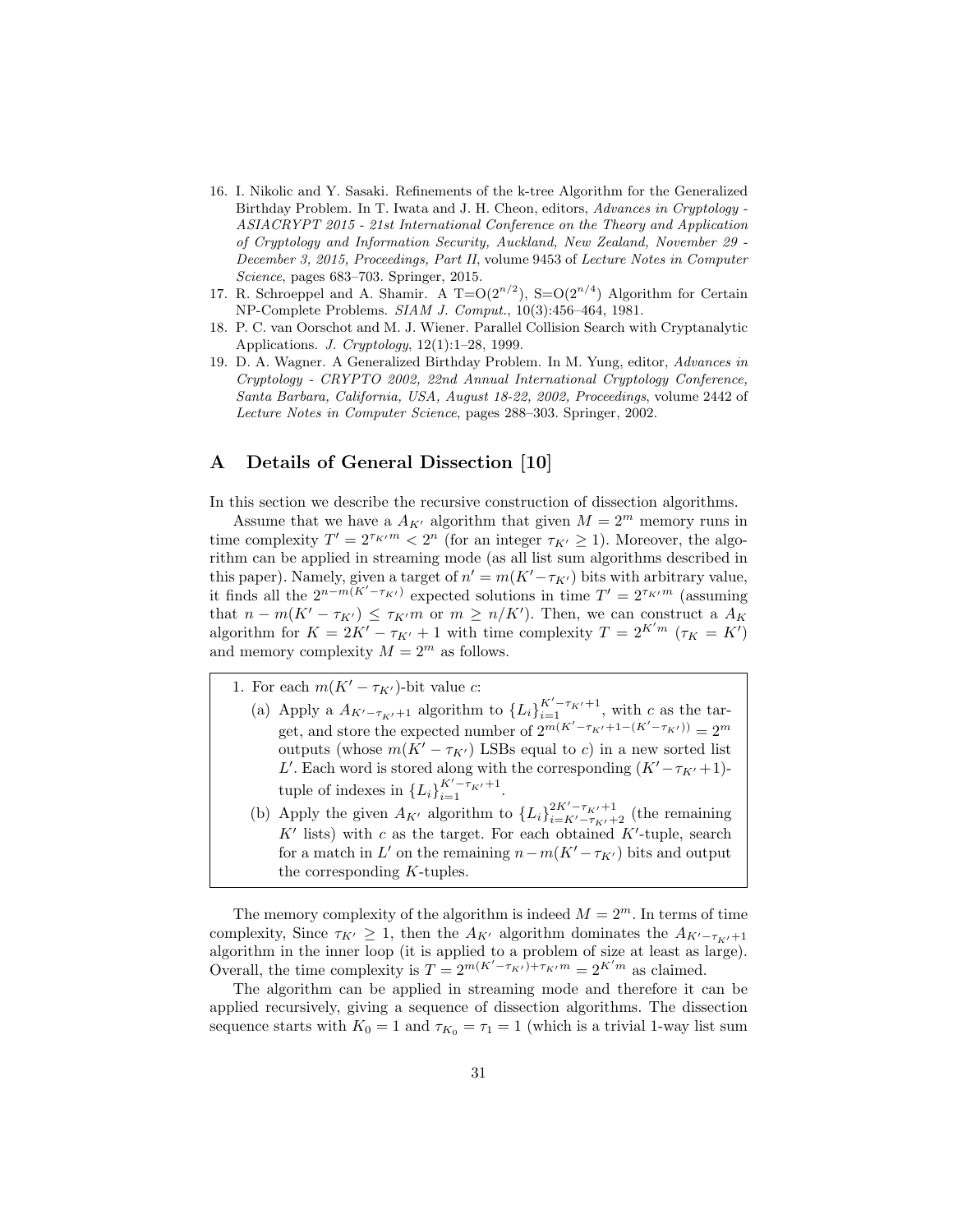16. I. Nikolic and Y. Sasaki. Refinements of the k-tree Algorithm for the Generalized Birthday Problem. In T. Iwata and J. H. Cheon, editors, *Advances in Cryptology - ASIACRYPT 2015 - 21st International Conference on the Theory and Application of Cryptology and Information Security, Auckland, New Zealand, November 29 - December 3, 2015, Proceedings, Part II*, volume 9453 of *Lecture Notes in Computer Science*, pages 683–703. Springer, 2015.
17. R. Schroeppel and A. Shamir. A T=O($2^{n/2}$), S=O($2^{n/4}$) Algorithm for Certain NP-Complete Problems. *SIAM J. Comput.*, 10(3):456–464, 1981.
18. P. C. van Oorschot and M. J. Wiener. Parallel Collision Search with Cryptanalytic Applications. *J. Cryptology*, 12(1):1–28, 1999.
19. D. A. Wagner. A Generalized Birthday Problem. In M. Yung, editor, *Advances in Cryptology - CRYPTO 2002, 22nd Annual International Cryptology Conference, Santa Barbara, California, USA, August 18-22, 2002, Proceedings*, volume 2442 of *Lecture Notes in Computer Science*, pages 288–303. Springer, 2002.

## A Details of General Dissection [10]

In this section we describe the recursive construction of dissection algorithms.

Assume that we have a $A_{K'}$ algorithm that given $M = 2^m$ memory runs in time complexity $T' = 2^{\tau_{K'} m} < 2^n$ (for an integer $\tau_{K'} \geq 1$). Moreover, the algorithm can be applied in streaming mode (as all list sum algorithms described in this paper). Namely, given a target of $n' = m(K' - \tau_{K'})$ bits with arbitrary value, it finds all the $2^{n-m(K'-\tau_{K'})}$ expected solutions in time $T' = 2^{\tau_{K'} m}$ (assuming that $n - m(K' - \tau_{K'}) \leq \tau_{K'} m$ or $m \geq n/K'$). Then, we can construct a $A_K$ algorithm for $K = 2K' - \tau_{K'} + 1$ with time complexity $T = 2^{K'm}$ ($\tau_K = K'$) and memory complexity $M = 2^m$ as follows.

1. For each $m(K' - \tau_{K'})$-bit value $c$:
   (a) Apply a $A_{K'-\tau_{K'}+1}$ algorithm to $\{L_i\}_{i=1}^{K'-\tau_{K'}+1}$, with $c$ as the target, and store the expected number of $2^{m(K'-\tau_{K'}+1-(K'-\tau_{K'}))} = 2^m$ outputs (whose $m(K' - \tau_{K'})$ LSBs equal to $c$) in a new sorted list $L'$. Each word is stored along with the corresponding $(K' - \tau_{K'} + 1)$-tuple of indexes in $\{L_i\}_{i=1}^{K'-\tau_{K'}+1}$.
   (b) Apply the given $A_{K'}$ algorithm to $\{L_i\}_{i=K'-\tau_{K'}+2}^{2K'-\tau_{K'}+1}$ (the remaining $K'$ lists) with $c$ as the target. For each obtained $K'$-tuple, search for a match in $L'$ on the remaining $n - m(K' - \tau_{K'})$ bits and output the corresponding $K$-tuples.

The memory complexity of the algorithm is indeed $M = 2^m$. In terms of time complexity, Since $\tau_{K'} \geq 1$, then the $A_{K'}$ algorithm dominates the $A_{K'-\tau_{K'}+1}$ algorithm in the inner loop (it is applied to a problem of size at least as large). Overall, the time complexity is $T = 2^{m(K'-\tau_{K'})+\tau_{K'} m} = 2^{K'm}$ as claimed.

The algorithm can be applied in streaming mode and therefore it can be applied recursively, giving a sequence of dissection algorithms. The dissection sequence starts with $K_0 = 1$ and $\tau_{K_0} = \tau_1 = 1$ (which is a trivial 1-way list sum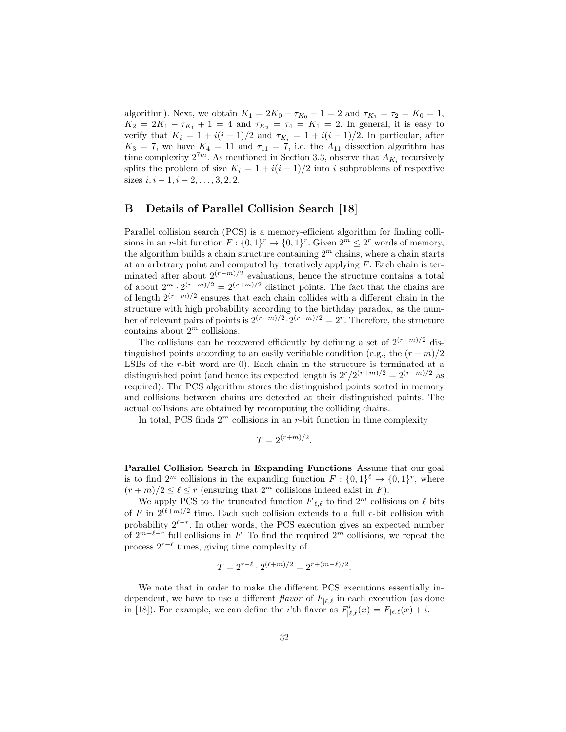algorithm). Next, we obtain $K_1 = 2K_0 - \tau_{K_0} + 1 = 2$ and $\tau_{K_1} = \tau_2 = K_0 = 1$, $K_2 = 2K_1 - \tau_{K_1} + 1 = 4$ and $\tau_{K_2} = \tau_4 = K_1 = 2$. In general, it is easy to verify that $K_i = 1 + i(i+1)/2$ and $\tau_{K_i} = 1 + i(i-1)/2$. In particular, after $K_3 = 7$, we have $K_4 = 11$ and $\tau_{11} = 7$, i.e. the $A_{11}$ dissection algorithm has time complexity $2^{7m}$. As mentioned in Section 3.3, observe that $A_{K_i}$ recursively splits the problem of size $K_i = 1 + i(i+1)/2$ into $i$ subproblems of respective sizes $i, i-1, i-2, \ldots, 3, 2, 2$.

## B Details of Parallel Collision Search [18]

Parallel collision search (PCS) is a memory-efficient algorithm for finding collisions in an $r$-bit function $F : \{0,1\}^r \rightarrow \{0,1\}^r$. Given $2^m \leq 2^r$ words of memory, the algorithm builds a chain structure containing $2^m$ chains, where a chain starts at an arbitrary point and computed by iteratively applying $F$. Each chain is terminated after about $2^{(r-m)/2}$ evaluations, hence the structure contains a total of about $2^m \cdot 2^{(r-m)/2} = 2^{(r+m)/2}$ distinct points. The fact that the chains are of length $2^{(r-m)/2}$ ensures that each chain collides with a different chain in the structure with high probability according to the birthday paradox, as the number of relevant pairs of points is $2^{(r-m)/2} \cdot 2^{(r+m)/2} = 2^r$. Therefore, the structure contains about $2^m$ collisions.

The collisions can be recovered efficiently by defining a set of $2^{(r+m)/2}$ distinguished points according to an easily verifiable condition (e.g., the $(r-m)/2$ LSBs of the $r$-bit word are 0). Each chain in the structure is terminated at a distinguished point (and hence its expected length is $2^r/2^{(r+m)/2} = 2^{(r-m)/2}$ as required). The PCS algorithm stores the distinguished points sorted in memory and collisions between chains are detected at their distinguished points. The actual collisions are obtained by recomputing the colliding chains.

In total, PCS finds $2^m$ collisions in an $r$-bit function in time complexity

$$T = 2^{(r+m)/2}.$$

**Parallel Collision Search in Expanding Functions** Assume that our goal is to find $2^m$ collisions in the expanding function $F : \{0,1\}^\ell \rightarrow \{0,1\}^r$, where $(r+m)/2 \leq \ell \leq r$ (ensuring that $2^m$ collisions indeed exist in $F$).

We apply PCS to the truncated function $F_{|\ell,\ell}$ to find $2^m$ collisions on $\ell$ bits of $F$ in $2^{(\ell+m)/2}$ time. Each such collision extends to a full $r$-bit collision with probability $2^{\ell-r}$. In other words, the PCS execution gives an expected number of $2^{m+\ell-r}$ full collisions in $F$. To find the required $2^m$ collisions, we repeat the process $2^{r-\ell}$ times, giving time complexity of

$$T = 2^{r-\ell} \cdot 2^{(\ell+m)/2} = 2^{r+(m-\ell)/2}.$$

We note that in order to make the different PCS executions essentially independent, we have to use a different *flavor* of $F_{|\ell,\ell}$ in each execution (as done in [18]). For example, we can define the $i$'th flavor as $F^i_{|\ell,\ell}(x) = F_{|\ell,\ell}(x) + i$.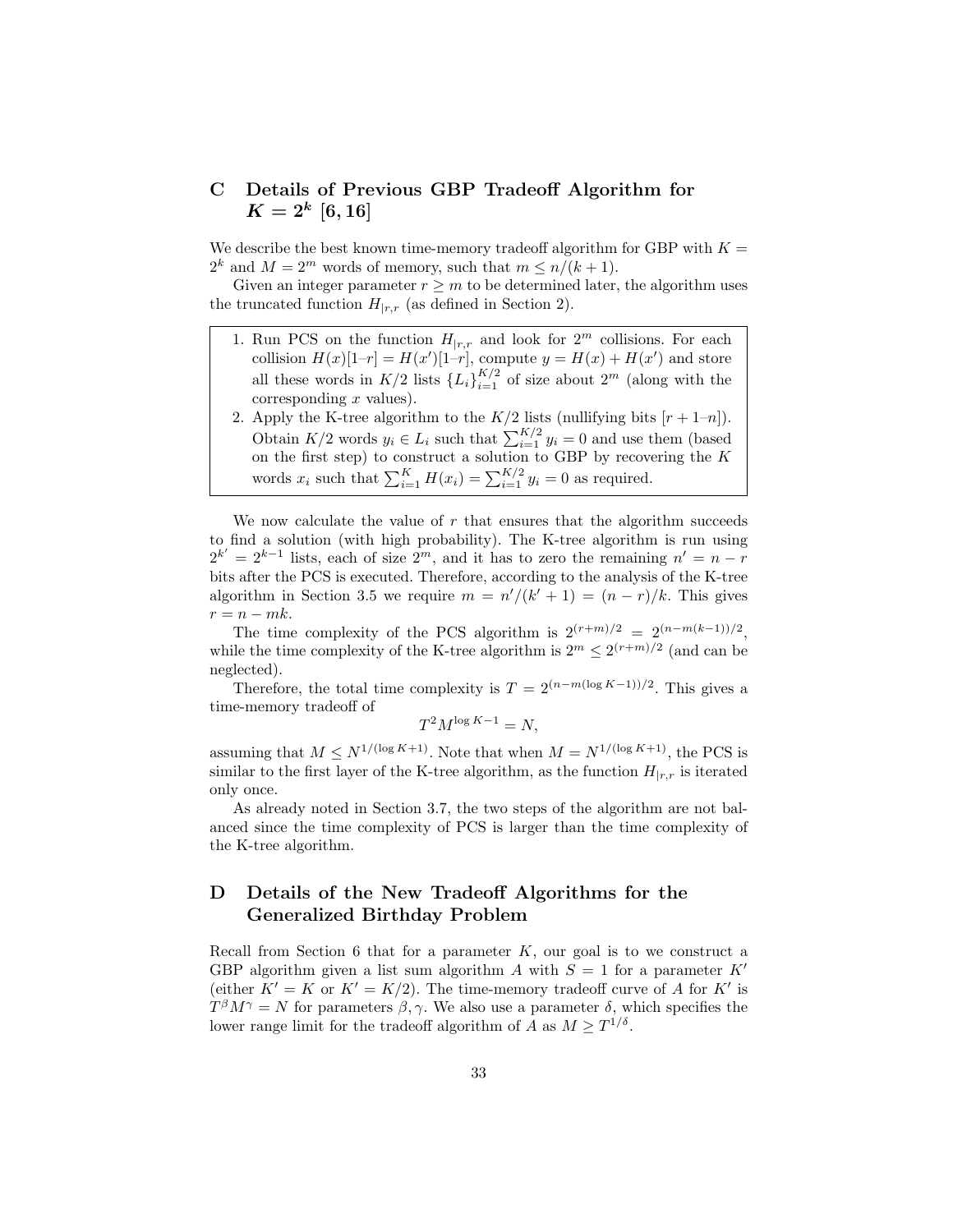## C Details of Previous GBP Tradeoff Algorithm for $K = 2^k$ [6, 16]

We describe the best known time-memory tradeoff algorithm for GBP with $K = 2^k$ and $M = 2^m$ words of memory, such that $m \leq n/(k+1)$.

Given an integer parameter $r \geq m$ to be determined later, the algorithm uses the truncated function $H_{|r,r}$ (as defined in Section 2).

1. Run PCS on the function $H_{|r,r}$ and look for $2^m$ collisions. For each collision $H(x)[1\text{–}r] = H(x')[1\text{–}r]$, compute $y = H(x) + H(x')$ and store all these words in $K/2$ lists $\{L_i\}_{i=1}^{K/2}$ of size about $2^m$ (along with the corresponding $x$ values).
2. Apply the K-tree algorithm to the $K/2$ lists (nullifying bits $[r+1\text{–}n]$). Obtain $K/2$ words $y_i \in L_i$ such that $\sum_{i=1}^{K/2} y_i = 0$ and use them (based on the first step) to construct a solution to GBP by recovering the $K$ words $x_i$ such that $\sum_{i=1}^{K} H(x_i) = \sum_{i=1}^{K/2} y_i = 0$ as required.

We now calculate the value of $r$ that ensures that the algorithm succeeds to find a solution (with high probability). The K-tree algorithm is run using $2^{k'} = 2^{k-1}$ lists, each of size $2^m$, and it has to zero the remaining $n' = n - r$ bits after the PCS is executed. Therefore, according to the analysis of the K-tree algorithm in Section 3.5 we require $m = n'/(k'+1) = (n-r)/k$. This gives $r = n - mk$.

The time complexity of the PCS algorithm is $2^{(r+m)/2} = 2^{(n-m(k-1))/2}$, while the time complexity of the K-tree algorithm is $2^m \leq 2^{(r+m)/2}$ (and can be neglected).

Therefore, the total time complexity is $T = 2^{(n-m(\log K-1))/2}$. This gives a time-memory tradeoff of

$$T^2 M^{\log K - 1} = N,$$

assuming that $M \leq N^{1/(\log K+1)}$. Note that when $M = N^{1/(\log K+1)}$, the PCS is similar to the first layer of the K-tree algorithm, as the function $H_{|r,r}$ is iterated only once.

As already noted in Section 3.7, the two steps of the algorithm are not balanced since the time complexity of PCS is larger than the time complexity of the K-tree algorithm.

## D Details of the New Tradeoff Algorithms for the Generalized Birthday Problem

Recall from Section 6 that for a parameter $K$, our goal is to we construct a GBP algorithm given a list sum algorithm $A$ with $S = 1$ for a parameter $K'$ (either $K' = K$ or $K' = K/2$). The time-memory tradeoff curve of $A$ for $K'$ is $T^{\beta} M^{\gamma} = N$ for parameters $\beta, \gamma$. We also use a parameter $\delta$, which specifies the lower range limit for the tradeoff algorithm of $A$ as $M \geq T^{1/\delta}$.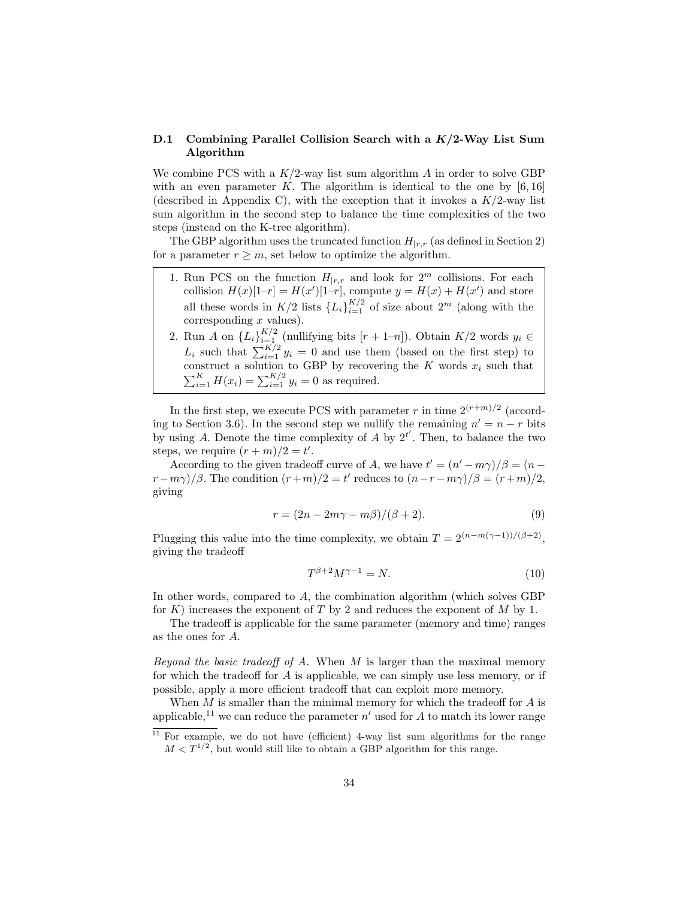### D.1 Combining Parallel Collision Search with a $K/2$-Way List Sum Algorithm

We combine PCS with a $K/2$-way list sum algorithm $A$ in order to solve GBP with an even parameter $K$. The algorithm is identical to the one by [6, 16] (described in Appendix C), with the exception that it invokes a $K/2$-way list sum algorithm in the second step to balance the time complexities of the two steps (instead on the K-tree algorithm).

The GBP algorithm uses the truncated function $H_{|r,r}$ (as defined in Section 2) for a parameter $r \geq m$, set below to optimize the algorithm.

1. Run PCS on the function $H_{|r,r}$ and look for $2^m$ collisions. For each collision $H(x)[1\text{–}r] = H(x')[1\text{–}r]$, compute $y = H(x) + H(x')$ and store all these words in $K/2$ lists $\{L_i\}_{i=1}^{K/2}$ of size about $2^m$ (along with the corresponding $x$ values).
2. Run $A$ on $\{L_i\}_{i=1}^{K/2}$ (nullifying bits $[r+1\text{–}n]$). Obtain $K/2$ words $y_i \in L_i$ such that $\sum_{i=1}^{K/2} y_i = 0$ and use them (based on the first step) to construct a solution to GBP by recovering the $K$ words $x_i$ such that $\sum_{i=1}^{K} H(x_i) = \sum_{i=1}^{K/2} y_i = 0$ as required.

In the first step, we execute PCS with parameter $r$ in time $2^{(r+m)/2}$ (according to Section 3.6). In the second step we nullify the remaining $n' = n - r$ bits by using $A$. Denote the time complexity of $A$ by $2^{t'}$. Then, to balance the two steps, we require $(r+m)/2 = t'$.

According to the given tradeoff curve of $A$, we have $t' = (n' - m\gamma)/\beta = (n - r - m\gamma)/\beta$. The condition $(r+m)/2 = t'$ reduces to $(n-r-m\gamma)/\beta = (r+m)/2$, giving

$$r = (2n - 2m\gamma - m\beta)/(\beta + 2). \tag{9}$$

Plugging this value into the time complexity, we obtain $T = 2^{(n-m(\gamma-1))/(\beta+2)}$, giving the tradeoff

$$T^{\beta+2}M^{\gamma-1} = N. \tag{10}$$

In other words, compared to $A$, the combination algorithm (which solves GBP for $K$) increases the exponent of $T$ by 2 and reduces the exponent of $M$ by 1.

The tradeoff is applicable for the same parameter (memory and time) ranges as the ones for $A$.

*Beyond the basic tradeoff of A.* When $M$ is larger than the maximal memory for which the tradeoff for $A$ is applicable, we can simply use less memory, or if possible, apply a more efficient tradeoff that can exploit more memory.

When $M$ is smaller than the minimal memory for which the tradeoff for $A$ is applicable,[11] we can reduce the parameter $n'$ used for $A$ to match its lower range

[11] For example, we do not have (efficient) 4-way list sum algorithms for the range $M < T^{1/2}$, but would still like to obtain a GBP algorithm for this range.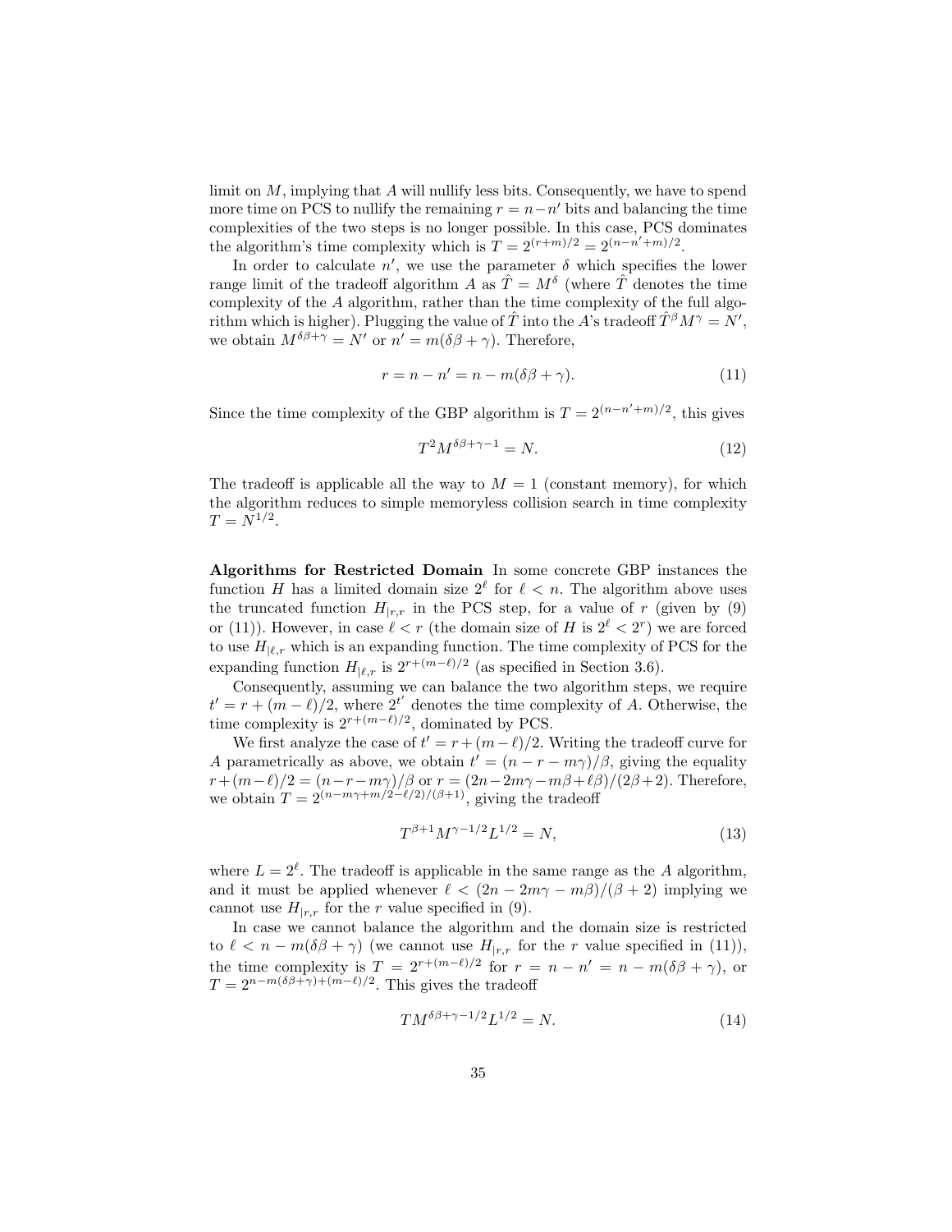limit on $M$, implying that $A$ will nullify less bits. Consequently, we have to spend more time on PCS to nullify the remaining $r = n - n'$ bits and balancing the time complexities of the two steps is no longer possible. In this case, PCS dominates the algorithm's time complexity which is $T = 2^{(r+m)/2} = 2^{(n-n'+m)/2}$.

In order to calculate $n'$, we use the parameter $\delta$ which specifies the lower range limit of the tradeoff algorithm $A$ as $\hat{T} = M^{\delta}$ (where $\hat{T}$ denotes the time complexity of the $A$ algorithm, rather than the time complexity of the full algorithm which is higher). Plugging the value of $\hat{T}$ into the $A$'s tradeoff $\hat{T}^{\beta} M^{\gamma} = N'$, we obtain $M^{\delta\beta+\gamma} = N'$ or $n' = m(\delta\beta + \gamma)$. Therefore,

$$r = n - n' = n - m(\delta\beta + \gamma). \tag{11}$$

Since the time complexity of the GBP algorithm is $T = 2^{(n-n'+m)/2}$, this gives

$$T^2 M^{\delta\beta+\gamma-1} = N. \tag{12}$$

The tradeoff is applicable all the way to $M = 1$ (constant memory), for which the algorithm reduces to simple memoryless collision search in time complexity $T = N^{1/2}$.

**Algorithms for Restricted Domain** In some concrete GBP instances the function $H$ has a limited domain size $2^{\ell}$ for $\ell < n$. The algorithm above uses the truncated function $H_{|r,r}$ in the PCS step, for a value of $r$ (given by (9) or (11)). However, in case $\ell < r$ (the domain size of $H$ is $2^{\ell} < 2^{r}$) we are forced to use $H_{|\ell,r}$ which is an expanding function. The time complexity of PCS for the expanding function $H_{|\ell,r}$ is $2^{r+(m-\ell)/2}$ (as specified in Section 3.6).

Consequently, assuming we can balance the two algorithm steps, we require $t' = r + (m - \ell)/2$, where $2^{t'}$ denotes the time complexity of $A$. Otherwise, the time complexity is $2^{r+(m-\ell)/2}$, dominated by PCS.

We first analyze the case of $t' = r + (m - \ell)/2$. Writing the tradeoff curve for $A$ parametrically as above, we obtain $t' = (n - r - m\gamma)/\beta$, giving the equality $r + (m - \ell)/2 = (n - r - m\gamma)/\beta$ or $r = (2n - 2m\gamma - m\beta + \ell\beta)/(2\beta + 2)$. Therefore, we obtain $T = 2^{(n-m\gamma+m/2-\ell/2)/(\beta+1)}$, giving the tradeoff

$$T^{\beta+1} M^{\gamma-1/2} L^{1/2} = N, \tag{13}$$

where $L = 2^{\ell}$. The tradeoff is applicable in the same range as the $A$ algorithm, and it must be applied whenever $\ell < (2n - 2m\gamma - m\beta)/(\beta + 2)$ implying we cannot use $H_{|r,r}$ for the $r$ value specified in (9).

In case we cannot balance the algorithm and the domain size is restricted to $\ell < n - m(\delta\beta + \gamma)$ (we cannot use $H_{|r,r}$ for the $r$ value specified in (11)), the time complexity is $T = 2^{r+(m-\ell)/2}$ for $r = n - n' = n - m(\delta\beta + \gamma)$, or $T = 2^{n-m(\delta\beta+\gamma)+(m-\ell)/2}$. This gives the tradeoff

$$T M^{\delta\beta+\gamma-1/2} L^{1/2} = N. \tag{14}$$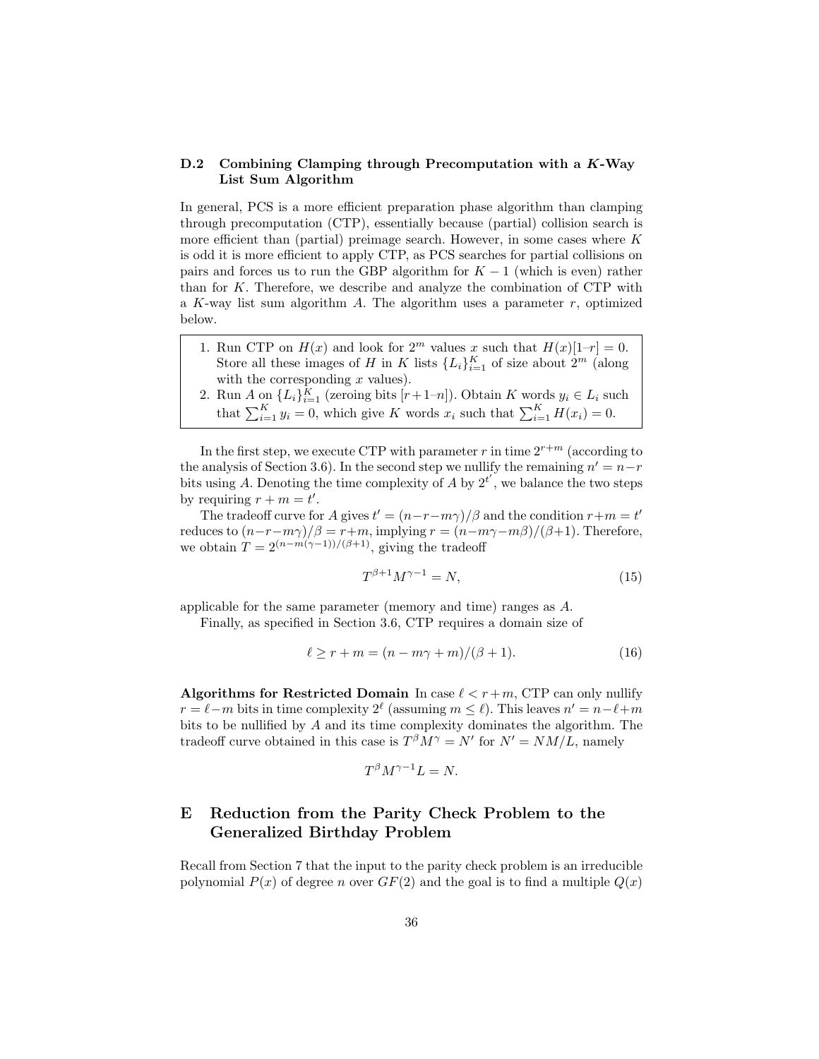### D.2 Combining Clamping through Precomputation with a $K$-Way List Sum Algorithm

In general, PCS is a more efficient preparation phase algorithm than clamping through precomputation (CTP), essentially because (partial) collision search is more efficient than (partial) preimage search. However, in some cases where $K$ is odd it is more efficient to apply CTP, as PCS searches for partial collisions on pairs and forces us to run the GBP algorithm for $K-1$ (which is even) rather than for $K$. Therefore, we describe and analyze the combination of CTP with a $K$-way list sum algorithm $A$. The algorithm uses a parameter $r$, optimized below.

1. Run CTP on $H(x)$ and look for $2^m$ values $x$ such that $H(x)[1\text{–}r] = 0$. Store all these images of $H$ in $K$ lists $\{L_i\}_{i=1}^{K}$ of size about $2^m$ (along with the corresponding $x$ values).
2. Run $A$ on $\{L_i\}_{i=1}^{K}$ (zeroing bits $[r+1\text{–}n]$). Obtain $K$ words $y_i \in L_i$ such that $\sum_{i=1}^{K} y_i = 0$, which give $K$ words $x_i$ such that $\sum_{i=1}^{K} H(x_i) = 0$.

In the first step, we execute CTP with parameter $r$ in time $2^{r+m}$ (according to the analysis of Section 3.6). In the second step we nullify the remaining $n' = n-r$ bits using $A$. Denoting the time complexity of $A$ by $2^{t'}$, we balance the two steps by requiring $r + m = t'$.

The tradeoff curve for $A$ gives $t' = (n-r-m\gamma)/\beta$ and the condition $r+m = t'$ reduces to $(n-r-m\gamma)/\beta = r+m$, implying $r = (n-m\gamma-m\beta)/(\beta+1)$. Therefore, we obtain $T = 2^{(n-m(\gamma-1))/(\beta+1)}$, giving the tradeoff

$$T^{\beta+1}M^{\gamma-1} = N, \tag{15}$$

applicable for the same parameter (memory and time) ranges as $A$.

Finally, as specified in Section 3.6, CTP requires a domain size of

$$\ell \geq r + m = (n - m\gamma + m)/(\beta + 1). \tag{16}$$

**Algorithms for Restricted Domain** In case $\ell < r+m$, CTP can only nullify $r = \ell-m$ bits in time complexity $2^{\ell}$ (assuming $m \leq \ell$). This leaves $n' = n-\ell+m$ bits to be nullified by $A$ and its time complexity dominates the algorithm. The tradeoff curve obtained in this case is $T^{\beta}M^{\gamma} = N'$ for $N' = NM/L$, namely

$$T^{\beta}M^{\gamma-1}L = N.$$

## E Reduction from the Parity Check Problem to the Generalized Birthday Problem

Recall from Section 7 that the input to the parity check problem is an irreducible polynomial $P(x)$ of degree $n$ over $GF(2)$ and the goal is to find a multiple $Q(x)$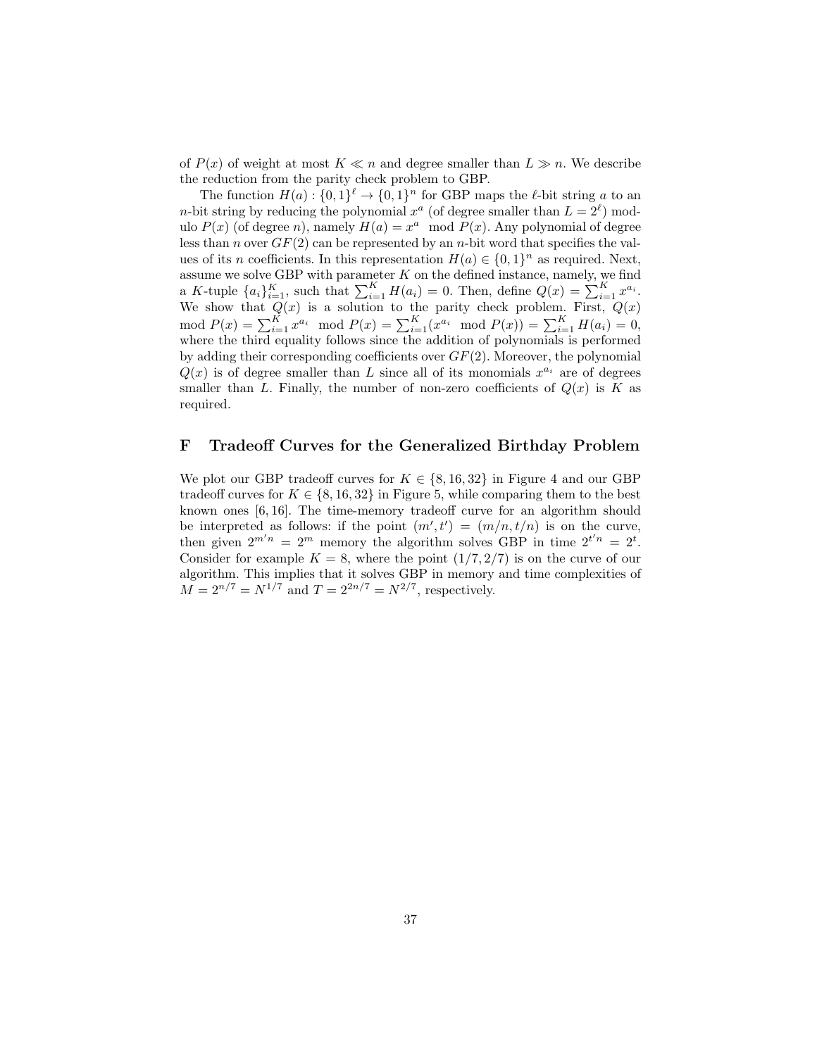of $P(x)$ of weight at most $K \ll n$ and degree smaller than $L \gg n$. We describe the reduction from the parity check problem to GBP.

The function $H(a) : \{0,1\}^\ell \to \{0,1\}^n$ for GBP maps the $\ell$-bit string $a$ to an $n$-bit string by reducing the polynomial $x^a$ (of degree smaller than $L = 2^\ell$) modulo $P(x)$ (of degree $n$), namely $H(a) = x^a \mod P(x)$. Any polynomial of degree less than $n$ over $GF(2)$ can be represented by an $n$-bit word that specifies the values of its $n$ coefficients. In this representation $H(a) \in \{0,1\}^n$ as required. Next, assume we solve GBP with parameter $K$ on the defined instance, namely, we find a $K$-tuple $\{a_i\}_{i=1}^K$, such that $\sum_{i=1}^K H(a_i) = 0$. Then, define $Q(x) = \sum_{i=1}^K x^{a_i}$. We show that $Q(x)$ is a solution to the parity check problem. First, $Q(x) \mod P(x) = \sum_{i=1}^K x^{a_i} \mod P(x) = \sum_{i=1}^K (x^{a_i} \mod P(x)) = \sum_{i=1}^K H(a_i) = 0$, where the third equality follows since the addition of polynomials is performed by adding their corresponding coefficients over $GF(2)$. Moreover, the polynomial $Q(x)$ is of degree smaller than $L$ since all of its monomials $x^{a_i}$ are of degrees smaller than $L$. Finally, the number of non-zero coefficients of $Q(x)$ is $K$ as required.

## F Tradeoff Curves for the Generalized Birthday Problem

We plot our GBP tradeoff curves for $K \in \{8, 16, 32\}$ in Figure 4 and our GBP tradeoff curves for $K \in \{8, 16, 32\}$ in Figure 5, while comparing them to the best known ones [6, 16]. The time-memory tradeoff curve for an algorithm should be interpreted as follows: if the point $(m', t') = (m/n, t/n)$ is on the curve, then given $2^{m'n} = 2^m$ memory the algorithm solves GBP in time $2^{t'n} = 2^t$. Consider for example $K = 8$, where the point $(1/7, 2/7)$ is on the curve of our algorithm. This implies that it solves GBP in memory and time complexities of $M = 2^{n/7} = N^{1/7}$ and $T = 2^{2n/7} = N^{2/7}$, respectively.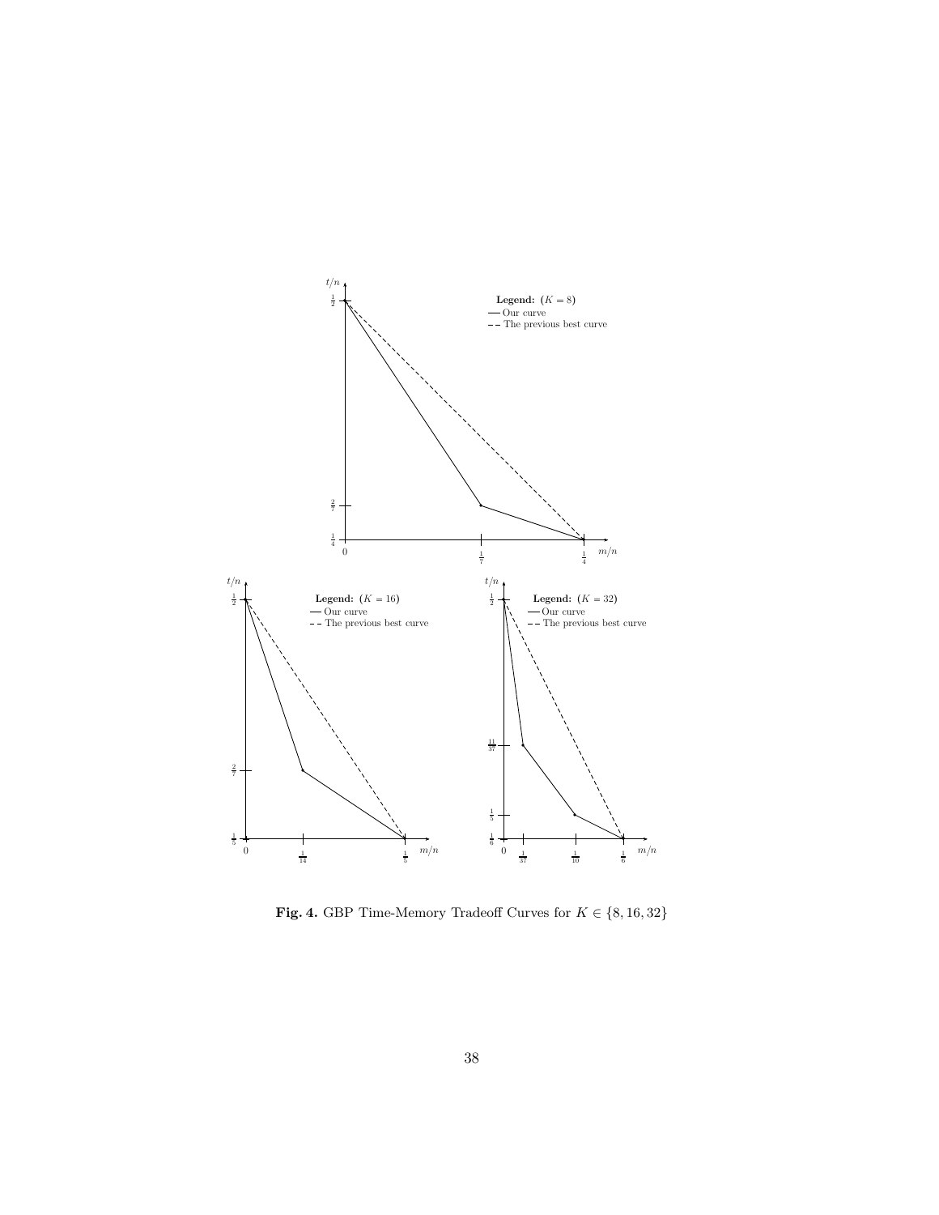$t/n$

$\frac{1}{2}$

$\frac{2}{7}$

$\frac{1}{4}$

0

$\frac{1}{7}$

$\frac{1}{4}$

$m/n$

**Legend:** ($K = 8$)
— Our curve
-- The previous best curve

$t/n$

$\frac{1}{2}$

$\frac{2}{7}$

$\frac{1}{5}$

0

$\frac{1}{14}$

$\frac{1}{5}$

$m/n$

**Legend:** ($K = 16$)
— Our curve
-- The previous best curve

$t/n$

$\frac{1}{2}$

$\frac{11}{37}$

$\frac{1}{5}$

$\frac{1}{6}$

0

$\frac{1}{37}$

$\frac{1}{10}$

$\frac{1}{6}$

$m/n$

**Legend:** ($K = 32$)
— Our curve
-- The previous best curve

**Fig. 4.** GBP Time-Memory Tradeoff Curves for $K \in \{8, 16, 32\}$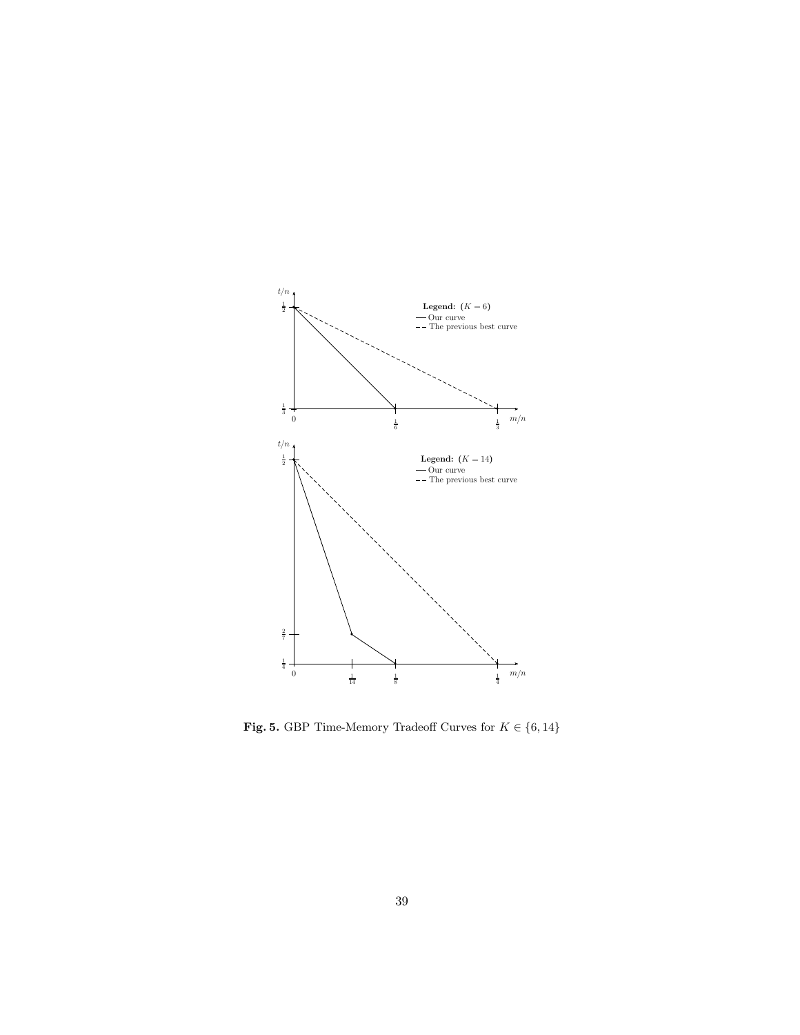$t/n$

$\frac{1}{2}$

$\frac{1}{3}$

0

$\frac{1}{6}$

$\frac{1}{3}$

$m/n$

**Legend:** $(K = 6)$

— Our curve

-- The previous best curve

$t/n$

$\frac{1}{2}$

$\frac{2}{7}$

$\frac{1}{4}$

0

$\frac{1}{14}$

$\frac{1}{8}$

$\frac{1}{4}$

$m/n$

**Legend:** $(K = 14)$

— Our curve

-- The previous best curve

**Fig. 5.** GBP Time-Memory Tradeoff Curves for $K \in \{6, 14\}$